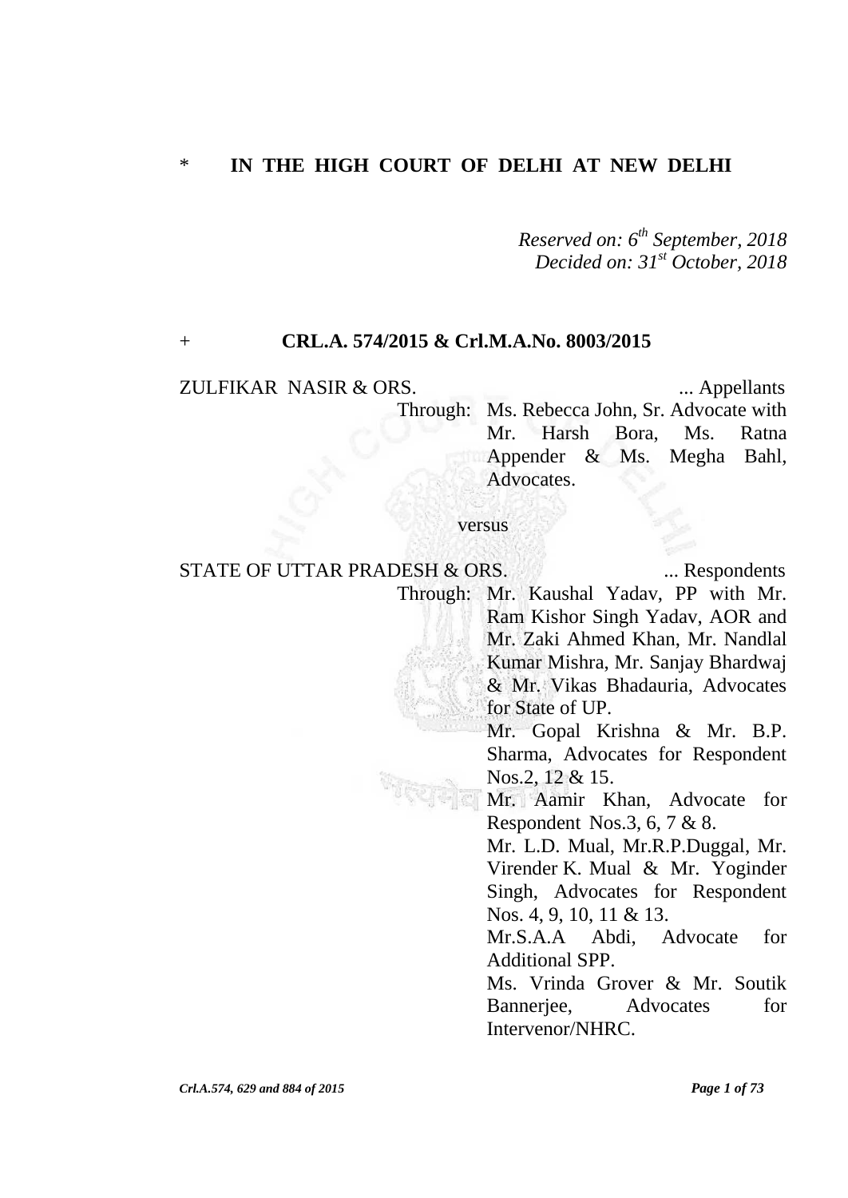\* **IN THE HIGH COURT OF DELHI AT NEW DELHI**

*Reserved on: 6th September, 2018*
*Decided on: 31st October, 2018*

\+ **CRL.A. 574/2015 & Crl.M.A.No. 8003/2015**

ZULFIKAR NASIR & ORS. ... Appellants

Through: Ms. Rebecca John, Sr. Advocate with Mr. Harsh Bora, Ms. Ratna Appender & Ms. Megha Bahl, Advocates.

versus

STATE OF UTTAR PRADESH & ORS. ... Respondents

Through: Mr. Kaushal Yadav, PP with Mr. Ram Kishor Singh Yadav, AOR and Mr. Zaki Ahmed Khan, Mr. Nandlal Kumar Mishra, Mr. Sanjay Bhardwaj & Mr. Vikas Bhadauria, Advocates for State of UP.

Mr. Gopal Krishna & Mr. B.P. Sharma, Advocates for Respondent Nos.2, 12 & 15.

Mr. Aamir Khan, Advocate for Respondent Nos.3, 6, 7 & 8.

Mr. L.D. Mual, Mr.R.P.Duggal, Mr. Virender K. Mual & Mr. Yoginder Singh, Advocates for Respondent Nos. 4, 9, 10, 11 & 13.

Mr.S.A.A Abdi, Advocate for Additional SPP.

Ms. Vrinda Grover & Mr. Soutik Bannerjee, Advocates for Intervenor/NHRC.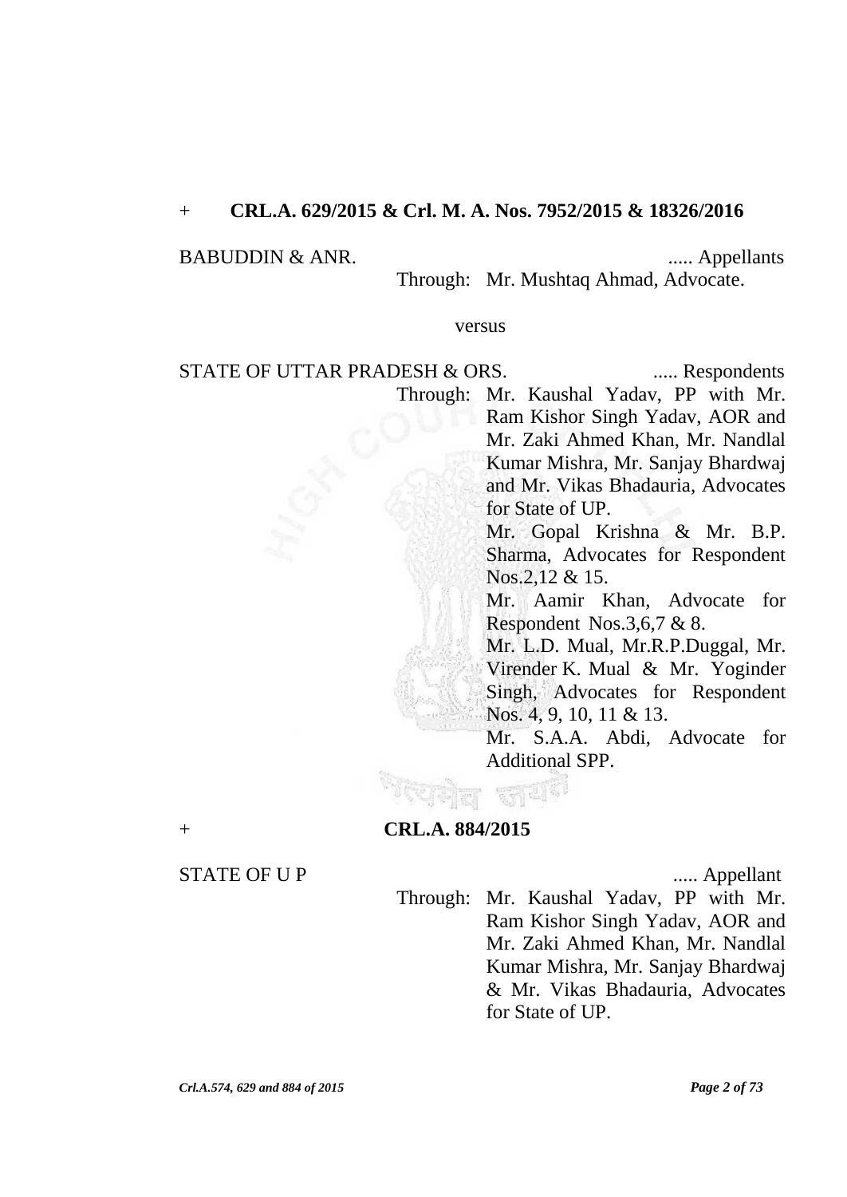\+ **CRL.A. 629/2015 & Crl. M. A. Nos. 7952/2015 & 18326/2016**

BABUDDIN & ANR. ..... Appellants

Through: Mr. Mushtaq Ahmad, Advocate.

versus

STATE OF UTTAR PRADESH & ORS. ..... Respondents

Through: Mr. Kaushal Yadav, PP with Mr. Ram Kishor Singh Yadav, AOR and Mr. Zaki Ahmed Khan, Mr. Nandlal Kumar Mishra, Mr. Sanjay Bhardwaj and Mr. Vikas Bhadauria, Advocates for State of UP.

Mr. Gopal Krishna & Mr. B.P. Sharma, Advocates for Respondent Nos.2,12 & 15.

Mr. Aamir Khan, Advocate for Respondent Nos.3,6,7 & 8.

Mr. L.D. Mual, Mr.R.P.Duggal, Mr. Virender K. Mual & Mr. Yoginder Singh, Advocates for Respondent Nos. 4, 9, 10, 11 & 13.

Mr. S.A.A. Abdi, Advocate for Additional SPP.

\+ **CRL.A. 884/2015**

STATE OF U P ..... Appellant

Through: Mr. Kaushal Yadav, PP with Mr. Ram Kishor Singh Yadav, AOR and Mr. Zaki Ahmed Khan, Mr. Nandlal Kumar Mishra, Mr. Sanjay Bhardwaj & Mr. Vikas Bhadauria, Advocates for State of UP.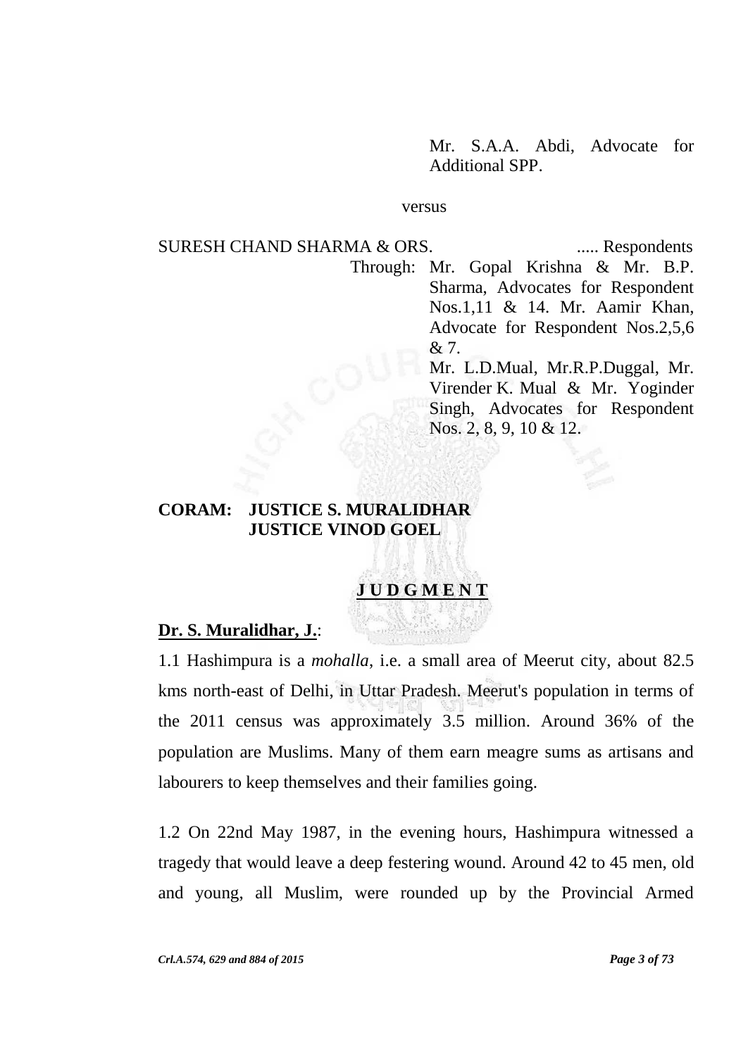Mr. S.A.A. Abdi, Advocate for Additional SPP.

versus

SURESH CHAND SHARMA & ORS. ..... Respondents

Through: Mr. Gopal Krishna & Mr. B.P. Sharma, Advocates for Respondent Nos.1,11 & 14. Mr. Aamir Khan, Advocate for Respondent Nos.2,5,6 & 7.
Mr. L.D.Mual, Mr.R.P.Duggal, Mr. Virender K. Mual & Mr. Yoginder Singh, Advocates for Respondent Nos. 2, 8, 9, 10 & 12.

**CORAM: JUSTICE S. MURALIDHAR**
**JUSTICE VINOD GOEL**

## J U D G M E N T

**Dr. S. Muralidhar, J.**:

1.1 Hashimpura is a *mohalla*, i.e. a small area of Meerut city, about 82.5 kms north-east of Delhi, in Uttar Pradesh. Meerut's population in terms of the 2011 census was approximately 3.5 million. Around 36% of the population are Muslims. Many of them earn meagre sums as artisans and labourers to keep themselves and their families going.

1.2 On 22nd May 1987, in the evening hours, Hashimpura witnessed a tragedy that would leave a deep festering wound. Around 42 to 45 men, old and young, all Muslim, were rounded up by the Provincial Armed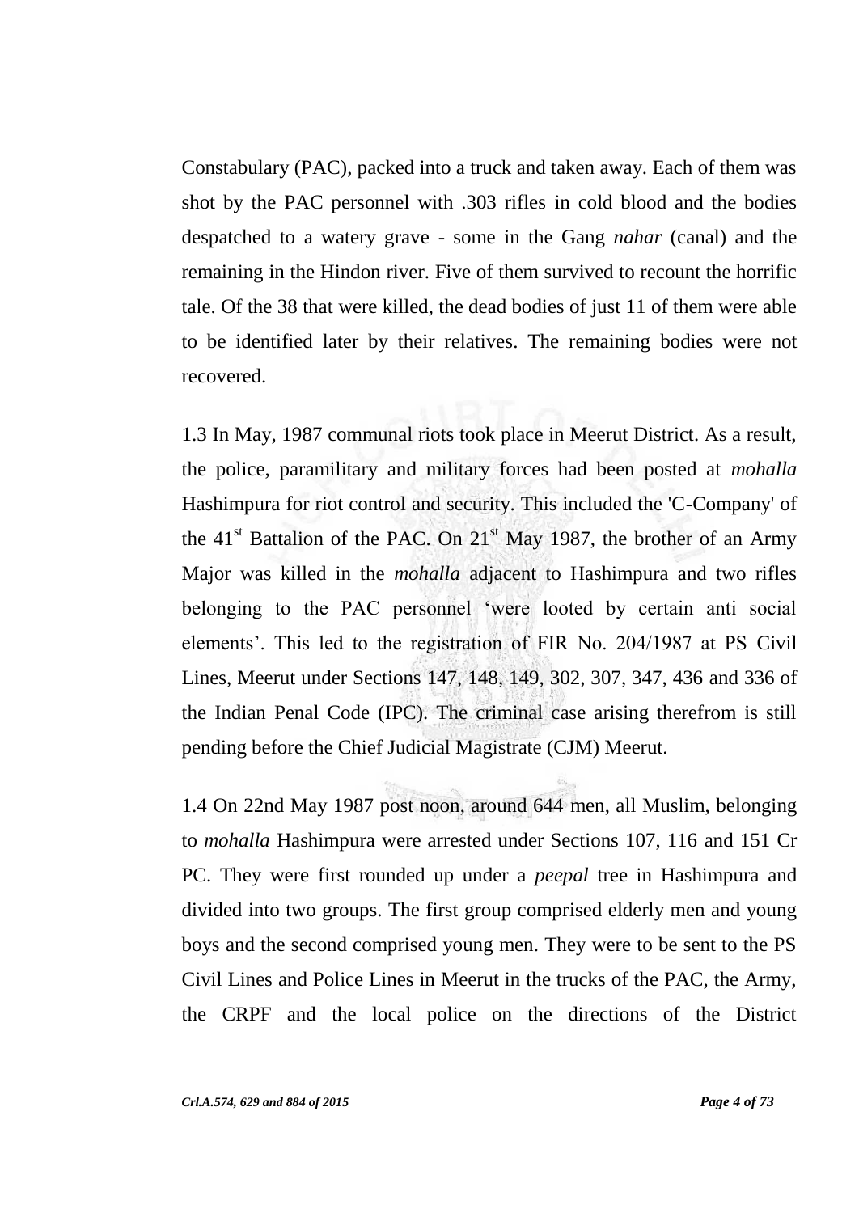Constabulary (PAC), packed into a truck and taken away. Each of them was shot by the PAC personnel with .303 rifles in cold blood and the bodies despatched to a watery grave - some in the Gang *nahar* (canal) and the remaining in the Hindon river. Five of them survived to recount the horrific tale. Of the 38 that were killed, the dead bodies of just 11 of them were able to be identified later by their relatives. The remaining bodies were not recovered.

1.3 In May, 1987 communal riots took place in Meerut District. As a result, the police, paramilitary and military forces had been posted at *mohalla* Hashimpura for riot control and security. This included the 'C-Company' of the 41st Battalion of the PAC. On 21st May 1987, the brother of an Army Major was killed in the *mohalla* adjacent to Hashimpura and two rifles belonging to the PAC personnel 'were looted by certain anti social elements'. This led to the registration of FIR No. 204/1987 at PS Civil Lines, Meerut under Sections 147, 148, 149, 302, 307, 347, 436 and 336 of the Indian Penal Code (IPC). The criminal case arising therefrom is still pending before the Chief Judicial Magistrate (CJM) Meerut.

1.4 On 22nd May 1987 post noon, around 644 men, all Muslim, belonging to *mohalla* Hashimpura were arrested under Sections 107, 116 and 151 Cr PC. They were first rounded up under a *peepal* tree in Hashimpura and divided into two groups. The first group comprised elderly men and young boys and the second comprised young men. They were to be sent to the PS Civil Lines and Police Lines in Meerut in the trucks of the PAC, the Army, the CRPF and the local police on the directions of the District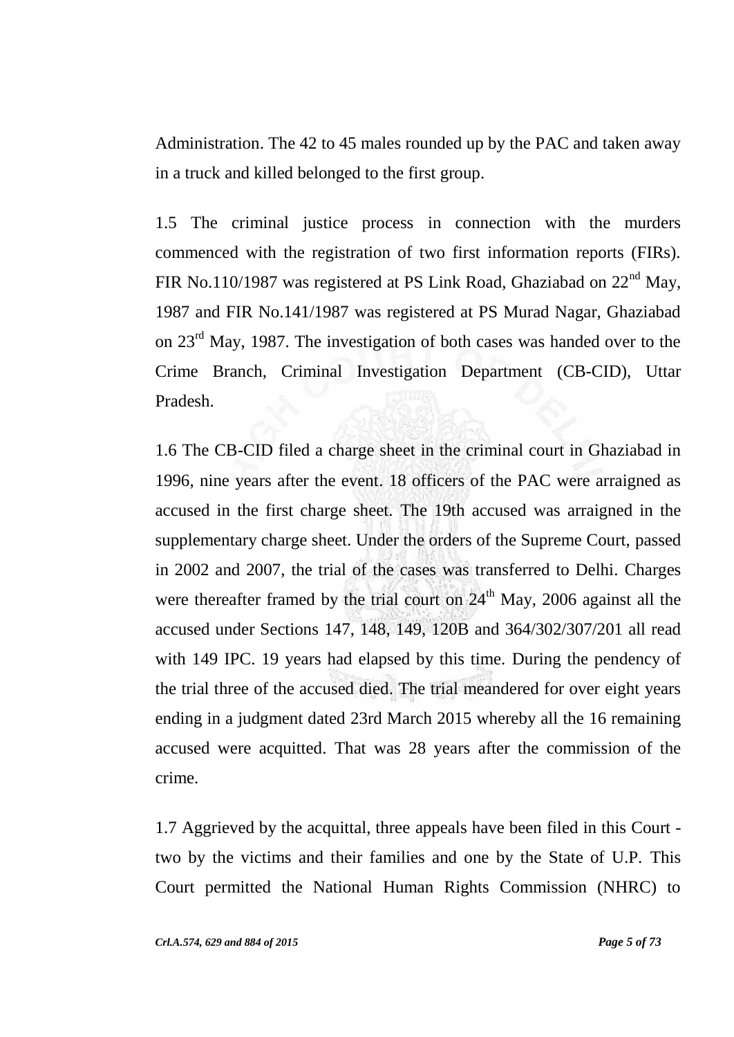Administration. The 42 to 45 males rounded up by the PAC and taken away in a truck and killed belonged to the first group.

1.5 The criminal justice process in connection with the murders commenced with the registration of two first information reports (FIRs). FIR No.110/1987 was registered at PS Link Road, Ghaziabad on 22nd May, 1987 and FIR No.141/1987 was registered at PS Murad Nagar, Ghaziabad on 23rd May, 1987. The investigation of both cases was handed over to the Crime Branch, Criminal Investigation Department (CB-CID), Uttar Pradesh.

1.6 The CB-CID filed a charge sheet in the criminal court in Ghaziabad in 1996, nine years after the event. 18 officers of the PAC were arraigned as accused in the first charge sheet. The 19th accused was arraigned in the supplementary charge sheet. Under the orders of the Supreme Court, passed in 2002 and 2007, the trial of the cases was transferred to Delhi. Charges were thereafter framed by the trial court on 24th May, 2006 against all the accused under Sections 147, 148, 149, 120B and 364/302/307/201 all read with 149 IPC. 19 years had elapsed by this time. During the pendency of the trial three of the accused died. The trial meandered for over eight years ending in a judgment dated 23rd March 2015 whereby all the 16 remaining accused were acquitted. That was 28 years after the commission of the crime.

1.7 Aggrieved by the acquittal, three appeals have been filed in this Court - two by the victims and their families and one by the State of U.P. This Court permitted the National Human Rights Commission (NHRC) to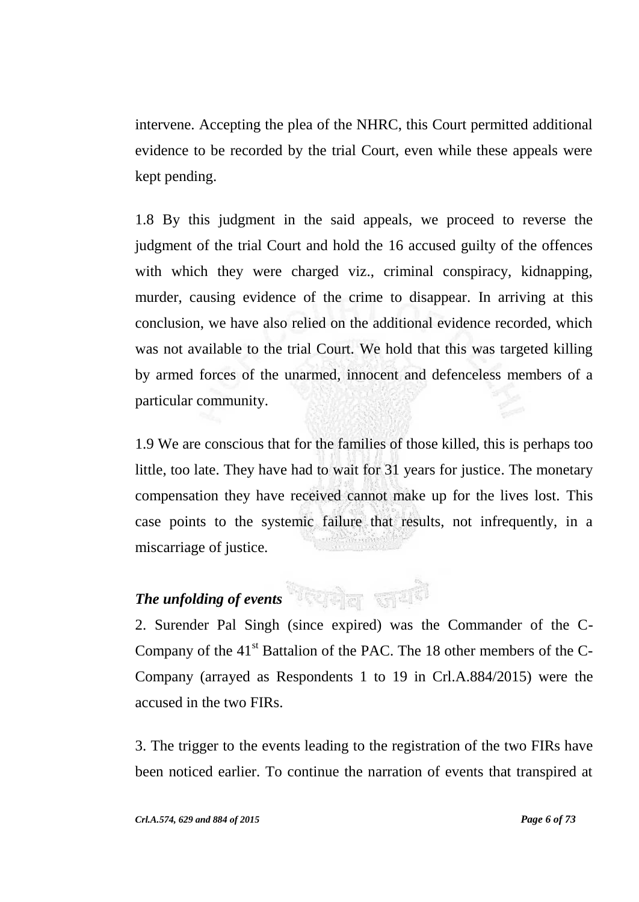intervene. Accepting the plea of the NHRC, this Court permitted additional evidence to be recorded by the trial Court, even while these appeals were kept pending.

1.8 By this judgment in the said appeals, we proceed to reverse the judgment of the trial Court and hold the 16 accused guilty of the offences with which they were charged viz., criminal conspiracy, kidnapping, murder, causing evidence of the crime to disappear. In arriving at this conclusion, we have also relied on the additional evidence recorded, which was not available to the trial Court. We hold that this was targeted killing by armed forces of the unarmed, innocent and defenceless members of a particular community.

1.9 We are conscious that for the families of those killed, this is perhaps too little, too late. They have had to wait for 31 years for justice. The monetary compensation they have received cannot make up for the lives lost. This case points to the systemic failure that results, not infrequently, in a miscarriage of justice.

***The unfolding of events***

2. Surender Pal Singh (since expired) was the Commander of the C-Company of the 41st Battalion of the PAC. The 18 other members of the C-Company (arrayed as Respondents 1 to 19 in Crl.A.884/2015) were the accused in the two FIRs.

3. The trigger to the events leading to the registration of the two FIRs have been noticed earlier. To continue the narration of events that transpired at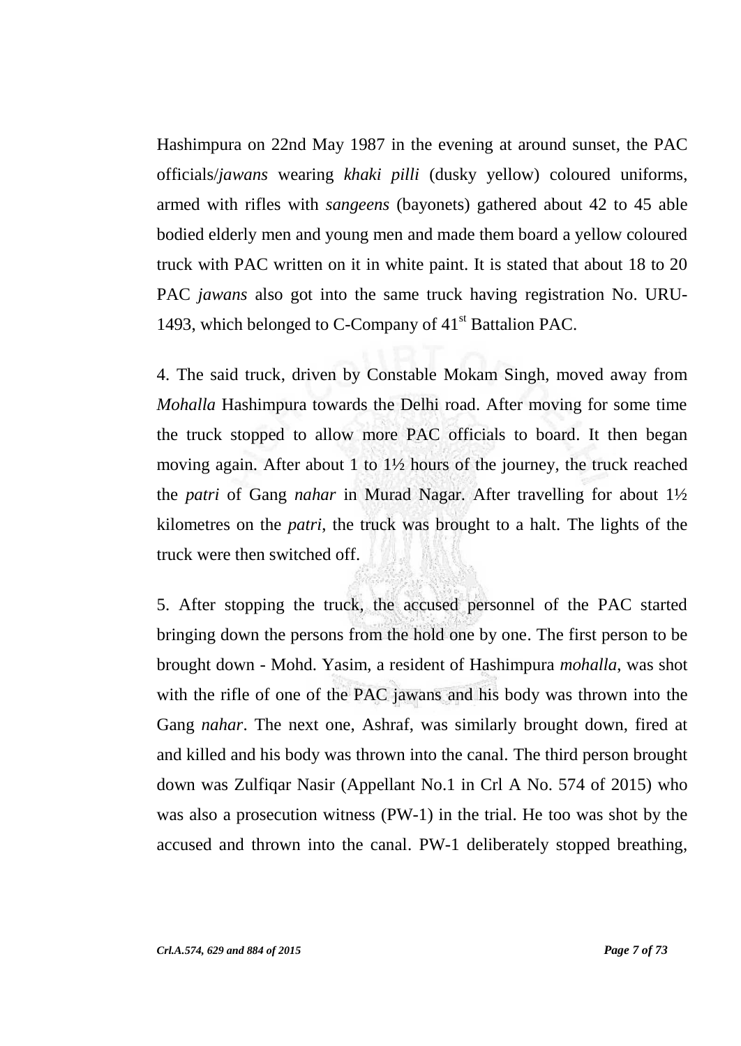Hashimpura on 22nd May 1987 in the evening at around sunset, the PAC officials/*jawans* wearing *khaki pilli* (dusky yellow) coloured uniforms, armed with rifles with *sangeens* (bayonets) gathered about 42 to 45 able bodied elderly men and young men and made them board a yellow coloured truck with PAC written on it in white paint. It is stated that about 18 to 20 PAC *jawans* also got into the same truck having registration No. URU-1493, which belonged to C-Company of 41st Battalion PAC.

4. The said truck, driven by Constable Mokam Singh, moved away from *Mohalla* Hashimpura towards the Delhi road. After moving for some time the truck stopped to allow more PAC officials to board. It then began moving again. After about 1 to 1½ hours of the journey, the truck reached the *patri* of Gang *nahar* in Murad Nagar. After travelling for about 1½ kilometres on the *patri*, the truck was brought to a halt. The lights of the truck were then switched off.

5. After stopping the truck, the accused personnel of the PAC started bringing down the persons from the hold one by one. The first person to be brought down - Mohd. Yasim, a resident of Hashimpura *mohalla*, was shot with the rifle of one of the PAC jawans and his body was thrown into the Gang *nahar*. The next one, Ashraf, was similarly brought down, fired at and killed and his body was thrown into the canal. The third person brought down was Zulfiqar Nasir (Appellant No.1 in Crl A No. 574 of 2015) who was also a prosecution witness (PW-1) in the trial. He too was shot by the accused and thrown into the canal. PW-1 deliberately stopped breathing,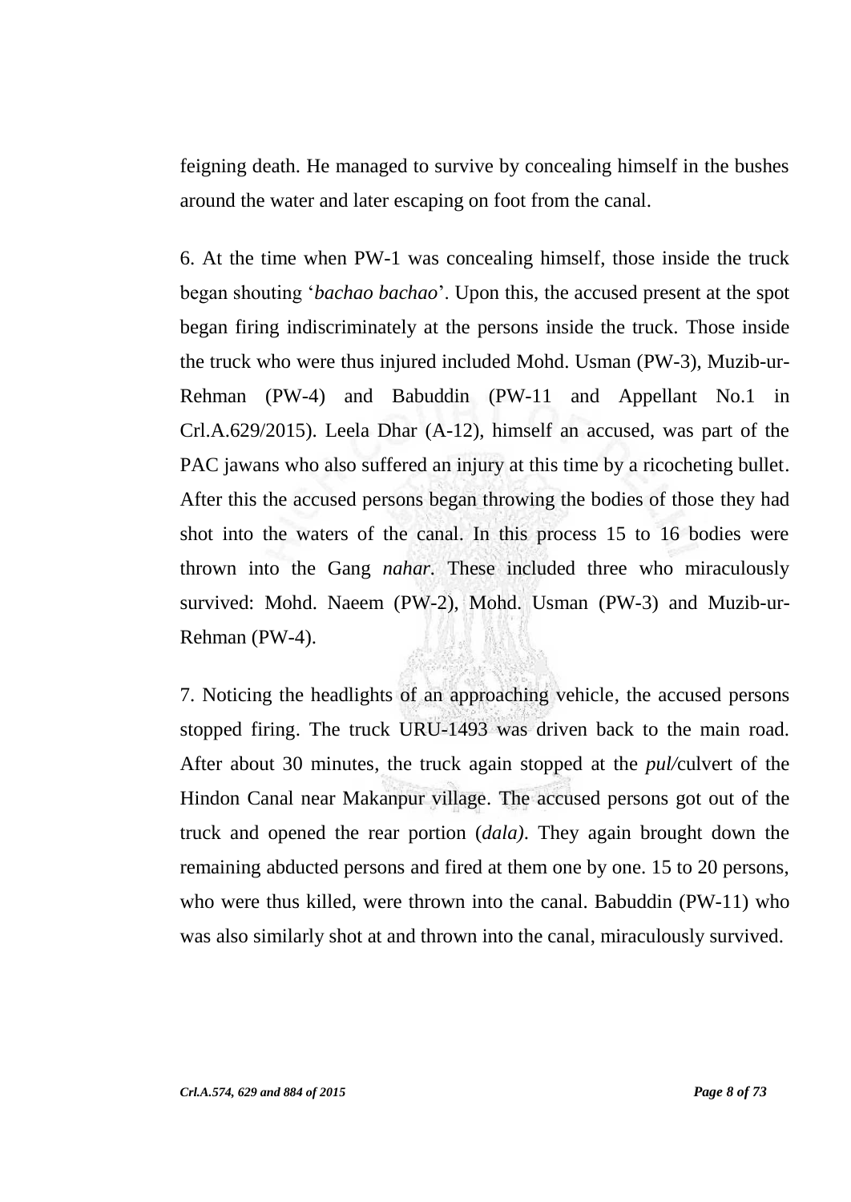feigning death. He managed to survive by concealing himself in the bushes around the water and later escaping on foot from the canal.

6. At the time when PW-1 was concealing himself, those inside the truck began shouting '*bachao bachao*'. Upon this, the accused present at the spot began firing indiscriminately at the persons inside the truck. Those inside the truck who were thus injured included Mohd. Usman (PW-3), Muzib-ur-Rehman (PW-4) and Babuddin (PW-11 and Appellant No.1 in Crl.A.629/2015). Leela Dhar (A-12), himself an accused, was part of the PAC jawans who also suffered an injury at this time by a ricocheting bullet. After this the accused persons began throwing the bodies of those they had shot into the waters of the canal. In this process 15 to 16 bodies were thrown into the Gang *nahar*. These included three who miraculously survived: Mohd. Naeem (PW-2), Mohd. Usman (PW-3) and Muzib-ur-Rehman (PW-4).

7. Noticing the headlights of an approaching vehicle, the accused persons stopped firing. The truck URU-1493 was driven back to the main road. After about 30 minutes, the truck again stopped at the *pul/*culvert of the Hindon Canal near Makanpur village. The accused persons got out of the truck and opened the rear portion (*dala)*. They again brought down the remaining abducted persons and fired at them one by one. 15 to 20 persons, who were thus killed, were thrown into the canal. Babuddin (PW-11) who was also similarly shot at and thrown into the canal, miraculously survived.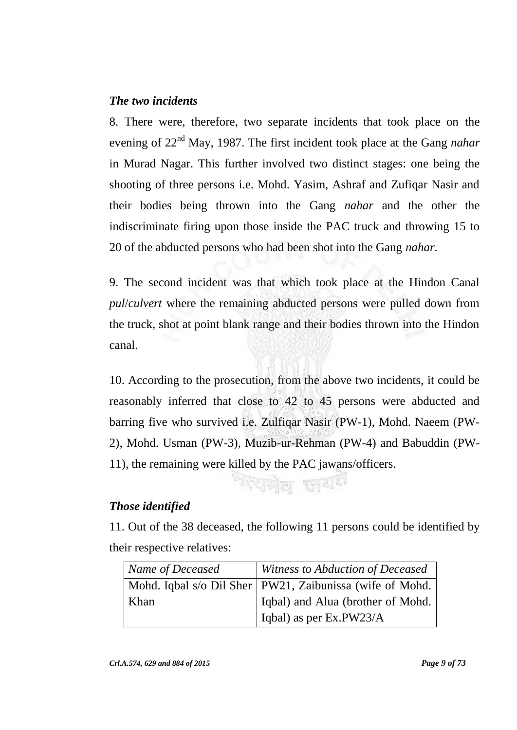### *The two incidents*

8. There were, therefore, two separate incidents that took place on the evening of 22nd May, 1987. The first incident took place at the Gang *nahar* in Murad Nagar. This further involved two distinct stages: one being the shooting of three persons i.e. Mohd. Yasim, Ashraf and Zufiqar Nasir and their bodies being thrown into the Gang *nahar* and the other the indiscriminate firing upon those inside the PAC truck and throwing 15 to 20 of the abducted persons who had been shot into the Gang *nahar*.

9. The second incident was that which took place at the Hindon Canal *pul*/*culvert* where the remaining abducted persons were pulled down from the truck, shot at point blank range and their bodies thrown into the Hindon canal.

10. According to the prosecution, from the above two incidents, it could be reasonably inferred that close to 42 to 45 persons were abducted and barring five who survived i.e. Zulfiqar Nasir (PW-1), Mohd. Naeem (PW-2), Mohd. Usman (PW-3), Muzib-ur-Rehman (PW-4) and Babuddin (PW-11), the remaining were killed by the PAC jawans/officers.

### *Those identified*

11. Out of the 38 deceased, the following 11 persons could be identified by their respective relatives:

| *Name of Deceased* | *Witness to Abduction of Deceased* |
|---|---|
| Mohd. Iqbal s/o Dil Sher Khan | PW21, Zaibunissa (wife of Mohd. Iqbal) and Alua (brother of Mohd. Iqbal) as per Ex.PW23/A |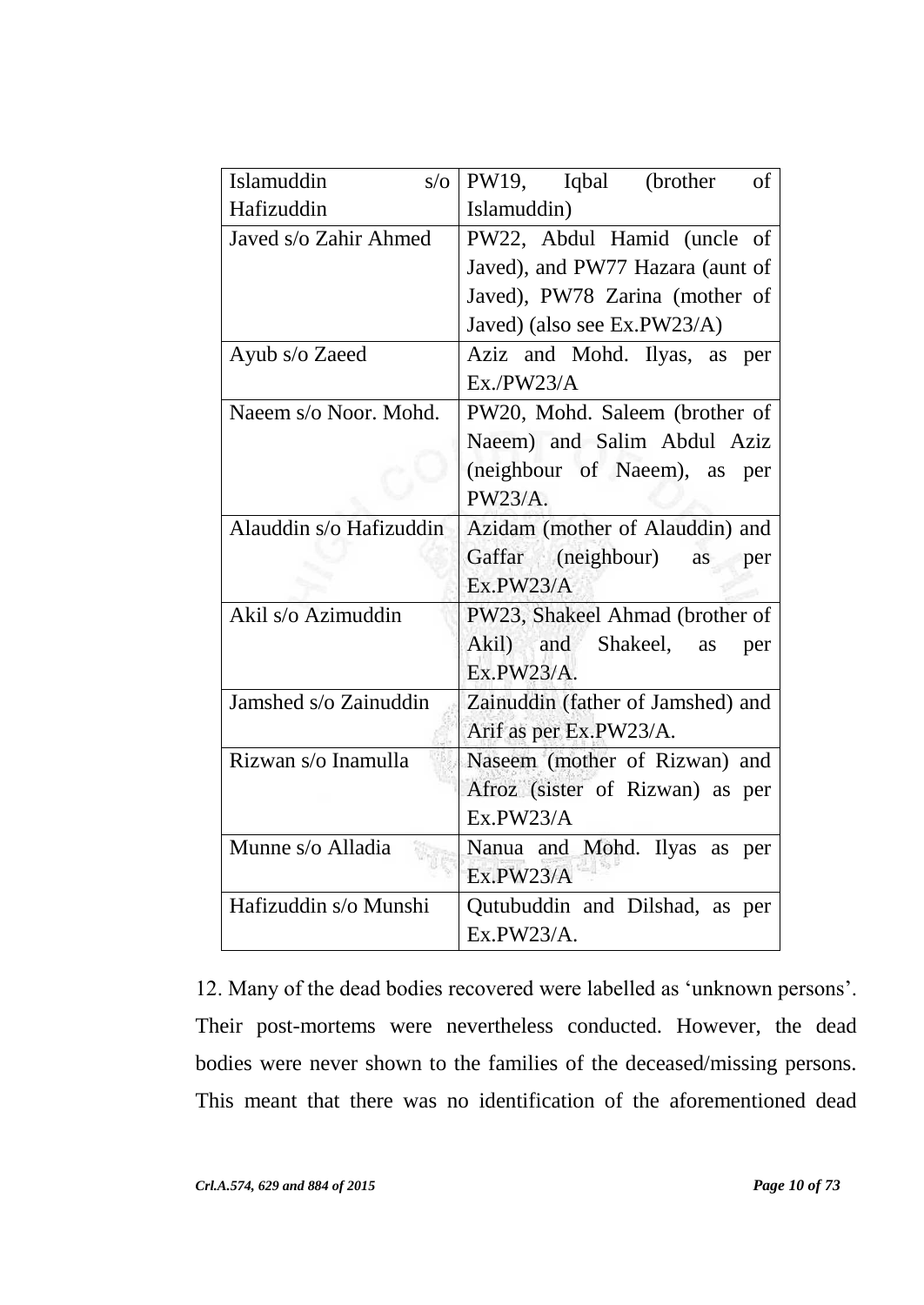| | |
|---|---|
| Islamuddin s/o Hafizuddin | PW19, Iqbal (brother of Islamuddin) |
| Javed s/o Zahir Ahmed | PW22, Abdul Hamid (uncle of Javed), and PW77 Hazara (aunt of Javed), PW78 Zarina (mother of Javed) (also see Ex.PW23/A) |
| Ayub s/o Zaeed | Aziz and Mohd. Ilyas, as per Ex./PW23/A |
| Naeem s/o Noor. Mohd. | PW20, Mohd. Saleem (brother of Naeem) and Salim Abdul Aziz (neighbour of Naeem), as per PW23/A. |
| Alauddin s/o Hafizuddin | Azidam (mother of Alauddin) and Gaffar (neighbour) as per Ex.PW23/A |
| Akil s/o Azimuddin | PW23, Shakeel Ahmad (brother of Akil) and Shakeel, as per Ex.PW23/A. |
| Jamshed s/o Zainuddin | Zainuddin (father of Jamshed) and Arif as per Ex.PW23/A. |
| Rizwan s/o Inamulla | Naseem (mother of Rizwan) and Afroz (sister of Rizwan) as per Ex.PW23/A |
| Munne s/o Alladia | Nanua and Mohd. Ilyas as per Ex.PW23/A |
| Hafizuddin s/o Munshi | Qutubuddin and Dilshad, as per Ex.PW23/A. |

12. Many of the dead bodies recovered were labelled as 'unknown persons'. Their post-mortems were nevertheless conducted. However, the dead bodies were never shown to the families of the deceased/missing persons. This meant that there was no identification of the aforementioned dead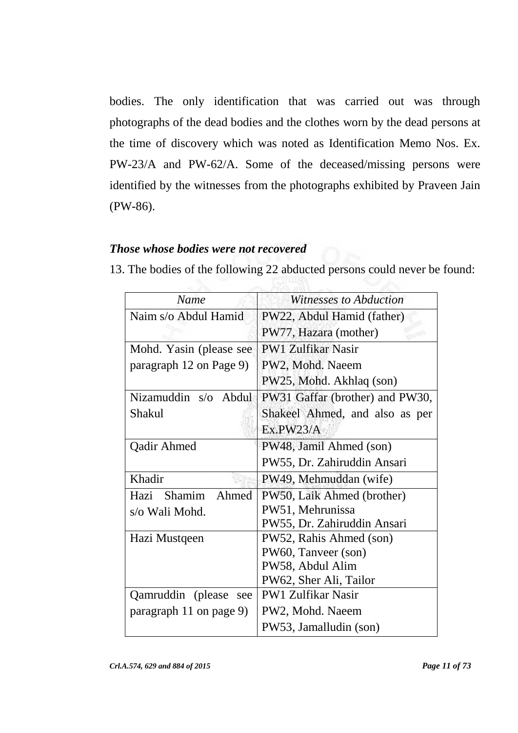bodies. The only identification that was carried out was through photographs of the dead bodies and the clothes worn by the dead persons at the time of discovery which was noted as Identification Memo Nos. Ex. PW-23/A and PW-62/A. Some of the deceased/missing persons were identified by the witnesses from the photographs exhibited by Praveen Jain (PW-86).

***Those whose bodies were not recovered***

13. The bodies of the following 22 abducted persons could never be found:

| *Name* | *Witnesses to Abduction* |
|---|---|
| Naim s/o Abdul Hamid | PW22, Abdul Hamid (father)<br>PW77, Hazara (mother) |
| Mohd. Yasin (please see paragraph 12 on Page 9) | PW1 Zulfikar Nasir<br>PW2, Mohd. Naeem<br>PW25, Mohd. Akhlaq (son) |
| Nizamuddin s/o Abdul Shakul | PW31 Gaffar (brother) and PW30, Shakeel Ahmed, and also as per Ex.PW23/A |
| Qadir Ahmed | PW48, Jamil Ahmed (son)<br>PW55, Dr. Zahiruddin Ansari |
| Khadir | PW49, Mehmuddan (wife) |
| Hazi Shamim Ahmed s/o Wali Mohd. | PW50, Laik Ahmed (brother)<br>PW51, Mehrunissa<br>PW55, Dr. Zahiruddin Ansari |
| Hazi Mustqeen | PW52, Rahis Ahmed (son)<br>PW60, Tanveer (son)<br>PW58, Abdul Alim<br>PW62, Sher Ali, Tailor |
| Qamruddin (please see paragraph 11 on page 9) | PW1 Zulfikar Nasir<br>PW2, Mohd. Naeem<br>PW53, Jamalludin (son) |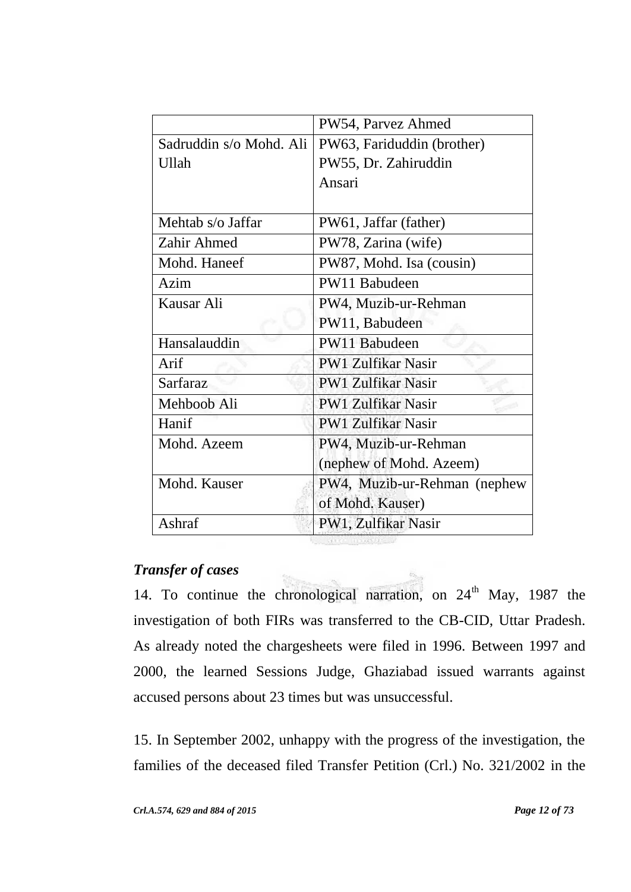| | |
|---|---|
| | PW54, Parvez Ahmed |
| Sadruddin s/o Mohd. Ali Ullah | PW63, Fariduddin (brother) PW55, Dr. Zahiruddin Ansari |
| Mehtab s/o Jaffar | PW61, Jaffar (father) |
| Zahir Ahmed | PW78, Zarina (wife) |
| Mohd. Haneef | PW87, Mohd. Isa (cousin) |
| Azim | PW11 Babudeen |
| Kausar Ali | PW4, Muzib-ur-Rehman PW11, Babudeen |
| Hansalauddin | PW11 Babudeen |
| Arif | PW1 Zulfikar Nasir |
| Sarfaraz | PW1 Zulfikar Nasir |
| Mehboob Ali | PW1 Zulfikar Nasir |
| Hanif | PW1 Zulfikar Nasir |
| Mohd. Azeem | PW4, Muzib-ur-Rehman (nephew of Mohd. Azeem) |
| Mohd. Kauser | PW4, Muzib-ur-Rehman (nephew of Mohd. Kauser) |
| Ashraf | PW1, Zulfikar Nasir |

***Transfer of cases***

14. To continue the chronological narration, on 24th May, 1987 the investigation of both FIRs was transferred to the CB-CID, Uttar Pradesh. As already noted the chargesheets were filed in 1996. Between 1997 and 2000, the learned Sessions Judge, Ghaziabad issued warrants against accused persons about 23 times but was unsuccessful.

15. In September 2002, unhappy with the progress of the investigation, the families of the deceased filed Transfer Petition (Crl.) No. 321/2002 in the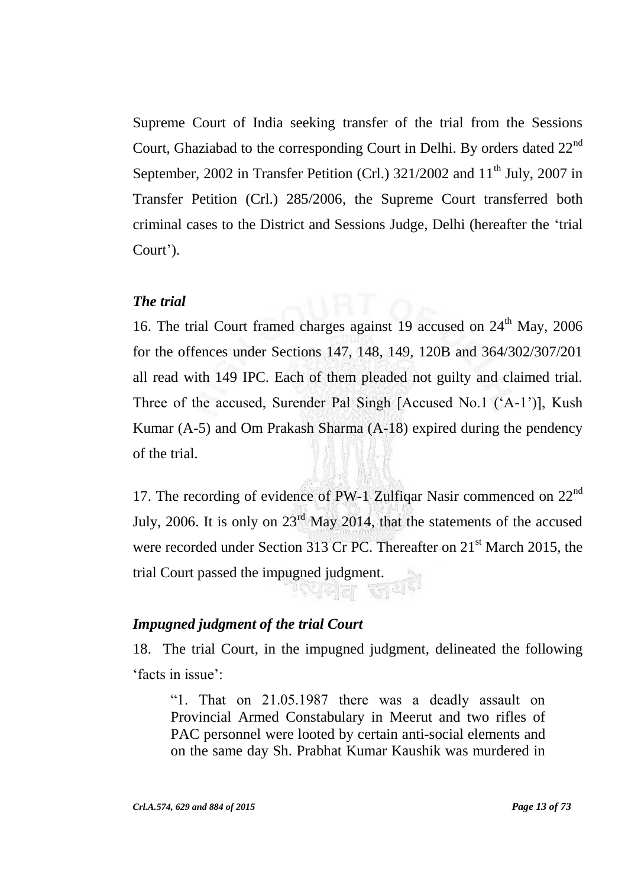Supreme Court of India seeking transfer of the trial from the Sessions Court, Ghaziabad to the corresponding Court in Delhi. By orders dated 22nd September, 2002 in Transfer Petition (Crl.) 321/2002 and 11th July, 2007 in Transfer Petition (Crl.) 285/2006, the Supreme Court transferred both criminal cases to the District and Sessions Judge, Delhi (hereafter the 'trial Court').

### *The trial*

16. The trial Court framed charges against 19 accused on 24th May, 2006 for the offences under Sections 147, 148, 149, 120B and 364/302/307/201 all read with 149 IPC. Each of them pleaded not guilty and claimed trial. Three of the accused, Surender Pal Singh [Accused No.1 ('A-1')], Kush Kumar (A-5) and Om Prakash Sharma (A-18) expired during the pendency of the trial.

17. The recording of evidence of PW-1 Zulfiqar Nasir commenced on 22nd July, 2006. It is only on 23rd May 2014, that the statements of the accused were recorded under Section 313 Cr PC. Thereafter on 21st March 2015, the trial Court passed the impugned judgment.

### *Impugned judgment of the trial Court*

18. The trial Court, in the impugned judgment, delineated the following 'facts in issue':

> "1. That on 21.05.1987 there was a deadly assault on Provincial Armed Constabulary in Meerut and two rifles of PAC personnel were looted by certain anti-social elements and on the same day Sh. Prabhat Kumar Kaushik was murdered in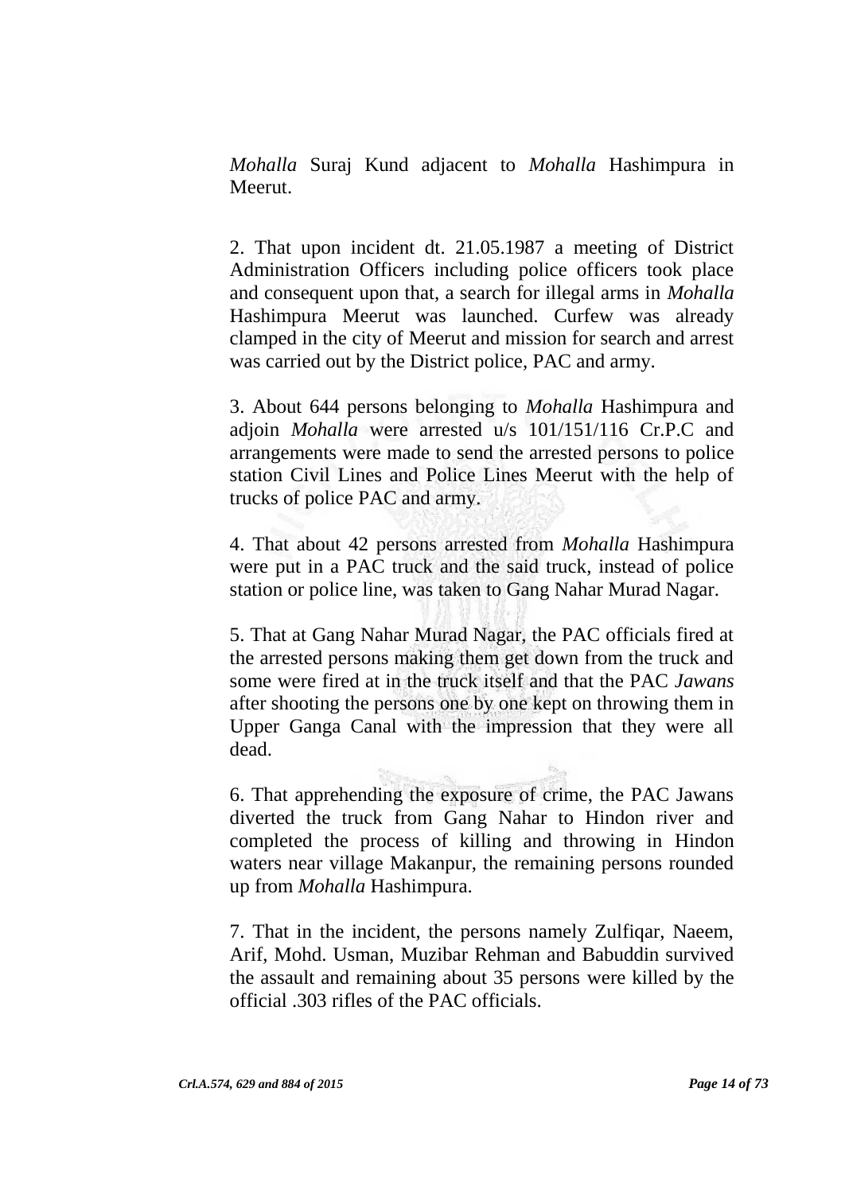*Mohalla* Suraj Kund adjacent to *Mohalla* Hashimpura in Meerut.

2. That upon incident dt. 21.05.1987 a meeting of District Administration Officers including police officers took place and consequent upon that, a search for illegal arms in *Mohalla* Hashimpura Meerut was launched. Curfew was already clamped in the city of Meerut and mission for search and arrest was carried out by the District police, PAC and army.

3. About 644 persons belonging to *Mohalla* Hashimpura and adjoin *Mohalla* were arrested u/s 101/151/116 Cr.P.C and arrangements were made to send the arrested persons to police station Civil Lines and Police Lines Meerut with the help of trucks of police PAC and army.

4. That about 42 persons arrested from *Mohalla* Hashimpura were put in a PAC truck and the said truck, instead of police station or police line, was taken to Gang Nahar Murad Nagar.

5. That at Gang Nahar Murad Nagar, the PAC officials fired at the arrested persons making them get down from the truck and some were fired at in the truck itself and that the PAC *Jawans* after shooting the persons one by one kept on throwing them in Upper Ganga Canal with the impression that they were all dead.

6. That apprehending the exposure of crime, the PAC Jawans diverted the truck from Gang Nahar to Hindon river and completed the process of killing and throwing in Hindon waters near village Makanpur, the remaining persons rounded up from *Mohalla* Hashimpura.

7. That in the incident, the persons namely Zulfiqar, Naeem, Arif, Mohd. Usman, Muzibar Rehman and Babuddin survived the assault and remaining about 35 persons were killed by the official .303 rifles of the PAC officials.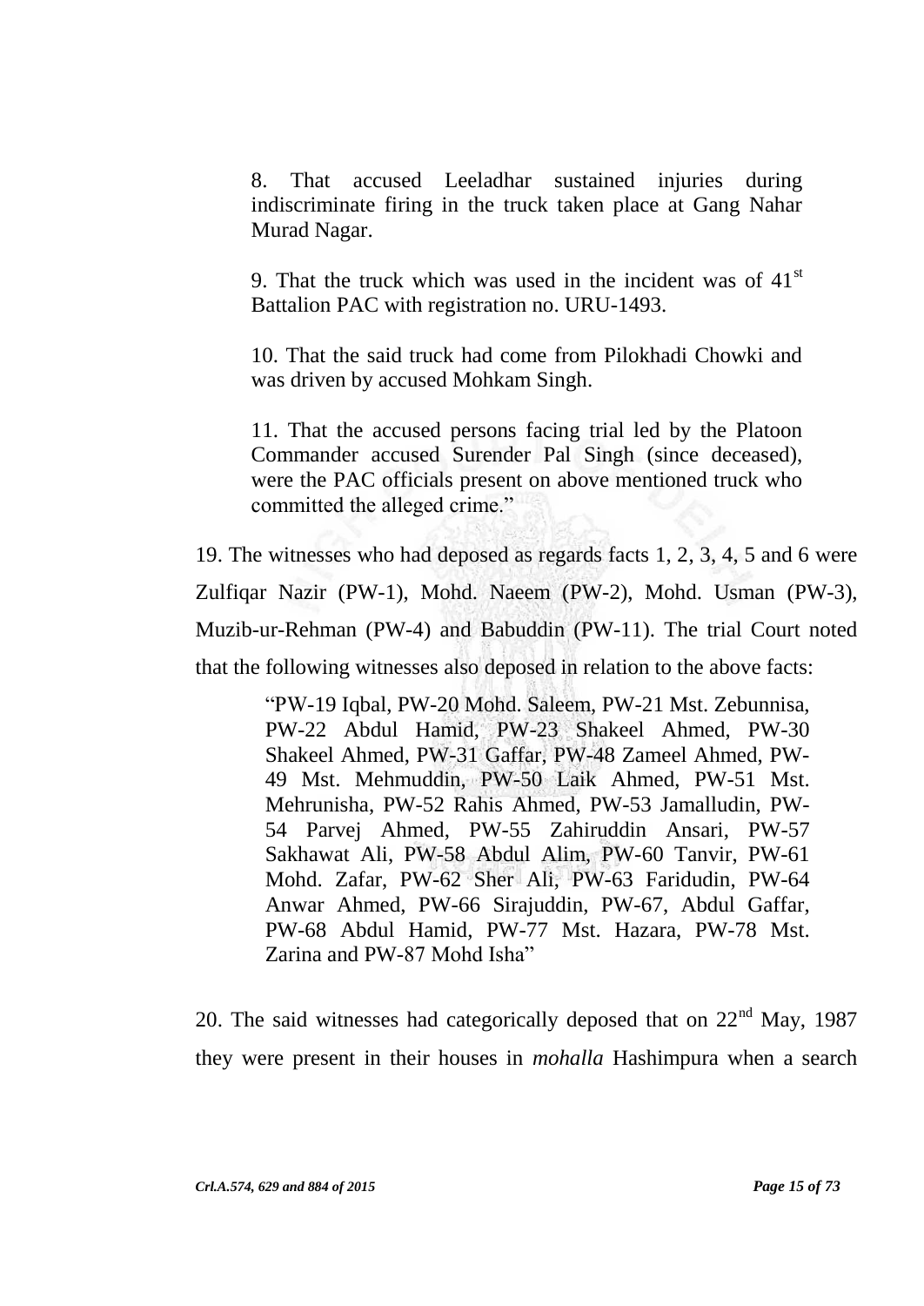> 8. That accused Leeladhar sustained injuries during indiscriminate firing in the truck taken place at Gang Nahar Murad Nagar.
>
> 9. That the truck which was used in the incident was of 41st Battalion PAC with registration no. URU-1493.
>
> 10. That the said truck had come from Pilokhadi Chowki and was driven by accused Mohkam Singh.
>
> 11. That the accused persons facing trial led by the Platoon Commander accused Surender Pal Singh (since deceased), were the PAC officials present on above mentioned truck who committed the alleged crime."

19. The witnesses who had deposed as regards facts 1, 2, 3, 4, 5 and 6 were Zulfiqar Nazir (PW-1), Mohd. Naeem (PW-2), Mohd. Usman (PW-3), Muzib-ur-Rehman (PW-4) and Babuddin (PW-11). The trial Court noted that the following witnesses also deposed in relation to the above facts:

> "PW-19 Iqbal, PW-20 Mohd. Saleem, PW-21 Mst. Zebunnisa, PW-22 Abdul Hamid, PW-23 Shakeel Ahmed, PW-30 Shakeel Ahmed, PW-31 Gaffar, PW-48 Zameel Ahmed, PW-49 Mst. Mehmuddin, PW-50 Laik Ahmed, PW-51 Mst. Mehrunisha, PW-52 Rahis Ahmed, PW-53 Jamalludin, PW-54 Parvej Ahmed, PW-55 Zahiruddin Ansari, PW-57 Sakhawat Ali, PW-58 Abdul Alim, PW-60 Tanvir, PW-61 Mohd. Zafar, PW-62 Sher Ali, PW-63 Faridudin, PW-64 Anwar Ahmed, PW-66 Sirajuddin, PW-67, Abdul Gaffar, PW-68 Abdul Hamid, PW-77 Mst. Hazara, PW-78 Mst. Zarina and PW-87 Mohd Isha"

20. The said witnesses had categorically deposed that on 22nd May, 1987 they were present in their houses in *mohalla* Hashimpura when a search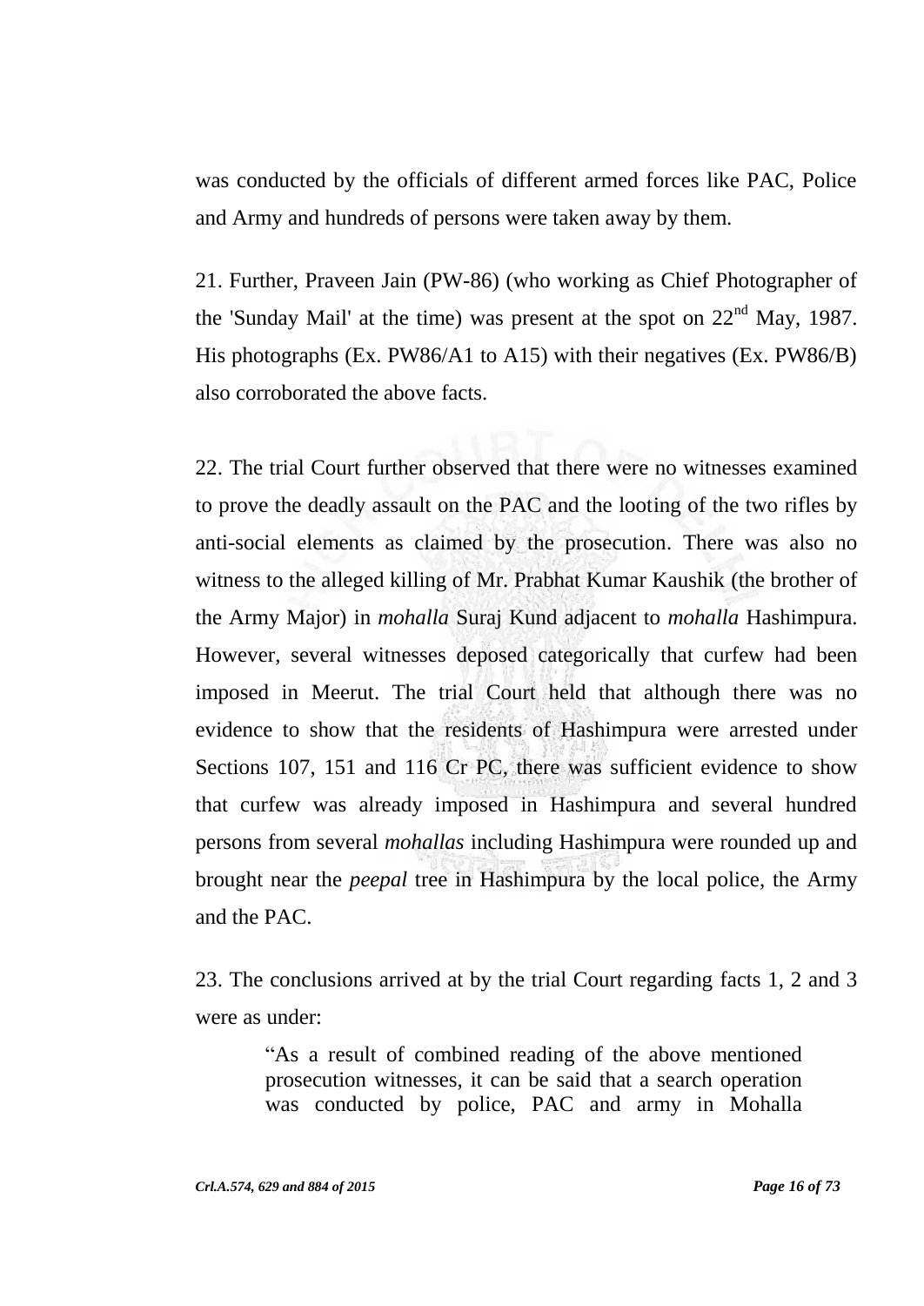was conducted by the officials of different armed forces like PAC, Police and Army and hundreds of persons were taken away by them.

21. Further, Praveen Jain (PW-86) (who working as Chief Photographer of the 'Sunday Mail' at the time) was present at the spot on 22nd May, 1987. His photographs (Ex. PW86/A1 to A15) with their negatives (Ex. PW86/B) also corroborated the above facts.

22. The trial Court further observed that there were no witnesses examined to prove the deadly assault on the PAC and the looting of the two rifles by anti-social elements as claimed by the prosecution. There was also no witness to the alleged killing of Mr. Prabhat Kumar Kaushik (the brother of the Army Major) in *mohalla* Suraj Kund adjacent to *mohalla* Hashimpura. However, several witnesses deposed categorically that curfew had been imposed in Meerut. The trial Court held that although there was no evidence to show that the residents of Hashimpura were arrested under Sections 107, 151 and 116 Cr PC, there was sufficient evidence to show that curfew was already imposed in Hashimpura and several hundred persons from several *mohallas* including Hashimpura were rounded up and brought near the *peepal* tree in Hashimpura by the local police, the Army and the PAC.

23. The conclusions arrived at by the trial Court regarding facts 1, 2 and 3 were as under:

> "As a result of combined reading of the above mentioned prosecution witnesses, it can be said that a search operation was conducted by police, PAC and army in Mohalla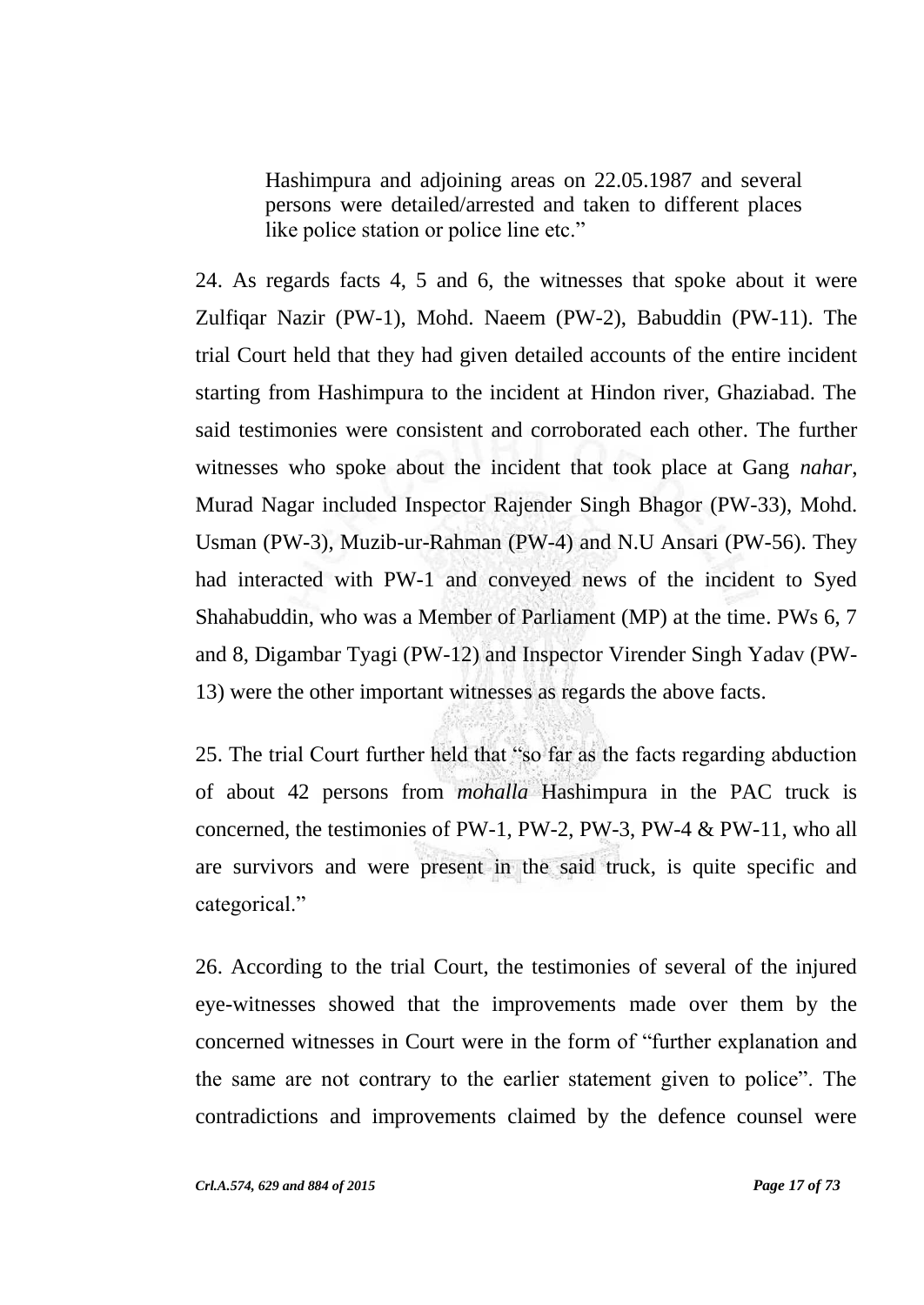> Hashimpura and adjoining areas on 22.05.1987 and several persons were detailed/arrested and taken to different places like police station or police line etc."

24. As regards facts 4, 5 and 6, the witnesses that spoke about it were Zulfiqar Nazir (PW-1), Mohd. Naeem (PW-2), Babuddin (PW-11). The trial Court held that they had given detailed accounts of the entire incident starting from Hashimpura to the incident at Hindon river, Ghaziabad. The said testimonies were consistent and corroborated each other. The further witnesses who spoke about the incident that took place at Gang *nahar*, Murad Nagar included Inspector Rajender Singh Bhagor (PW-33), Mohd. Usman (PW-3), Muzib-ur-Rahman (PW-4) and N.U Ansari (PW-56). They had interacted with PW-1 and conveyed news of the incident to Syed Shahabuddin, who was a Member of Parliament (MP) at the time. PWs 6, 7 and 8, Digambar Tyagi (PW-12) and Inspector Virender Singh Yadav (PW-13) were the other important witnesses as regards the above facts.

25. The trial Court further held that "so far as the facts regarding abduction of about 42 persons from *mohalla* Hashimpura in the PAC truck is concerned, the testimonies of PW-1, PW-2, PW-3, PW-4 & PW-11, who all are survivors and were present in the said truck, is quite specific and categorical."

26. According to the trial Court, the testimonies of several of the injured eye-witnesses showed that the improvements made over them by the concerned witnesses in Court were in the form of "further explanation and the same are not contrary to the earlier statement given to police". The contradictions and improvements claimed by the defence counsel were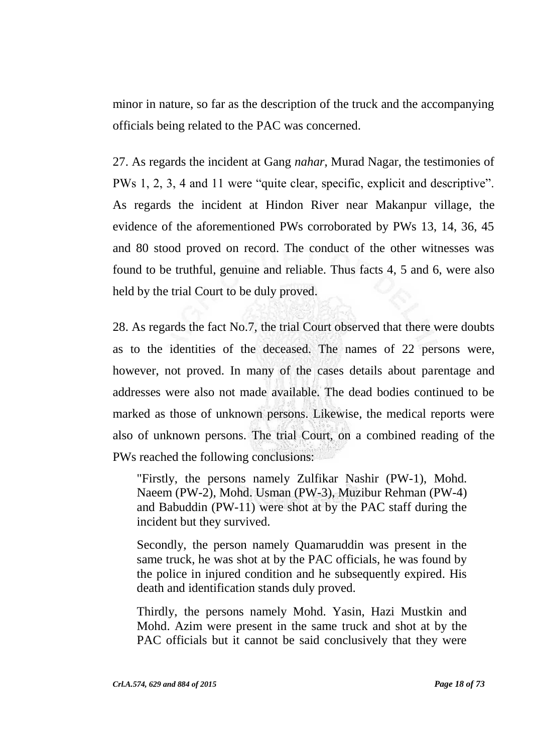minor in nature, so far as the description of the truck and the accompanying officials being related to the PAC was concerned.

27. As regards the incident at Gang *nahar*, Murad Nagar, the testimonies of PWs 1, 2, 3, 4 and 11 were "quite clear, specific, explicit and descriptive". As regards the incident at Hindon River near Makanpur village, the evidence of the aforementioned PWs corroborated by PWs 13, 14, 36, 45 and 80 stood proved on record. The conduct of the other witnesses was found to be truthful, genuine and reliable. Thus facts 4, 5 and 6, were also held by the trial Court to be duly proved.

28. As regards the fact No.7, the trial Court observed that there were doubts as to the identities of the deceased. The names of 22 persons were, however, not proved. In many of the cases details about parentage and addresses were also not made available. The dead bodies continued to be marked as those of unknown persons. Likewise, the medical reports were also of unknown persons. The trial Court, on a combined reading of the PWs reached the following conclusions:

> "Firstly, the persons namely Zulfikar Nashir (PW-1), Mohd. Naeem (PW-2), Mohd. Usman (PW-3), Muzibur Rehman (PW-4) and Babuddin (PW-11) were shot at by the PAC staff during the incident but they survived.
>
> Secondly, the person namely Quamaruddin was present in the same truck, he was shot at by the PAC officials, he was found by the police in injured condition and he subsequently expired. His death and identification stands duly proved.
>
> Thirdly, the persons namely Mohd. Yasin, Hazi Mustkin and Mohd. Azim were present in the same truck and shot at by the PAC officials but it cannot be said conclusively that they were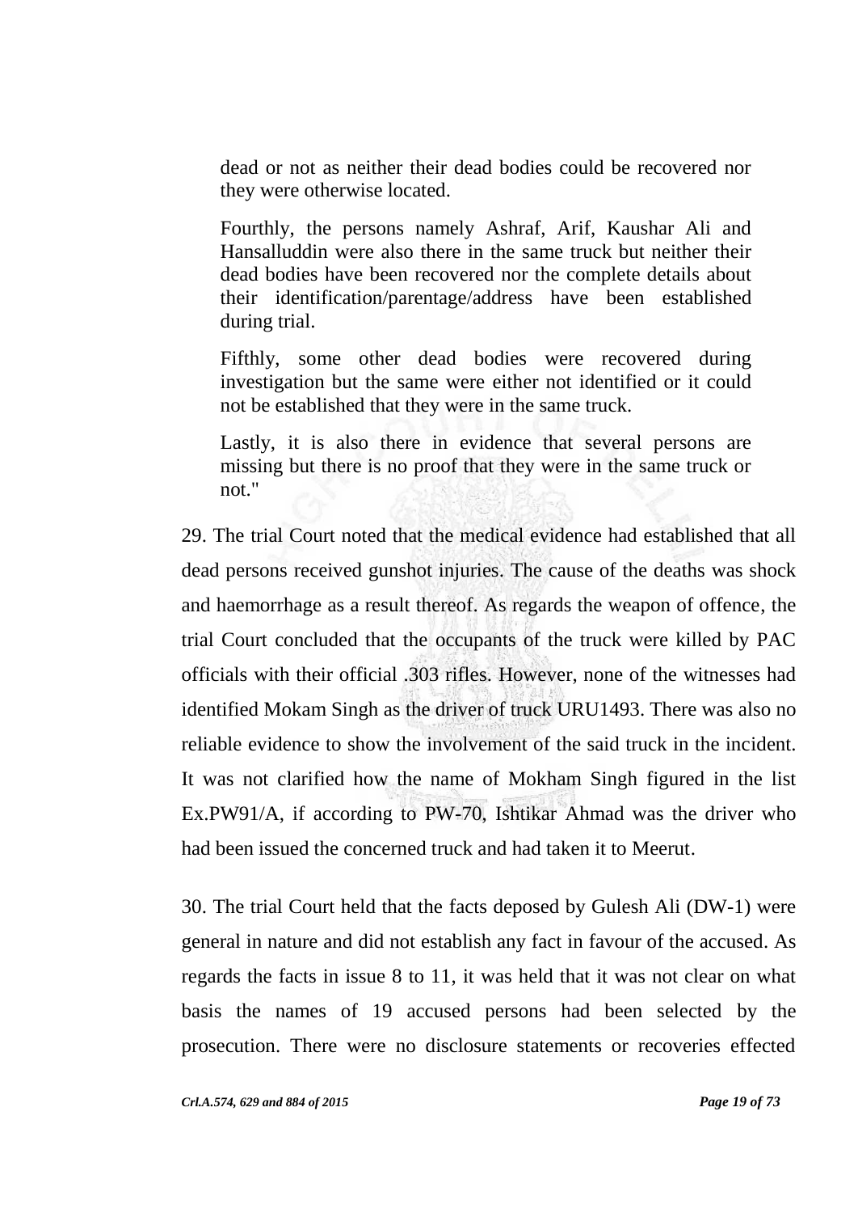dead or not as neither their dead bodies could be recovered nor they were otherwise located.

> Fourthly, the persons namely Ashraf, Arif, Kaushar Ali and Hansalluddin were also there in the same truck but neither their dead bodies have been recovered nor the complete details about their identification/parentage/address have been established during trial.
>
> Fifthly, some other dead bodies were recovered during investigation but the same were either not identified or it could not be established that they were in the same truck.
>
> Lastly, it is also there in evidence that several persons are missing but there is no proof that they were in the same truck or not."

29. The trial Court noted that the medical evidence had established that all dead persons received gunshot injuries. The cause of the deaths was shock and haemorrhage as a result thereof. As regards the weapon of offence, the trial Court concluded that the occupants of the truck were killed by PAC officials with their official .303 rifles. However, none of the witnesses had identified Mokam Singh as the driver of truck URU1493. There was also no reliable evidence to show the involvement of the said truck in the incident. It was not clarified how the name of Mokham Singh figured in the list Ex.PW91/A, if according to PW-70, Ishtikar Ahmad was the driver who had been issued the concerned truck and had taken it to Meerut.

30. The trial Court held that the facts deposed by Gulesh Ali (DW-1) were general in nature and did not establish any fact in favour of the accused. As regards the facts in issue 8 to 11, it was held that it was not clear on what basis the names of 19 accused persons had been selected by the prosecution. There were no disclosure statements or recoveries effected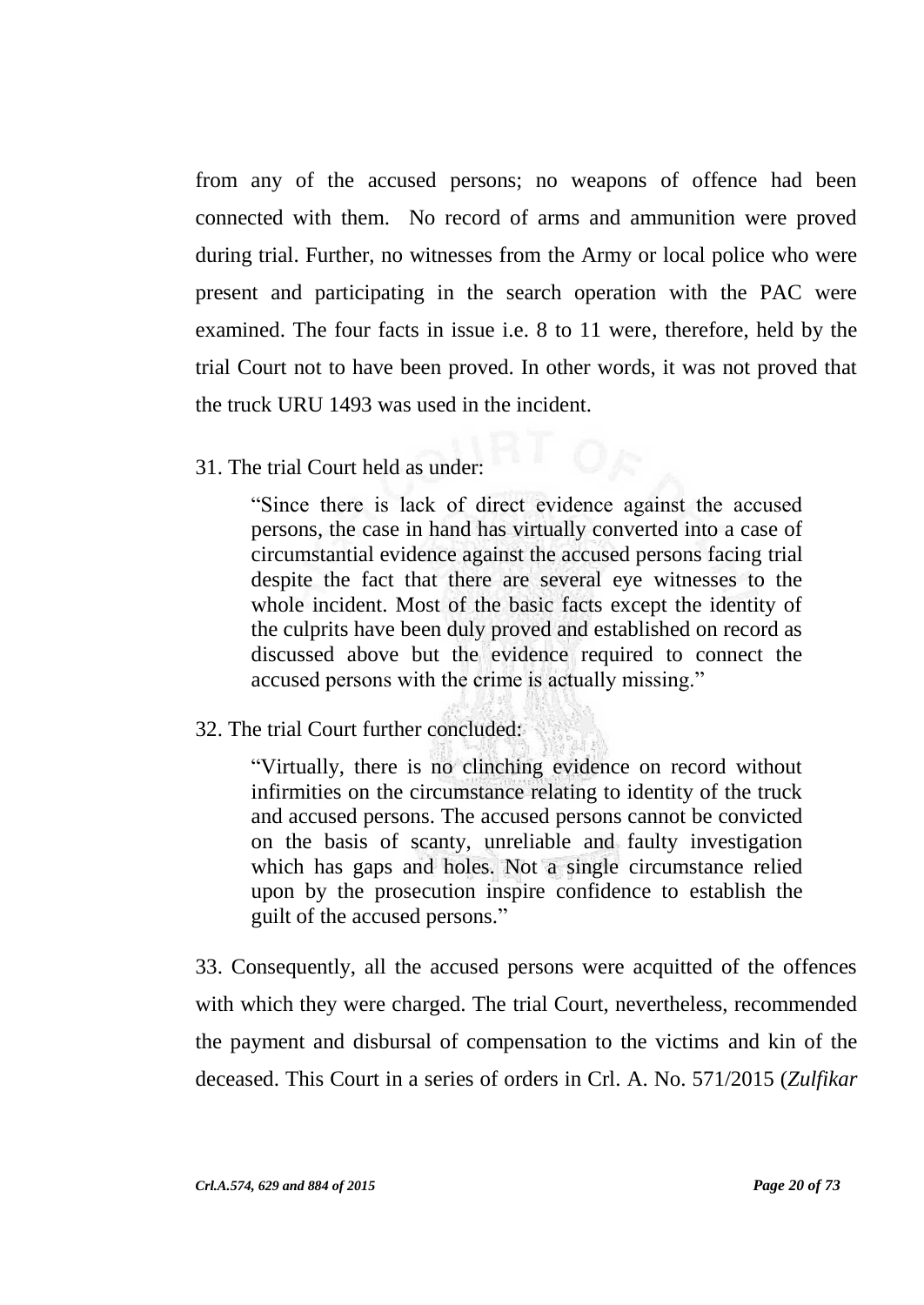from any of the accused persons; no weapons of offence had been connected with them. No record of arms and ammunition were proved during trial. Further, no witnesses from the Army or local police who were present and participating in the search operation with the PAC were examined. The four facts in issue i.e. 8 to 11 were, therefore, held by the trial Court not to have been proved. In other words, it was not proved that the truck URU 1493 was used in the incident.

31. The trial Court held as under:

> "Since there is lack of direct evidence against the accused persons, the case in hand has virtually converted into a case of circumstantial evidence against the accused persons facing trial despite the fact that there are several eye witnesses to the whole incident. Most of the basic facts except the identity of the culprits have been duly proved and established on record as discussed above but the evidence required to connect the accused persons with the crime is actually missing."

32. The trial Court further concluded:

> "Virtually, there is no clinching evidence on record without infirmities on the circumstance relating to identity of the truck and accused persons. The accused persons cannot be convicted on the basis of scanty, unreliable and faulty investigation which has gaps and holes. Not a single circumstance relied upon by the prosecution inspire confidence to establish the guilt of the accused persons."

33. Consequently, all the accused persons were acquitted of the offences with which they were charged. The trial Court, nevertheless, recommended the payment and disbursal of compensation to the victims and kin of the deceased. This Court in a series of orders in Crl. A. No. 571/2015 (*Zulfikar*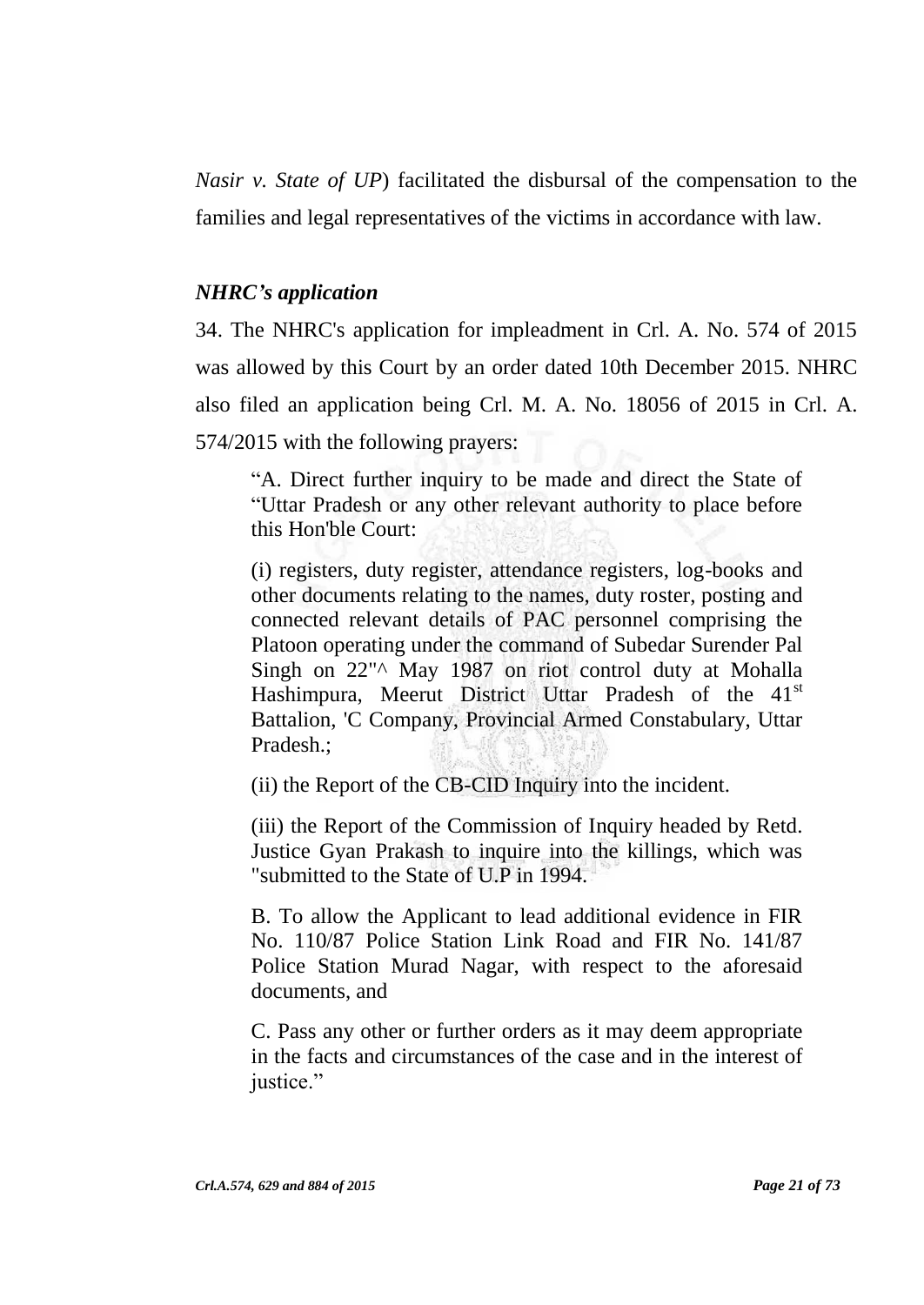*Nasir v. State of UP*) facilitated the disbursal of the compensation to the families and legal representatives of the victims in accordance with law.

### *NHRC's application*

34. The NHRC's application for impleadment in Crl. A. No. 574 of 2015 was allowed by this Court by an order dated 10th December 2015. NHRC also filed an application being Crl. M. A. No. 18056 of 2015 in Crl. A. 574/2015 with the following prayers:

> "A. Direct further inquiry to be made and direct the State of "Uttar Pradesh or any other relevant authority to place before this Hon'ble Court:
>
> (i) registers, duty register, attendance registers, log-books and other documents relating to the names, duty roster, posting and connected relevant details of PAC personnel comprising the Platoon operating under the command of Subedar Surender Pal Singh on 22"^ May 1987 on riot control duty at Mohalla Hashimpura, Meerut District Uttar Pradesh of the 41st Battalion, 'C Company, Provincial Armed Constabulary, Uttar Pradesh.;
>
> (ii) the Report of the CB-CID Inquiry into the incident.
>
> (iii) the Report of the Commission of Inquiry headed by Retd. Justice Gyan Prakash to inquire into the killings, which was "submitted to the State of U.P in 1994.
>
> B. To allow the Applicant to lead additional evidence in FIR No. 110/87 Police Station Link Road and FIR No. 141/87 Police Station Murad Nagar, with respect to the aforesaid documents, and
>
> C. Pass any other or further orders as it may deem appropriate in the facts and circumstances of the case and in the interest of justice."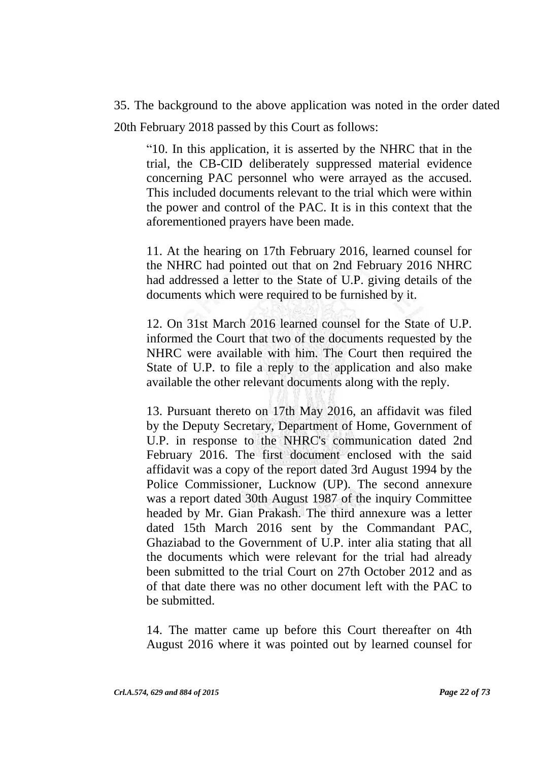35. The background to the above application was noted in the order dated 20th February 2018 passed by this Court as follows:

> "10. In this application, it is asserted by the NHRC that in the trial, the CB-CID deliberately suppressed material evidence concerning PAC personnel who were arrayed as the accused. This included documents relevant to the trial which were within the power and control of the PAC. It is in this context that the aforementioned prayers have been made.
>
> 11. At the hearing on 17th February 2016, learned counsel for the NHRC had pointed out that on 2nd February 2016 NHRC had addressed a letter to the State of U.P. giving details of the documents which were required to be furnished by it.
>
> 12. On 31st March 2016 learned counsel for the State of U.P. informed the Court that two of the documents requested by the NHRC were available with him. The Court then required the State of U.P. to file a reply to the application and also make available the other relevant documents along with the reply.
>
> 13. Pursuant thereto on 17th May 2016, an affidavit was filed by the Deputy Secretary, Department of Home, Government of U.P. in response to the NHRC's communication dated 2nd February 2016. The first document enclosed with the said affidavit was a copy of the report dated 3rd August 1994 by the Police Commissioner, Lucknow (UP). The second annexure was a report dated 30th August 1987 of the inquiry Committee headed by Mr. Gian Prakash. The third annexure was a letter dated 15th March 2016 sent by the Commandant PAC, Ghaziabad to the Government of U.P. inter alia stating that all the documents which were relevant for the trial had already been submitted to the trial Court on 27th October 2012 and as of that date there was no other document left with the PAC to be submitted.
>
> 14. The matter came up before this Court thereafter on 4th August 2016 where it was pointed out by learned counsel for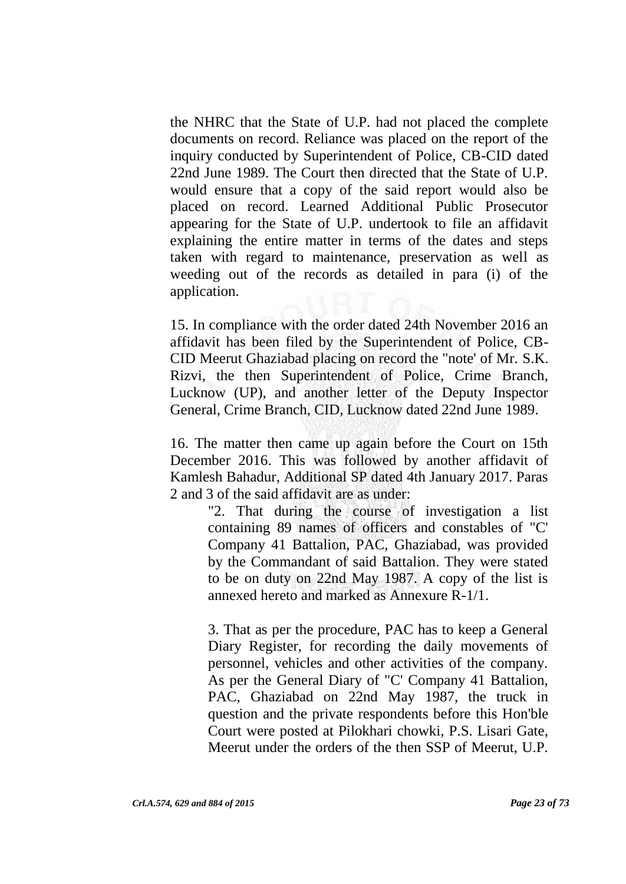the NHRC that the State of U.P. had not placed the complete documents on record. Reliance was placed on the report of the inquiry conducted by Superintendent of Police, CB-CID dated 22nd June 1989. The Court then directed that the State of U.P. would ensure that a copy of the said report would also be placed on record. Learned Additional Public Prosecutor appearing for the State of U.P. undertook to file an affidavit explaining the entire matter in terms of the dates and steps taken with regard to maintenance, preservation as well as weeding out of the records as detailed in para (i) of the application.

15. In compliance with the order dated 24th November 2016 an affidavit has been filed by the Superintendent of Police, CB-CID Meerut Ghaziabad placing on record the "note' of Mr. S.K. Rizvi, the then Superintendent of Police, Crime Branch, Lucknow (UP), and another letter of the Deputy Inspector General, Crime Branch, CID, Lucknow dated 22nd June 1989.

16. The matter then came up again before the Court on 15th December 2016. This was followed by another affidavit of Kamlesh Bahadur, Additional SP dated 4th January 2017. Paras 2 and 3 of the said affidavit are as under:

> "2. That during the course of investigation a list containing 89 names of officers and constables of "C' Company 41 Battalion, PAC, Ghaziabad, was provided by the Commandant of said Battalion. They were stated to be on duty on 22nd May 1987. A copy of the list is annexed hereto and marked as Annexure R-1/1.
>
> 3. That as per the procedure, PAC has to keep a General Diary Register, for recording the daily movements of personnel, vehicles and other activities of the company. As per the General Diary of "C' Company 41 Battalion, PAC, Ghaziabad on 22nd May 1987, the truck in question and the private respondents before this Hon'ble Court were posted at Pilokhari chowki, P.S. Lisari Gate, Meerut under the orders of the then SSP of Meerut, U.P.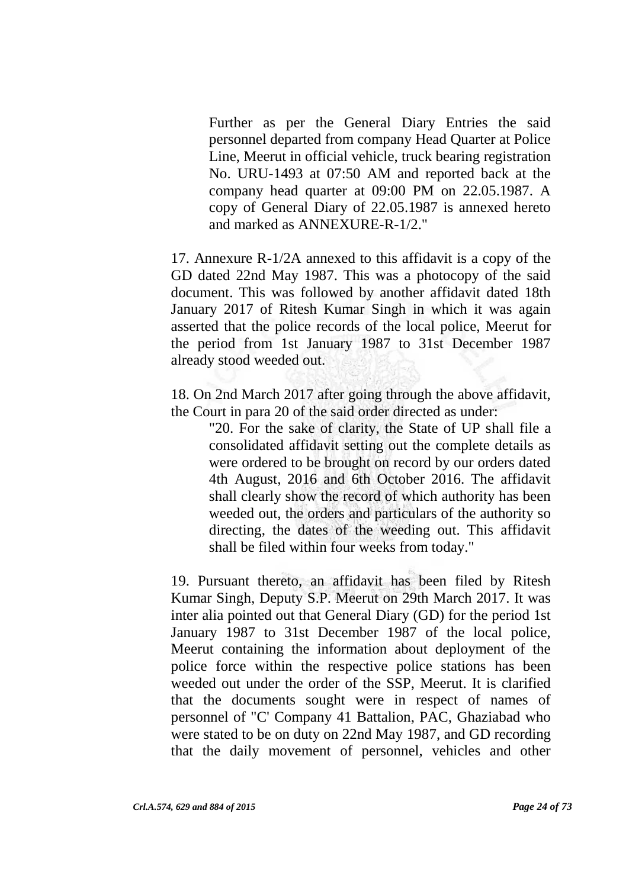> Further as per the General Diary Entries the said personnel departed from company Head Quarter at Police Line, Meerut in official vehicle, truck bearing registration No. URU-1493 at 07:50 AM and reported back at the company head quarter at 09:00 PM on 22.05.1987. A copy of General Diary of 22.05.1987 is annexed hereto and marked as ANNEXURE-R-1/2."

17. Annexure R-1/2A annexed to this affidavit is a copy of the GD dated 22nd May 1987. This was a photocopy of the said document. This was followed by another affidavit dated 18th January 2017 of Ritesh Kumar Singh in which it was again asserted that the police records of the local police, Meerut for the period from 1st January 1987 to 31st December 1987 already stood weeded out.

18. On 2nd March 2017 after going through the above affidavit, the Court in para 20 of the said order directed as under:

> "20. For the sake of clarity, the State of UP shall file a consolidated affidavit setting out the complete details as were ordered to be brought on record by our orders dated 4th August, 2016 and 6th October 2016. The affidavit shall clearly show the record of which authority has been weeded out, the orders and particulars of the authority so directing, the dates of the weeding out. This affidavit shall be filed within four weeks from today."

19. Pursuant thereto, an affidavit has been filed by Ritesh Kumar Singh, Deputy S.P. Meerut on 29th March 2017. It was inter alia pointed out that General Diary (GD) for the period 1st January 1987 to 31st December 1987 of the local police, Meerut containing the information about deployment of the police force within the respective police stations has been weeded out under the order of the SSP, Meerut. It is clarified that the documents sought were in respect of names of personnel of "C' Company 41 Battalion, PAC, Ghaziabad who were stated to be on duty on 22nd May 1987, and GD recording that the daily movement of personnel, vehicles and other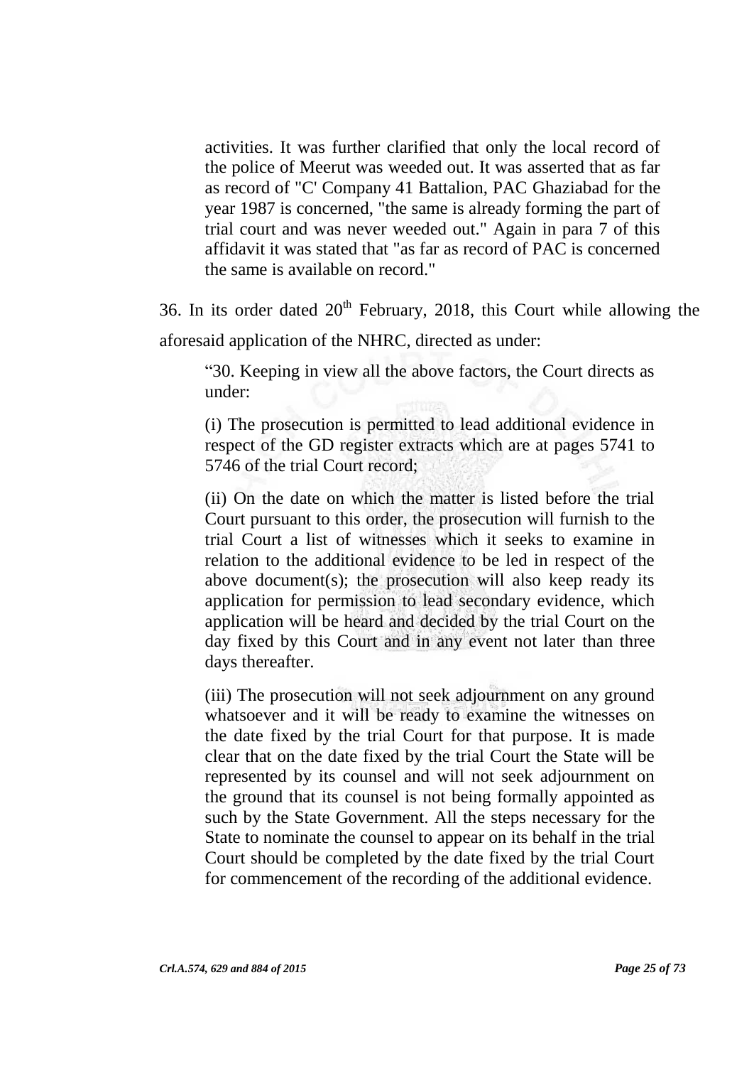activities. It was further clarified that only the local record of the police of Meerut was weeded out. It was asserted that as far as record of "C' Company 41 Battalion, PAC Ghaziabad for the year 1987 is concerned, "the same is already forming the part of trial court and was never weeded out." Again in para 7 of this affidavit it was stated that "as far as record of PAC is concerned the same is available on record."

36. In its order dated 20th February, 2018, this Court while allowing the aforesaid application of the NHRC, directed as under:

> "30. Keeping in view all the above factors, the Court directs as under:
>
> (i) The prosecution is permitted to lead additional evidence in respect of the GD register extracts which are at pages 5741 to 5746 of the trial Court record;
>
> (ii) On the date on which the matter is listed before the trial Court pursuant to this order, the prosecution will furnish to the trial Court a list of witnesses which it seeks to examine in relation to the additional evidence to be led in respect of the above document(s); the prosecution will also keep ready its application for permission to lead secondary evidence, which application will be heard and decided by the trial Court on the day fixed by this Court and in any event not later than three days thereafter.
>
> (iii) The prosecution will not seek adjournment on any ground whatsoever and it will be ready to examine the witnesses on the date fixed by the trial Court for that purpose. It is made clear that on the date fixed by the trial Court the State will be represented by its counsel and will not seek adjournment on the ground that its counsel is not being formally appointed as such by the State Government. All the steps necessary for the State to nominate the counsel to appear on its behalf in the trial Court should be completed by the date fixed by the trial Court for commencement of the recording of the additional evidence.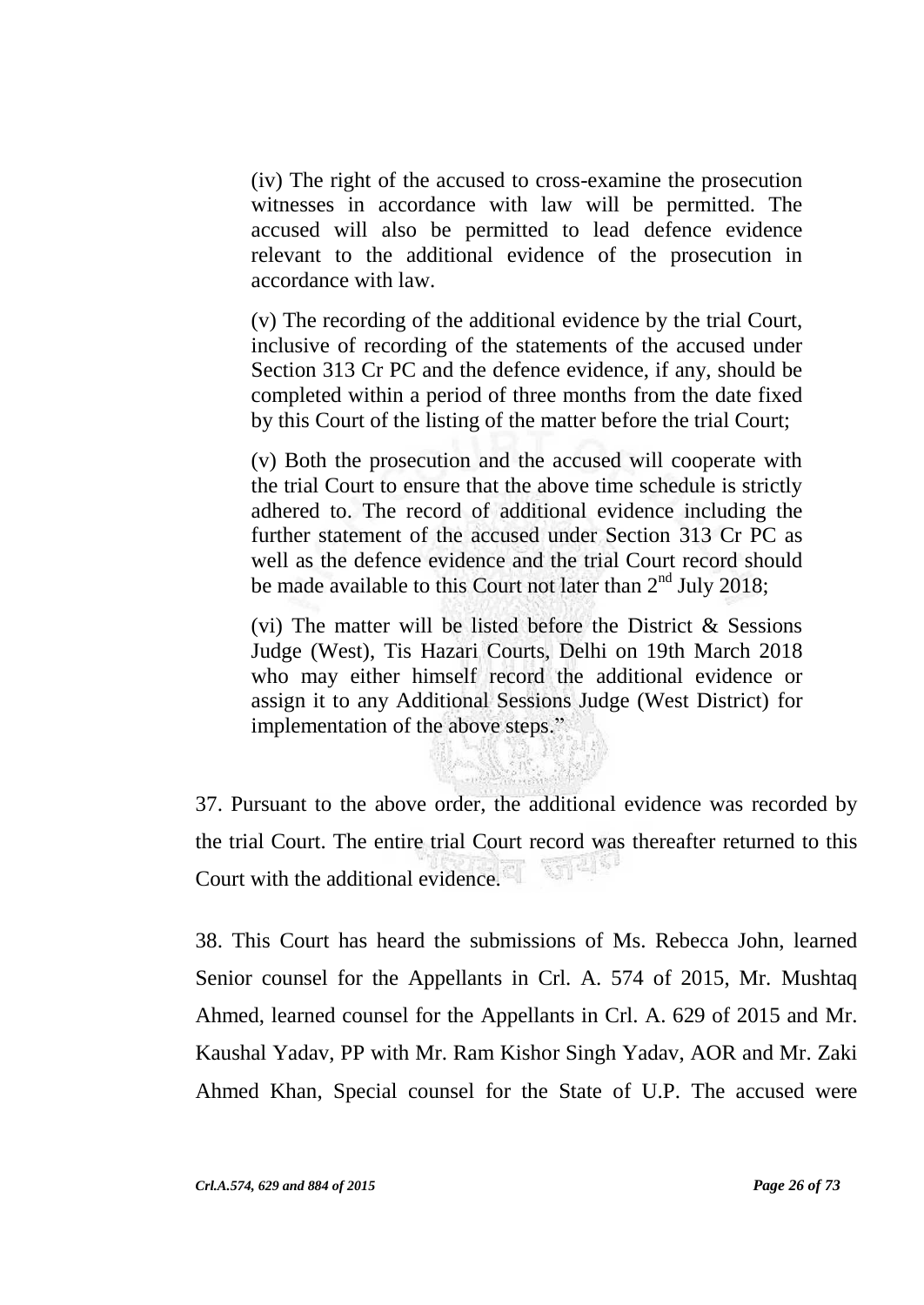(iv) The right of the accused to cross-examine the prosecution witnesses in accordance with law will be permitted. The accused will also be permitted to lead defence evidence relevant to the additional evidence of the prosecution in accordance with law.

(v) The recording of the additional evidence by the trial Court, inclusive of recording of the statements of the accused under Section 313 Cr PC and the defence evidence, if any, should be completed within a period of three months from the date fixed by this Court of the listing of the matter before the trial Court;

(v) Both the prosecution and the accused will cooperate with the trial Court to ensure that the above time schedule is strictly adhered to. The record of additional evidence including the further statement of the accused under Section 313 Cr PC as well as the defence evidence and the trial Court record should be made available to this Court not later than 2nd July 2018;

(vi) The matter will be listed before the District & Sessions Judge (West), Tis Hazari Courts, Delhi on 19th March 2018 who may either himself record the additional evidence or assign it to any Additional Sessions Judge (West District) for implementation of the above steps."

37. Pursuant to the above order, the additional evidence was recorded by the trial Court. The entire trial Court record was thereafter returned to this Court with the additional evidence.

38. This Court has heard the submissions of Ms. Rebecca John, learned Senior counsel for the Appellants in Crl. A. 574 of 2015, Mr. Mushtaq Ahmed, learned counsel for the Appellants in Crl. A. 629 of 2015 and Mr. Kaushal Yadav, PP with Mr. Ram Kishor Singh Yadav, AOR and Mr. Zaki Ahmed Khan, Special counsel for the State of U.P. The accused were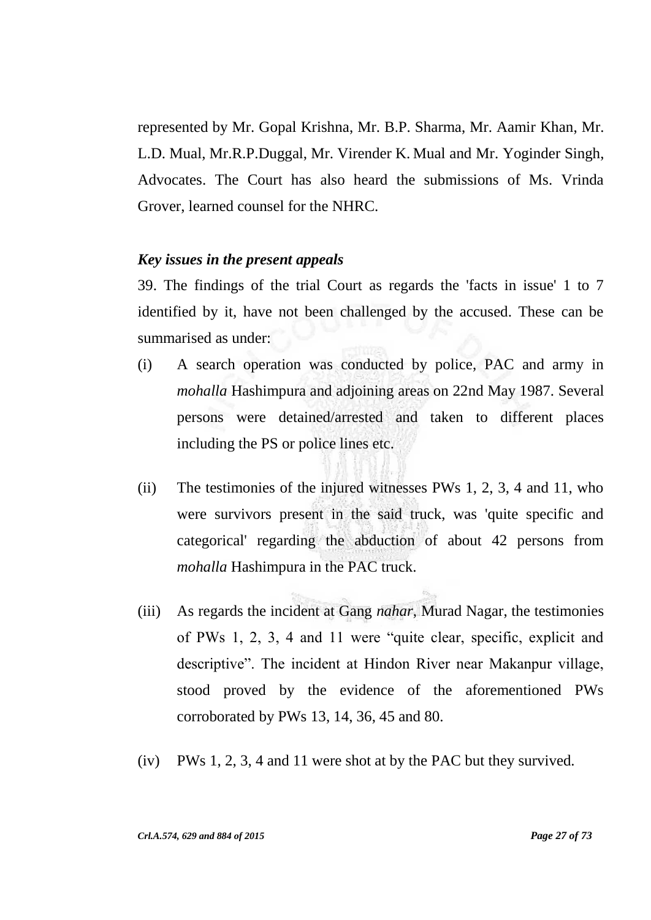represented by Mr. Gopal Krishna, Mr. B.P. Sharma, Mr. Aamir Khan, Mr. L.D. Mual, Mr.R.P.Duggal, Mr. Virender K. Mual and Mr. Yoginder Singh, Advocates. The Court has also heard the submissions of Ms. Vrinda Grover, learned counsel for the NHRC.

### *Key issues in the present appeals*

39. The findings of the trial Court as regards the 'facts in issue' 1 to 7 identified by it, have not been challenged by the accused. These can be summarised as under:

(i) A search operation was conducted by police, PAC and army in *mohalla* Hashimpura and adjoining areas on 22nd May 1987. Several persons were detained/arrested and taken to different places including the PS or police lines etc.

(ii) The testimonies of the injured witnesses PWs 1, 2, 3, 4 and 11, who were survivors present in the said truck, was 'quite specific and categorical' regarding the abduction of about 42 persons from *mohalla* Hashimpura in the PAC truck.

(iii) As regards the incident at Gang *nahar*, Murad Nagar, the testimonies of PWs 1, 2, 3, 4 and 11 were "quite clear, specific, explicit and descriptive". The incident at Hindon River near Makanpur village, stood proved by the evidence of the aforementioned PWs corroborated by PWs 13, 14, 36, 45 and 80.

(iv) PWs 1, 2, 3, 4 and 11 were shot at by the PAC but they survived.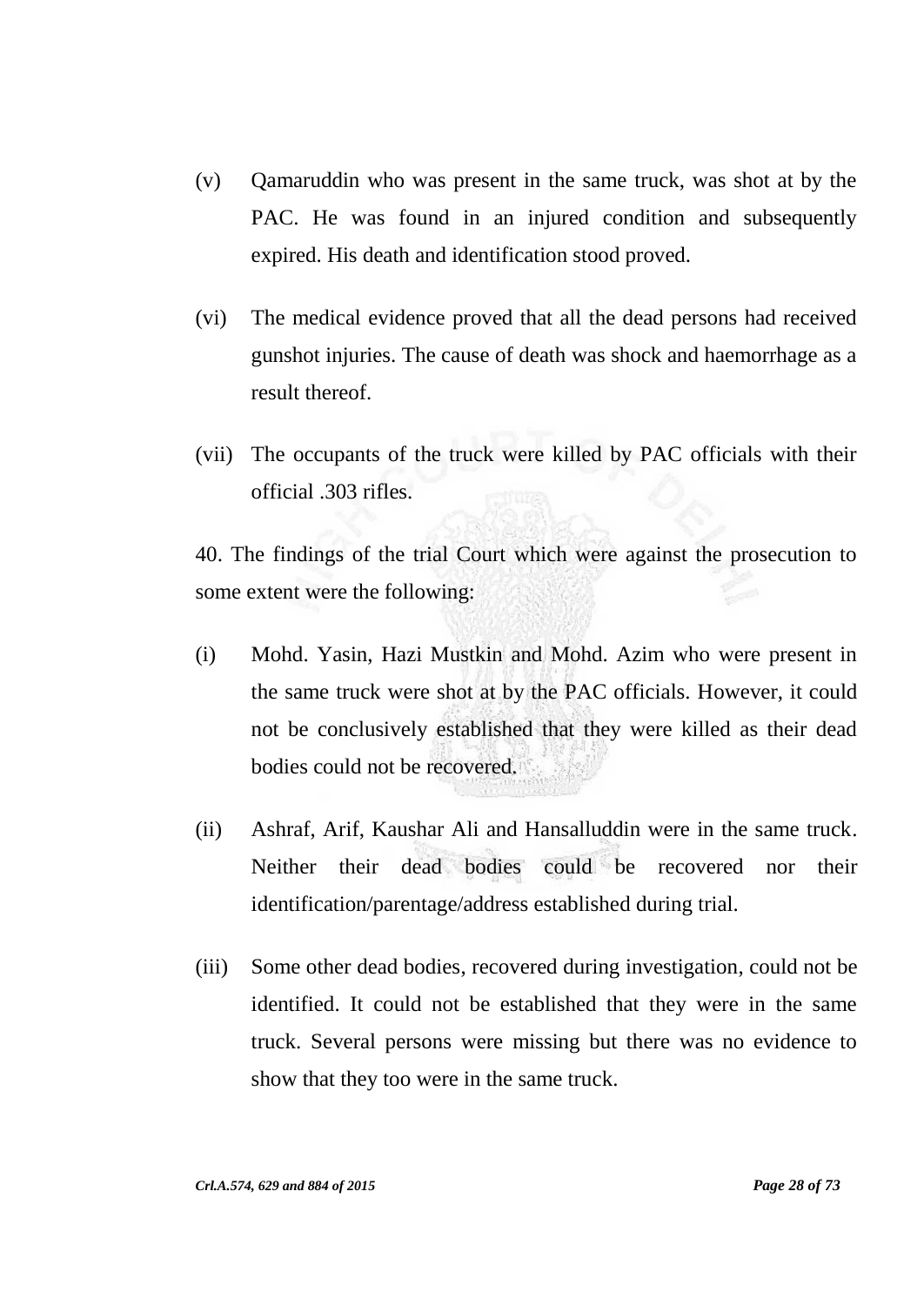(v) Qamaruddin who was present in the same truck, was shot at by the PAC. He was found in an injured condition and subsequently expired. His death and identification stood proved.

(vi) The medical evidence proved that all the dead persons had received gunshot injuries. The cause of death was shock and haemorrhage as a result thereof.

(vii) The occupants of the truck were killed by PAC officials with their official .303 rifles.

40. The findings of the trial Court which were against the prosecution to some extent were the following:

(i) Mohd. Yasin, Hazi Mustkin and Mohd. Azim who were present in the same truck were shot at by the PAC officials. However, it could not be conclusively established that they were killed as their dead bodies could not be recovered.

(ii) Ashraf, Arif, Kaushar Ali and Hansalluddin were in the same truck. Neither their dead bodies could be recovered nor their identification/parentage/address established during trial.

(iii) Some other dead bodies, recovered during investigation, could not be identified. It could not be established that they were in the same truck. Several persons were missing but there was no evidence to show that they too were in the same truck.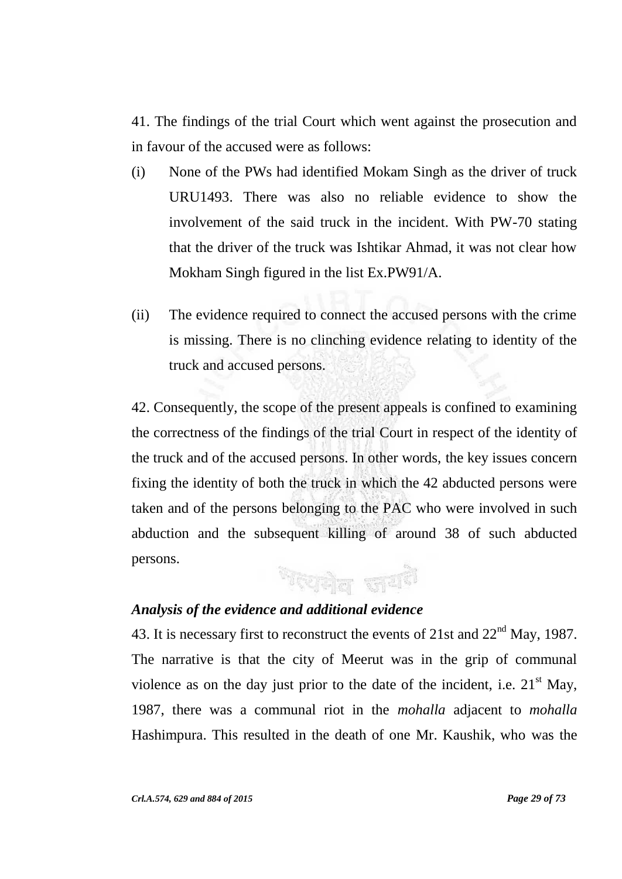41. The findings of the trial Court which went against the prosecution and in favour of the accused were as follows:

(i) None of the PWs had identified Mokam Singh as the driver of truck URU1493. There was also no reliable evidence to show the involvement of the said truck in the incident. With PW-70 stating that the driver of the truck was Ishtikar Ahmad, it was not clear how Mokham Singh figured in the list Ex.PW91/A.

(ii) The evidence required to connect the accused persons with the crime is missing. There is no clinching evidence relating to identity of the truck and accused persons.

42. Consequently, the scope of the present appeals is confined to examining the correctness of the findings of the trial Court in respect of the identity of the truck and of the accused persons. In other words, the key issues concern fixing the identity of both the truck in which the 42 abducted persons were taken and of the persons belonging to the PAC who were involved in such abduction and the subsequent killing of around 38 of such abducted persons.

***Analysis of the evidence and additional evidence***

43. It is necessary first to reconstruct the events of 21st and 22nd May, 1987. The narrative is that the city of Meerut was in the grip of communal violence as on the day just prior to the date of the incident, i.e. 21st May, 1987, there was a communal riot in the *mohalla* adjacent to *mohalla* Hashimpura. This resulted in the death of one Mr. Kaushik, who was the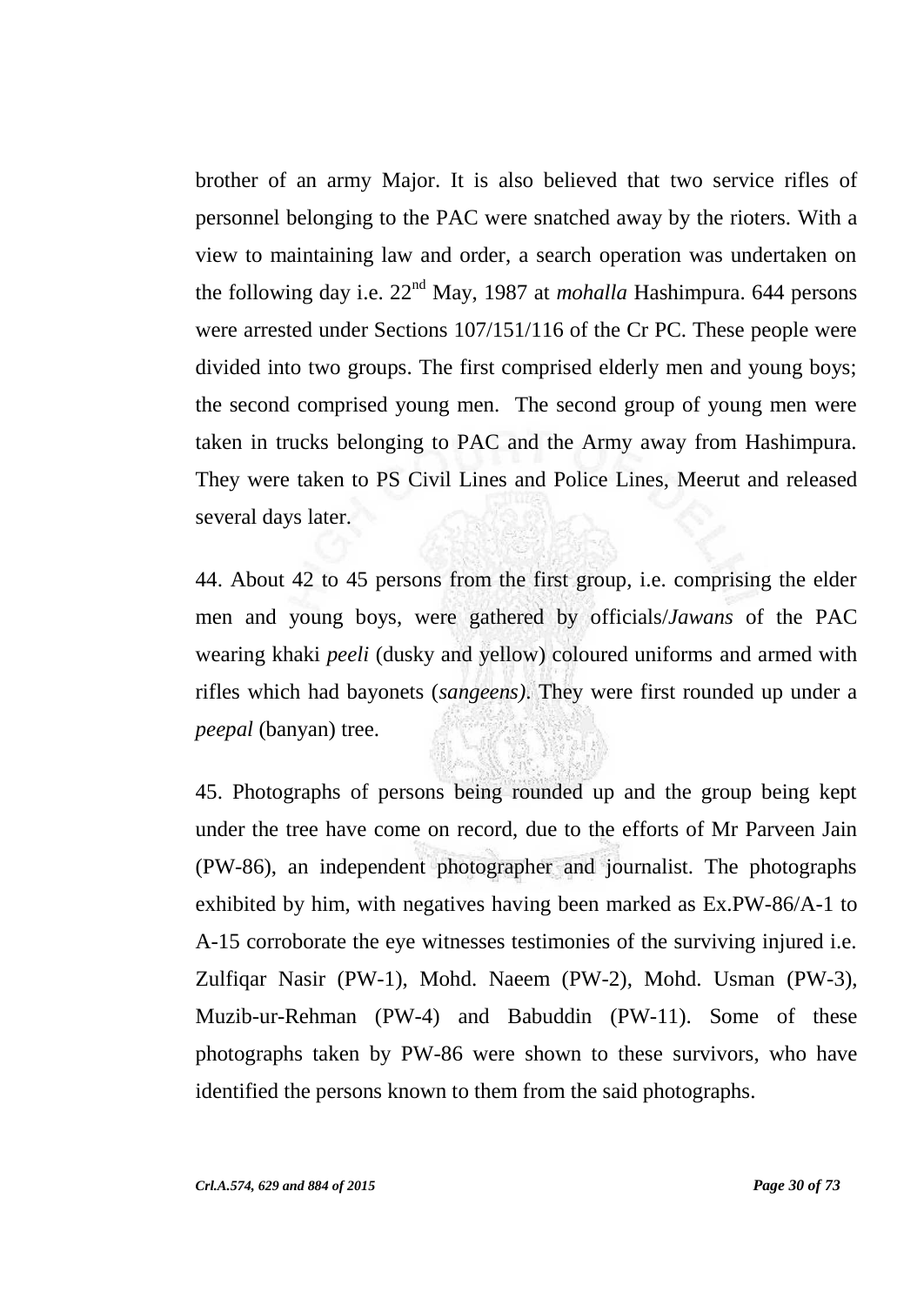brother of an army Major. It is also believed that two service rifles of personnel belonging to the PAC were snatched away by the rioters. With a view to maintaining law and order, a search operation was undertaken on the following day i.e. 22nd May, 1987 at *mohalla* Hashimpura. 644 persons were arrested under Sections 107/151/116 of the Cr PC. These people were divided into two groups. The first comprised elderly men and young boys; the second comprised young men. The second group of young men were taken in trucks belonging to PAC and the Army away from Hashimpura. They were taken to PS Civil Lines and Police Lines, Meerut and released several days later.

44. About 42 to 45 persons from the first group, i.e. comprising the elder men and young boys, were gathered by officials/*Jawans* of the PAC wearing khaki *peeli* (dusky and yellow) coloured uniforms and armed with rifles which had bayonets (*sangeens)*. They were first rounded up under a *peepal* (banyan) tree.

45. Photographs of persons being rounded up and the group being kept under the tree have come on record, due to the efforts of Mr Parveen Jain (PW-86), an independent photographer and journalist. The photographs exhibited by him, with negatives having been marked as Ex.PW-86/A-1 to A-15 corroborate the eye witnesses testimonies of the surviving injured i.e. Zulfiqar Nasir (PW-1), Mohd. Naeem (PW-2), Mohd. Usman (PW-3), Muzib-ur-Rehman (PW-4) and Babuddin (PW-11). Some of these photographs taken by PW-86 were shown to these survivors, who have identified the persons known to them from the said photographs.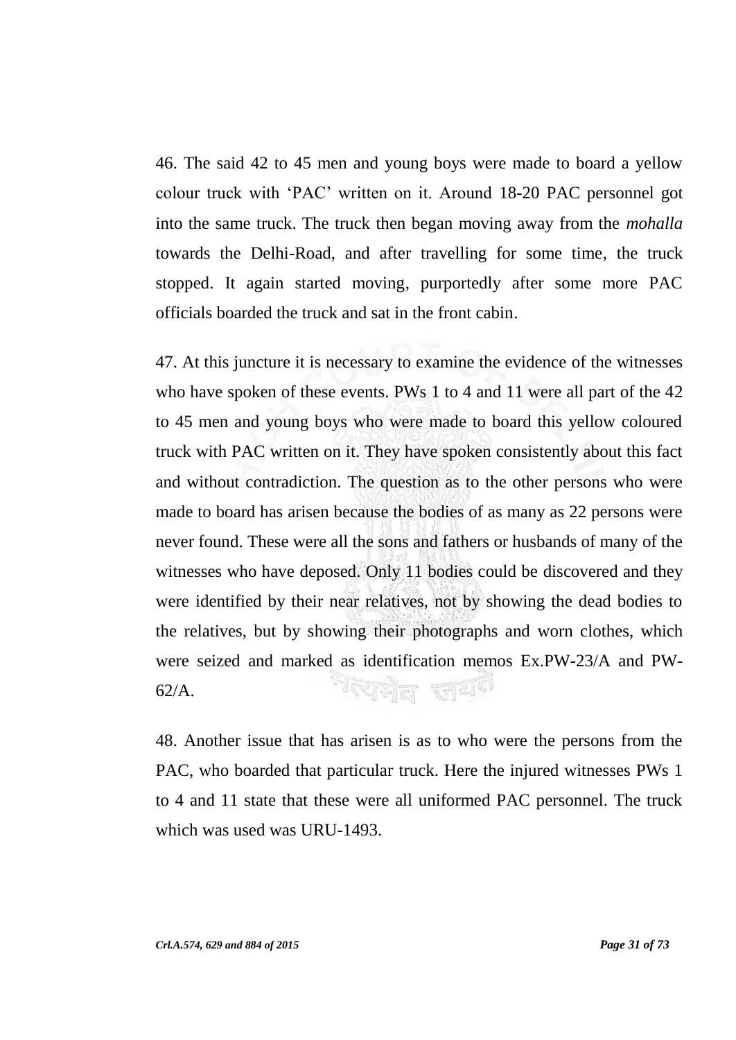46. The said 42 to 45 men and young boys were made to board a yellow colour truck with 'PAC' written on it. Around 18-20 PAC personnel got into the same truck. The truck then began moving away from the *mohalla* towards the Delhi-Road, and after travelling for some time, the truck stopped. It again started moving, purportedly after some more PAC officials boarded the truck and sat in the front cabin.

47. At this juncture it is necessary to examine the evidence of the witnesses who have spoken of these events. PWs 1 to 4 and 11 were all part of the 42 to 45 men and young boys who were made to board this yellow coloured truck with PAC written on it. They have spoken consistently about this fact and without contradiction. The question as to the other persons who were made to board has arisen because the bodies of as many as 22 persons were never found. These were all the sons and fathers or husbands of many of the witnesses who have deposed. Only 11 bodies could be discovered and they were identified by their near relatives, not by showing the dead bodies to the relatives, but by showing their photographs and worn clothes, which were seized and marked as identification memos Ex.PW-23/A and PW-62/A.

48. Another issue that has arisen is as to who were the persons from the PAC, who boarded that particular truck. Here the injured witnesses PWs 1 to 4 and 11 state that these were all uniformed PAC personnel. The truck which was used was URU-1493.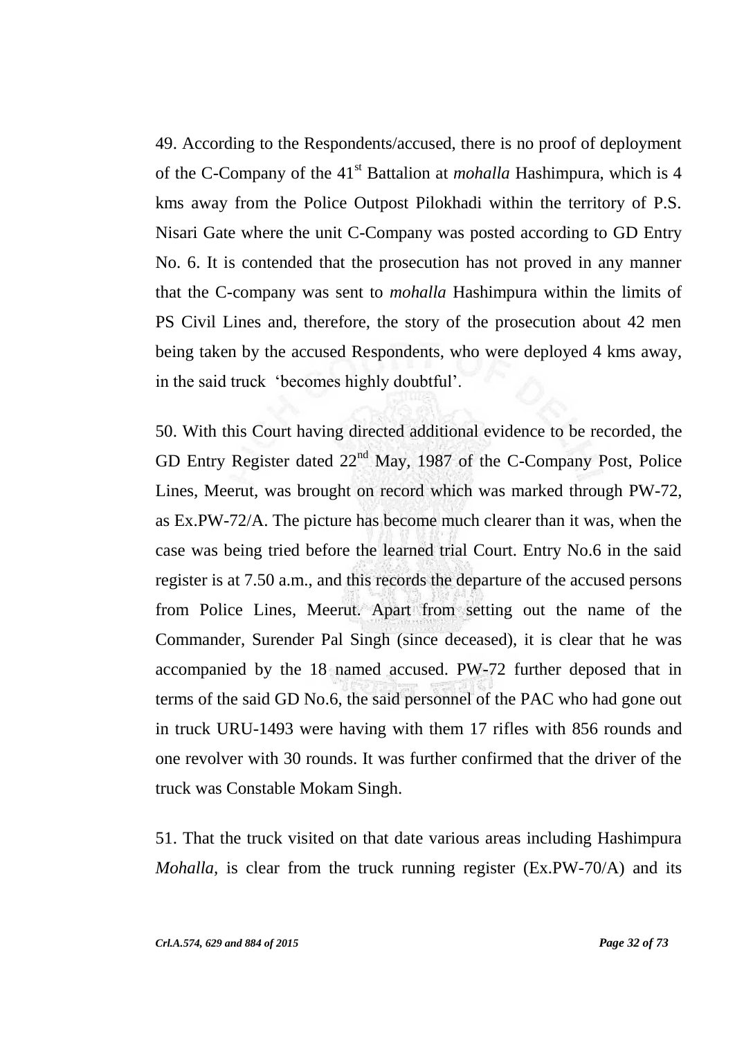49. According to the Respondents/accused, there is no proof of deployment of the C-Company of the 41[st] Battalion at *mohalla* Hashimpura, which is 4 kms away from the Police Outpost Pilokhadi within the territory of P.S. Nisari Gate where the unit C-Company was posted according to GD Entry No. 6. It is contended that the prosecution has not proved in any manner that the C-company was sent to *mohalla* Hashimpura within the limits of PS Civil Lines and, therefore, the story of the prosecution about 42 men being taken by the accused Respondents, who were deployed 4 kms away, in the said truck 'becomes highly doubtful'.

50. With this Court having directed additional evidence to be recorded, the GD Entry Register dated 22[nd] May, 1987 of the C-Company Post, Police Lines, Meerut, was brought on record which was marked through PW-72, as Ex.PW-72/A. The picture has become much clearer than it was, when the case was being tried before the learned trial Court. Entry No.6 in the said register is at 7.50 a.m., and this records the departure of the accused persons from Police Lines, Meerut. Apart from setting out the name of the Commander, Surender Pal Singh (since deceased), it is clear that he was accompanied by the 18 named accused. PW-72 further deposed that in terms of the said GD No.6, the said personnel of the PAC who had gone out in truck URU-1493 were having with them 17 rifles with 856 rounds and one revolver with 30 rounds. It was further confirmed that the driver of the truck was Constable Mokam Singh.

51. That the truck visited on that date various areas including Hashimpura *Mohalla*, is clear from the truck running register (Ex.PW-70/A) and its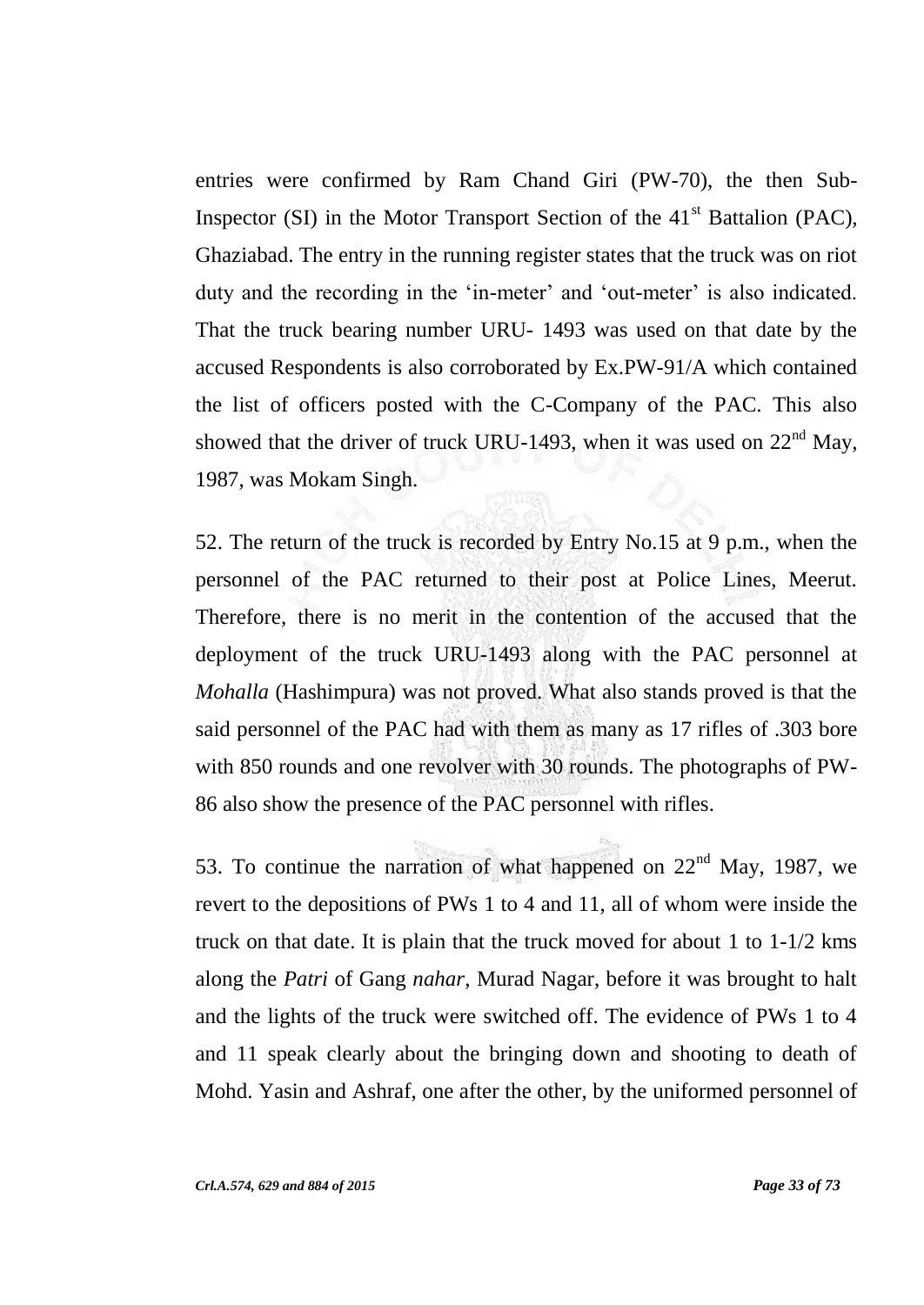entries were confirmed by Ram Chand Giri (PW-70), the then Sub-Inspector (SI) in the Motor Transport Section of the 41st Battalion (PAC), Ghaziabad. The entry in the running register states that the truck was on riot duty and the recording in the 'in-meter' and 'out-meter' is also indicated. That the truck bearing number URU- 1493 was used on that date by the accused Respondents is also corroborated by Ex.PW-91/A which contained the list of officers posted with the C-Company of the PAC. This also showed that the driver of truck URU-1493, when it was used on 22nd May, 1987, was Mokam Singh.

52. The return of the truck is recorded by Entry No.15 at 9 p.m., when the personnel of the PAC returned to their post at Police Lines, Meerut. Therefore, there is no merit in the contention of the accused that the deployment of the truck URU-1493 along with the PAC personnel at *Mohalla* (Hashimpura) was not proved. What also stands proved is that the said personnel of the PAC had with them as many as 17 rifles of .303 bore with 850 rounds and one revolver with 30 rounds. The photographs of PW-86 also show the presence of the PAC personnel with rifles.

53. To continue the narration of what happened on 22nd May, 1987, we revert to the depositions of PWs 1 to 4 and 11, all of whom were inside the truck on that date. It is plain that the truck moved for about 1 to 1-1/2 kms along the *Patri* of Gang *nahar*, Murad Nagar, before it was brought to halt and the lights of the truck were switched off. The evidence of PWs 1 to 4 and 11 speak clearly about the bringing down and shooting to death of Mohd. Yasin and Ashraf, one after the other, by the uniformed personnel of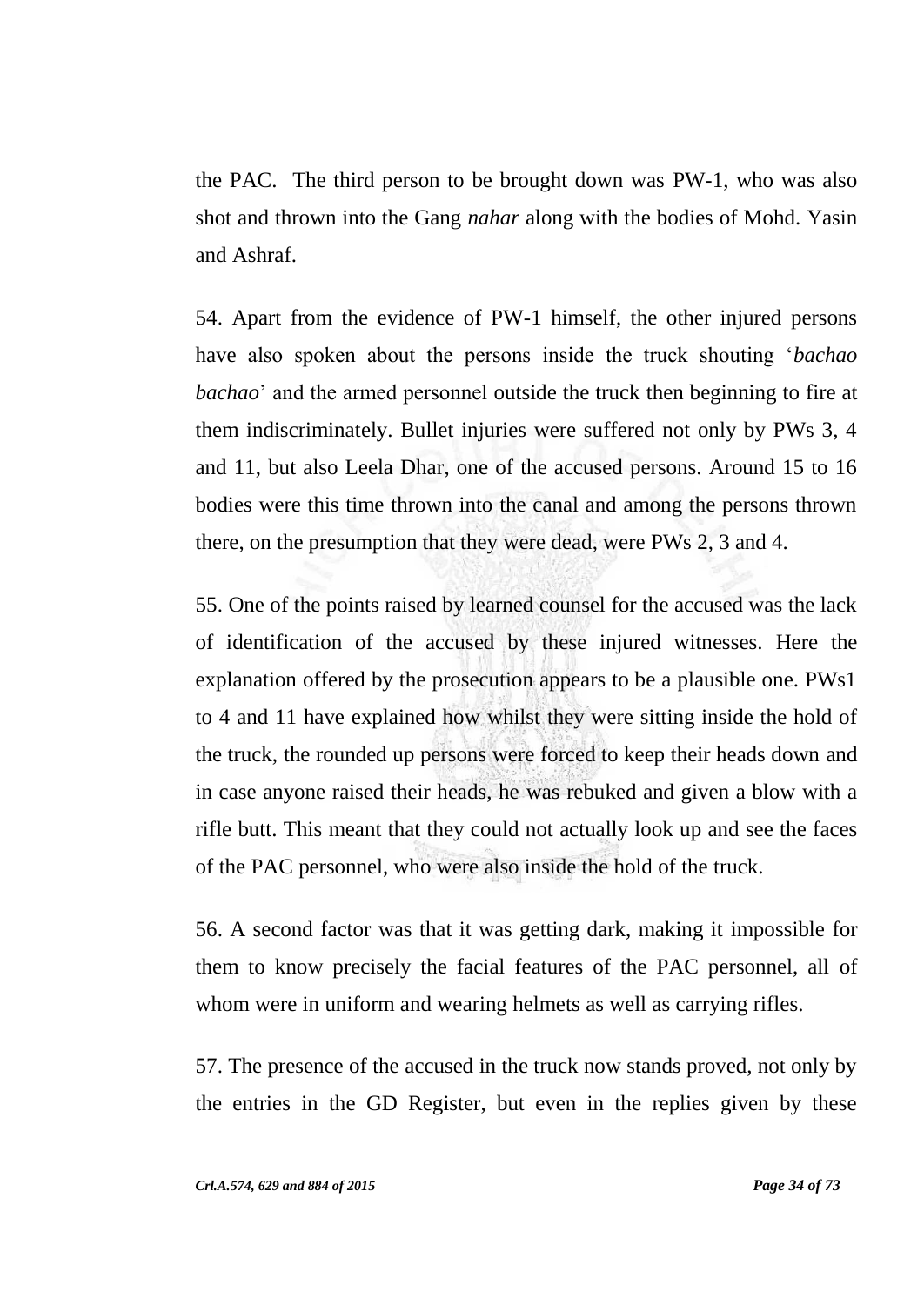the PAC. The third person to be brought down was PW-1, who was also shot and thrown into the Gang *nahar* along with the bodies of Mohd. Yasin and Ashraf.

54. Apart from the evidence of PW-1 himself, the other injured persons have also spoken about the persons inside the truck shouting '*bachao bachao*' and the armed personnel outside the truck then beginning to fire at them indiscriminately. Bullet injuries were suffered not only by PWs 3, 4 and 11, but also Leela Dhar, one of the accused persons. Around 15 to 16 bodies were this time thrown into the canal and among the persons thrown there, on the presumption that they were dead, were PWs 2, 3 and 4.

55. One of the points raised by learned counsel for the accused was the lack of identification of the accused by these injured witnesses. Here the explanation offered by the prosecution appears to be a plausible one. PWs1 to 4 and 11 have explained how whilst they were sitting inside the hold of the truck, the rounded up persons were forced to keep their heads down and in case anyone raised their heads, he was rebuked and given a blow with a rifle butt. This meant that they could not actually look up and see the faces of the PAC personnel, who were also inside the hold of the truck.

56. A second factor was that it was getting dark, making it impossible for them to know precisely the facial features of the PAC personnel, all of whom were in uniform and wearing helmets as well as carrying rifles.

57. The presence of the accused in the truck now stands proved, not only by the entries in the GD Register, but even in the replies given by these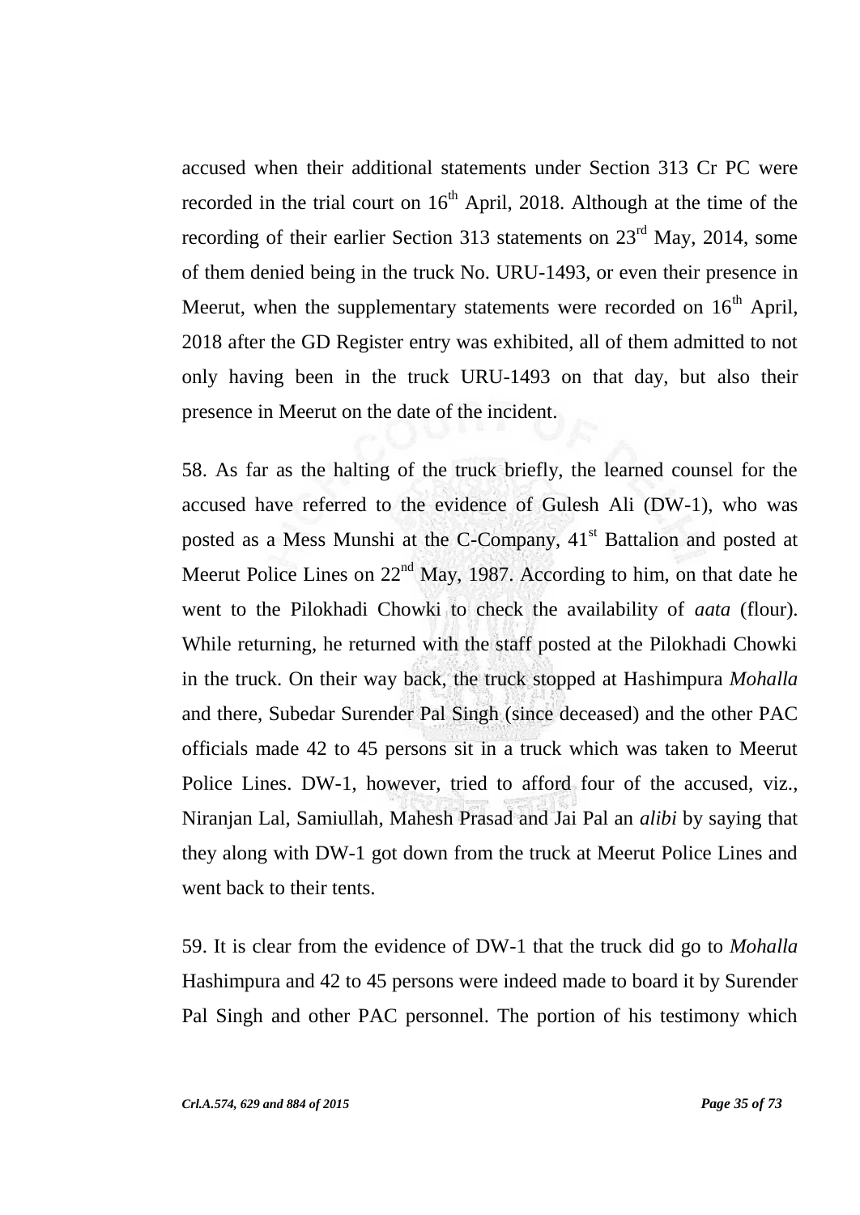accused when their additional statements under Section 313 Cr PC were recorded in the trial court on 16th April, 2018. Although at the time of the recording of their earlier Section 313 statements on 23rd May, 2014, some of them denied being in the truck No. URU-1493, or even their presence in Meerut, when the supplementary statements were recorded on 16th April, 2018 after the GD Register entry was exhibited, all of them admitted to not only having been in the truck URU-1493 on that day, but also their presence in Meerut on the date of the incident.

58. As far as the halting of the truck briefly, the learned counsel for the accused have referred to the evidence of Gulesh Ali (DW-1), who was posted as a Mess Munshi at the C-Company, 41st Battalion and posted at Meerut Police Lines on 22nd May, 1987. According to him, on that date he went to the Pilokhadi Chowki to check the availability of *aata* (flour). While returning, he returned with the staff posted at the Pilokhadi Chowki in the truck. On their way back, the truck stopped at Hashimpura *Mohalla* and there, Subedar Surender Pal Singh (since deceased) and the other PAC officials made 42 to 45 persons sit in a truck which was taken to Meerut Police Lines. DW-1, however, tried to afford four of the accused, viz., Niranjan Lal, Samiullah, Mahesh Prasad and Jai Pal an *alibi* by saying that they along with DW-1 got down from the truck at Meerut Police Lines and went back to their tents.

59. It is clear from the evidence of DW-1 that the truck did go to *Mohalla* Hashimpura and 42 to 45 persons were indeed made to board it by Surender Pal Singh and other PAC personnel. The portion of his testimony which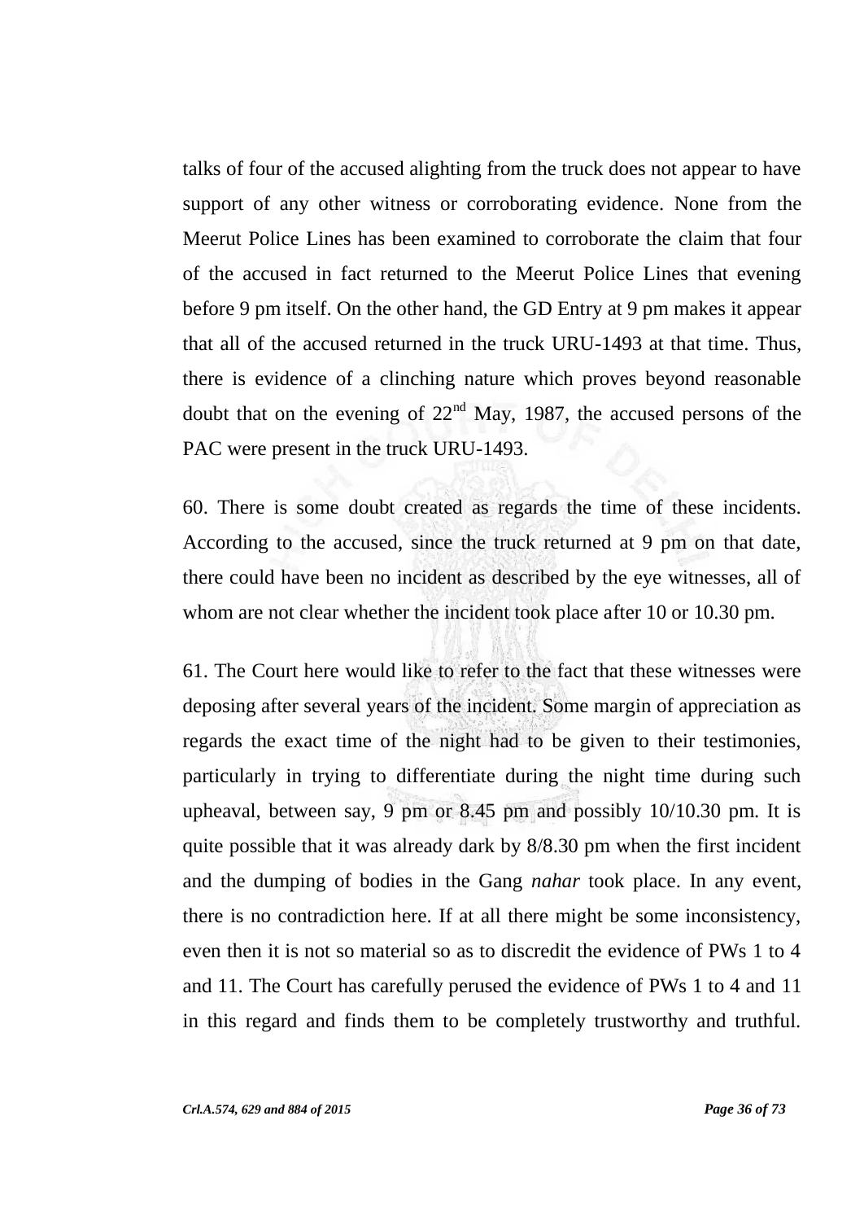talks of four of the accused alighting from the truck does not appear to have support of any other witness or corroborating evidence. None from the Meerut Police Lines has been examined to corroborate the claim that four of the accused in fact returned to the Meerut Police Lines that evening before 9 pm itself. On the other hand, the GD Entry at 9 pm makes it appear that all of the accused returned in the truck URU-1493 at that time. Thus, there is evidence of a clinching nature which proves beyond reasonable doubt that on the evening of 22nd May, 1987, the accused persons of the PAC were present in the truck URU-1493.

60. There is some doubt created as regards the time of these incidents. According to the accused, since the truck returned at 9 pm on that date, there could have been no incident as described by the eye witnesses, all of whom are not clear whether the incident took place after 10 or 10.30 pm.

61. The Court here would like to refer to the fact that these witnesses were deposing after several years of the incident. Some margin of appreciation as regards the exact time of the night had to be given to their testimonies, particularly in trying to differentiate during the night time during such upheaval, between say, 9 pm or 8.45 pm and possibly 10/10.30 pm. It is quite possible that it was already dark by 8/8.30 pm when the first incident and the dumping of bodies in the Gang *nahar* took place. In any event, there is no contradiction here. If at all there might be some inconsistency, even then it is not so material so as to discredit the evidence of PWs 1 to 4 and 11. The Court has carefully perused the evidence of PWs 1 to 4 and 11 in this regard and finds them to be completely trustworthy and truthful.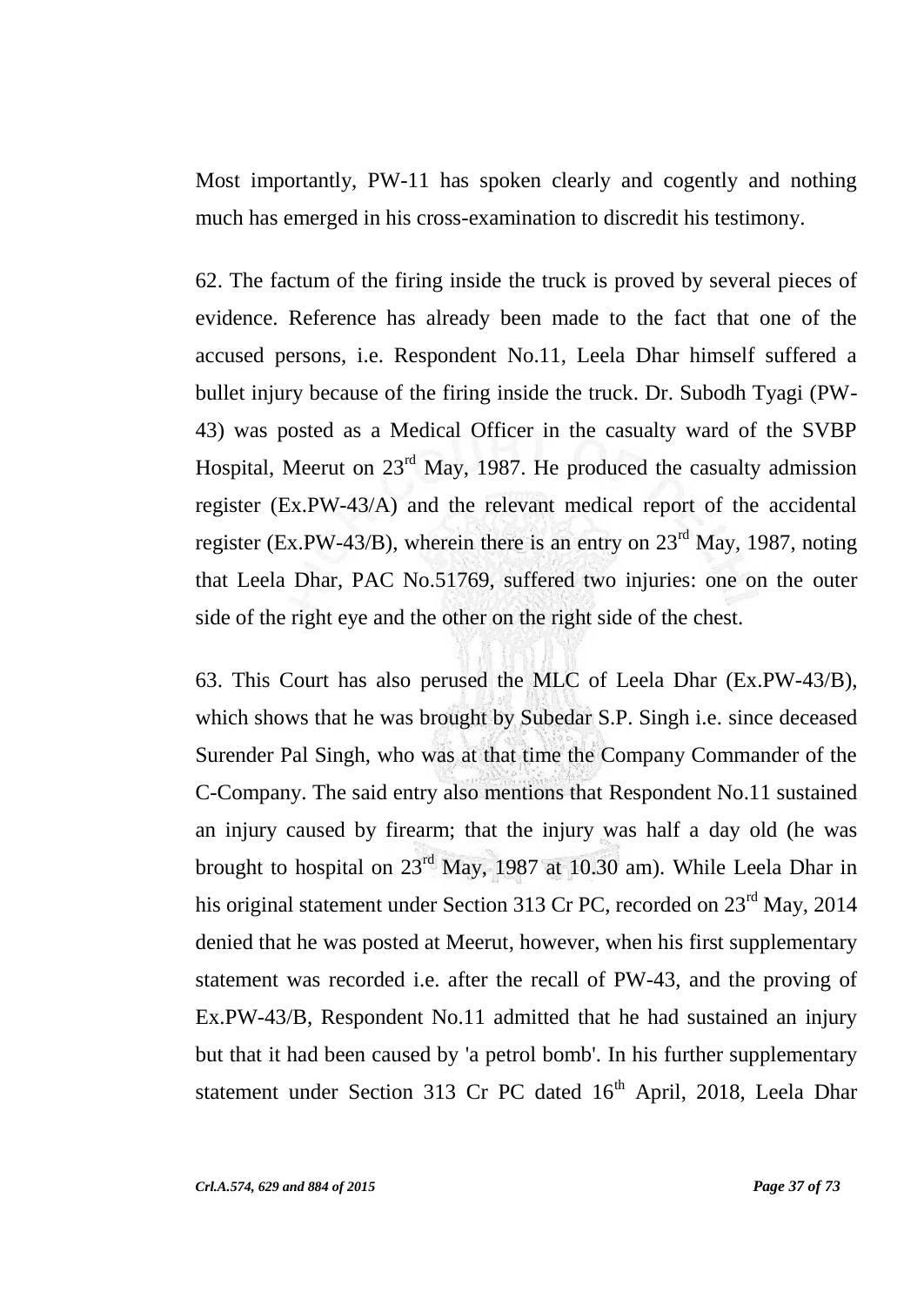Most importantly, PW-11 has spoken clearly and cogently and nothing much has emerged in his cross-examination to discredit his testimony.

62. The factum of the firing inside the truck is proved by several pieces of evidence. Reference has already been made to the fact that one of the accused persons, i.e. Respondent No.11, Leela Dhar himself suffered a bullet injury because of the firing inside the truck. Dr. Subodh Tyagi (PW-43) was posted as a Medical Officer in the casualty ward of the SVBP Hospital, Meerut on 23rd May, 1987. He produced the casualty admission register (Ex.PW-43/A) and the relevant medical report of the accidental register (Ex.PW-43/B), wherein there is an entry on 23rd May, 1987, noting that Leela Dhar, PAC No.51769, suffered two injuries: one on the outer side of the right eye and the other on the right side of the chest.

63. This Court has also perused the MLC of Leela Dhar (Ex.PW-43/B), which shows that he was brought by Subedar S.P. Singh i.e. since deceased Surender Pal Singh, who was at that time the Company Commander of the C-Company. The said entry also mentions that Respondent No.11 sustained an injury caused by firearm; that the injury was half a day old (he was brought to hospital on 23rd May, 1987 at 10.30 am). While Leela Dhar in his original statement under Section 313 Cr PC, recorded on 23rd May, 2014 denied that he was posted at Meerut, however, when his first supplementary statement was recorded i.e. after the recall of PW-43, and the proving of Ex.PW-43/B, Respondent No.11 admitted that he had sustained an injury but that it had been caused by 'a petrol bomb'. In his further supplementary statement under Section 313 Cr PC dated 16th April, 2018, Leela Dhar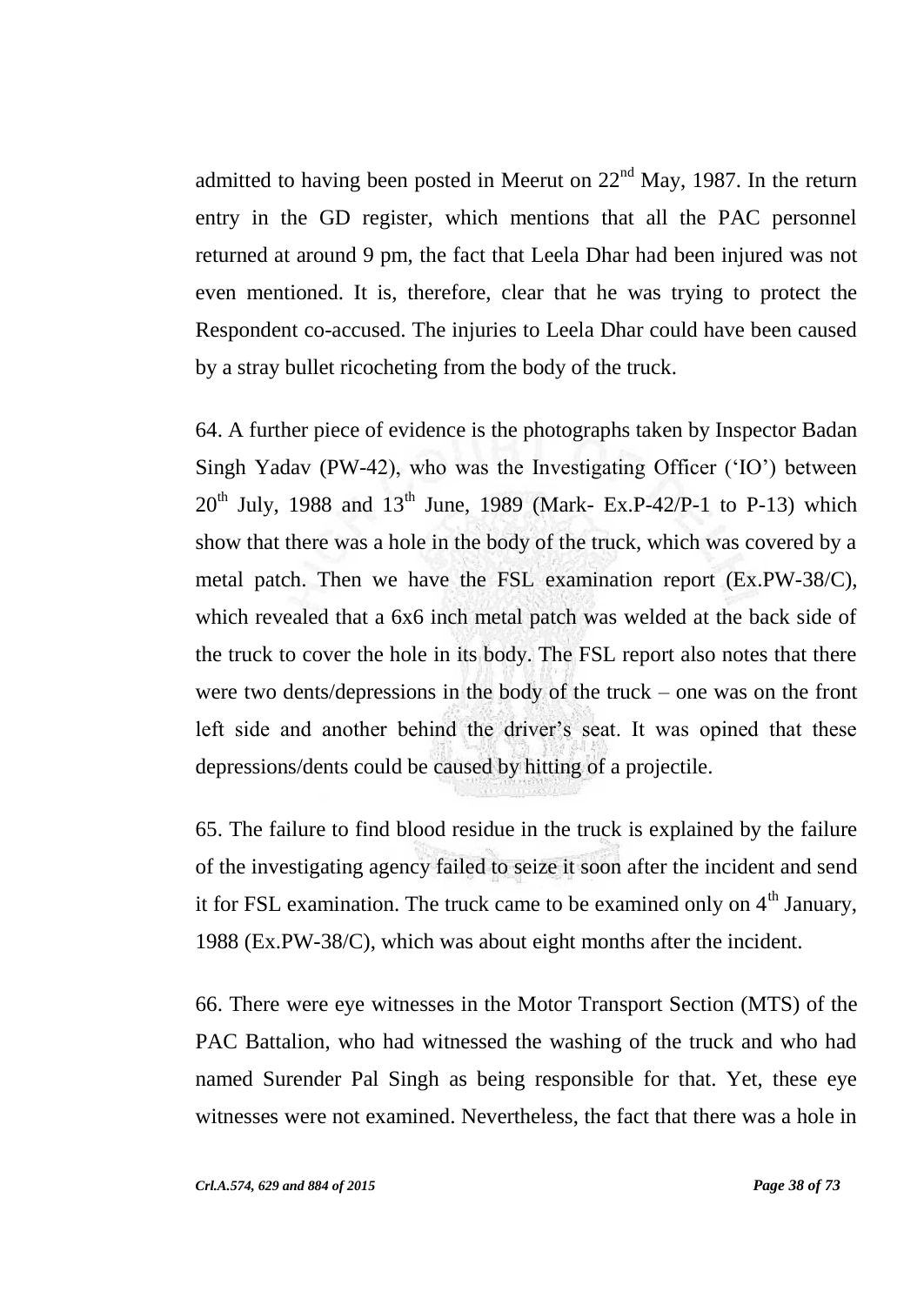admitted to having been posted in Meerut on 22nd May, 1987. In the return entry in the GD register, which mentions that all the PAC personnel returned at around 9 pm, the fact that Leela Dhar had been injured was not even mentioned. It is, therefore, clear that he was trying to protect the Respondent co-accused. The injuries to Leela Dhar could have been caused by a stray bullet ricocheting from the body of the truck.

64. A further piece of evidence is the photographs taken by Inspector Badan Singh Yadav (PW-42), who was the Investigating Officer ('IO') between 20th July, 1988 and 13th June, 1989 (Mark- Ex.P-42/P-1 to P-13) which show that there was a hole in the body of the truck, which was covered by a metal patch. Then we have the FSL examination report (Ex.PW-38/C), which revealed that a 6x6 inch metal patch was welded at the back side of the truck to cover the hole in its body. The FSL report also notes that there were two dents/depressions in the body of the truck – one was on the front left side and another behind the driver's seat. It was opined that these depressions/dents could be caused by hitting of a projectile.

65. The failure to find blood residue in the truck is explained by the failure of the investigating agency failed to seize it soon after the incident and send it for FSL examination. The truck came to be examined only on 4th January, 1988 (Ex.PW-38/C), which was about eight months after the incident.

66. There were eye witnesses in the Motor Transport Section (MTS) of the PAC Battalion, who had witnessed the washing of the truck and who had named Surender Pal Singh as being responsible for that. Yet, these eye witnesses were not examined. Nevertheless, the fact that there was a hole in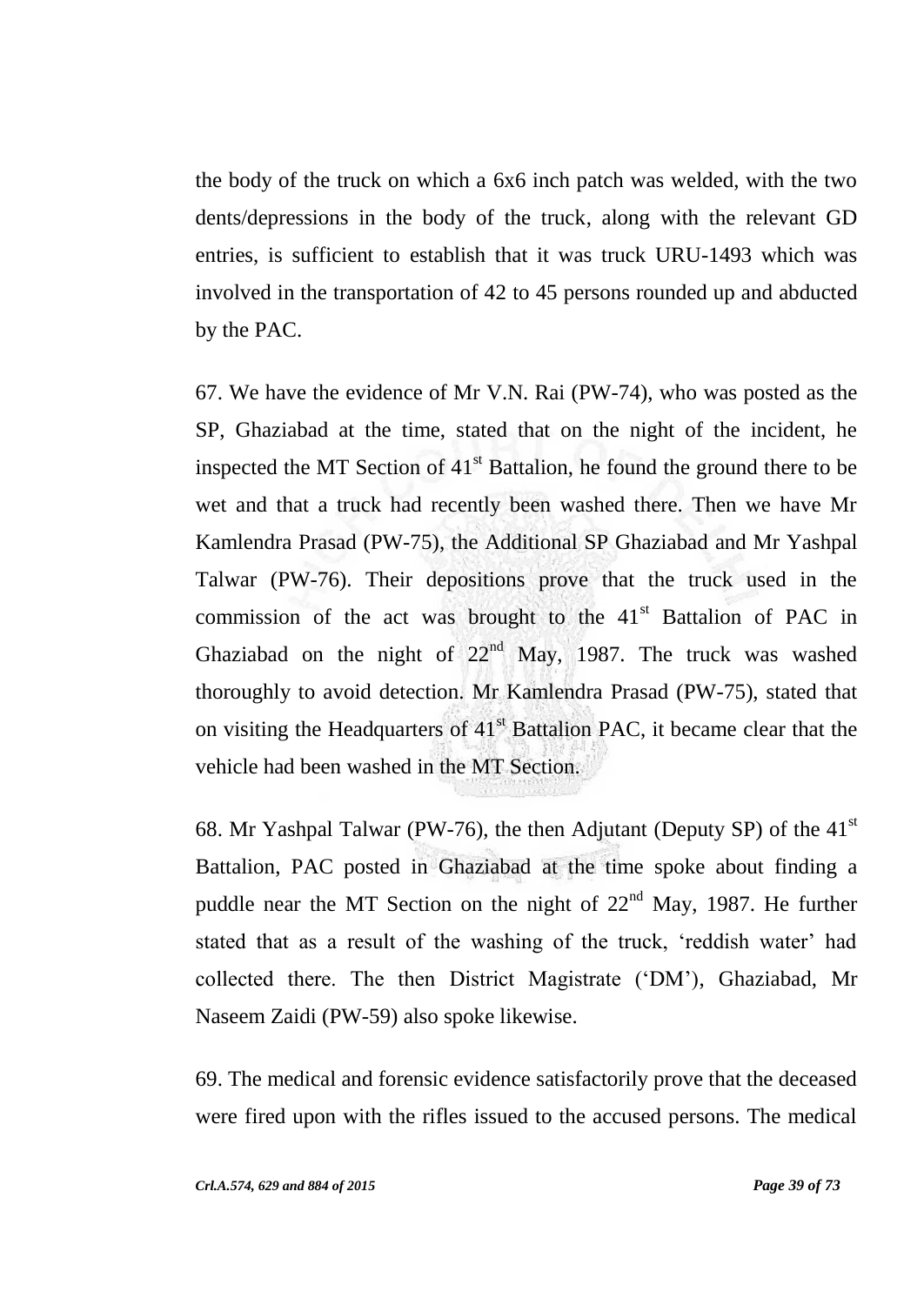the body of the truck on which a 6x6 inch patch was welded, with the two dents/depressions in the body of the truck, along with the relevant GD entries, is sufficient to establish that it was truck URU-1493 which was involved in the transportation of 42 to 45 persons rounded up and abducted by the PAC.

67. We have the evidence of Mr V.N. Rai (PW-74), who was posted as the SP, Ghaziabad at the time, stated that on the night of the incident, he inspected the MT Section of 41st Battalion, he found the ground there to be wet and that a truck had recently been washed there. Then we have Mr Kamlendra Prasad (PW-75), the Additional SP Ghaziabad and Mr Yashpal Talwar (PW-76). Their depositions prove that the truck used in the commission of the act was brought to the 41st Battalion of PAC in Ghaziabad on the night of 22nd May, 1987. The truck was washed thoroughly to avoid detection. Mr Kamlendra Prasad (PW-75), stated that on visiting the Headquarters of 41st Battalion PAC, it became clear that the vehicle had been washed in the MT Section.

68. Mr Yashpal Talwar (PW-76), the then Adjutant (Deputy SP) of the 41st Battalion, PAC posted in Ghaziabad at the time spoke about finding a puddle near the MT Section on the night of 22nd May, 1987. He further stated that as a result of the washing of the truck, 'reddish water' had collected there. The then District Magistrate ('DM'), Ghaziabad, Mr Naseem Zaidi (PW-59) also spoke likewise.

69. The medical and forensic evidence satisfactorily prove that the deceased were fired upon with the rifles issued to the accused persons. The medical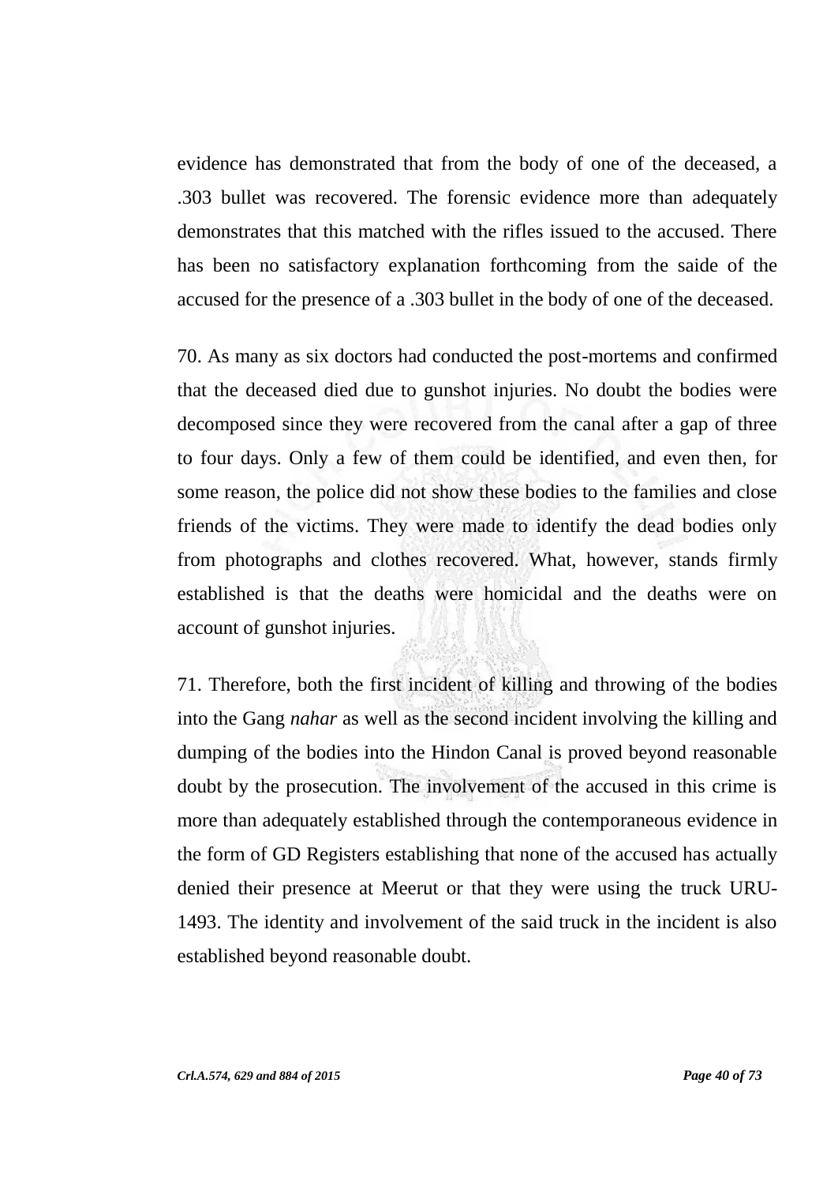evidence has demonstrated that from the body of one of the deceased, a .303 bullet was recovered. The forensic evidence more than adequately demonstrates that this matched with the rifles issued to the accused. There has been no satisfactory explanation forthcoming from the saide of the accused for the presence of a .303 bullet in the body of one of the deceased.

70. As many as six doctors had conducted the post-mortems and confirmed that the deceased died due to gunshot injuries. No doubt the bodies were decomposed since they were recovered from the canal after a gap of three to four days. Only a few of them could be identified, and even then, for some reason, the police did not show these bodies to the families and close friends of the victims. They were made to identify the dead bodies only from photographs and clothes recovered. What, however, stands firmly established is that the deaths were homicidal and the deaths were on account of gunshot injuries.

71. Therefore, both the first incident of killing and throwing of the bodies into the Gang *nahar* as well as the second incident involving the killing and dumping of the bodies into the Hindon Canal is proved beyond reasonable doubt by the prosecution. The involvement of the accused in this crime is more than adequately established through the contemporaneous evidence in the form of GD Registers establishing that none of the accused has actually denied their presence at Meerut or that they were using the truck URU-1493. The identity and involvement of the said truck in the incident is also established beyond reasonable doubt.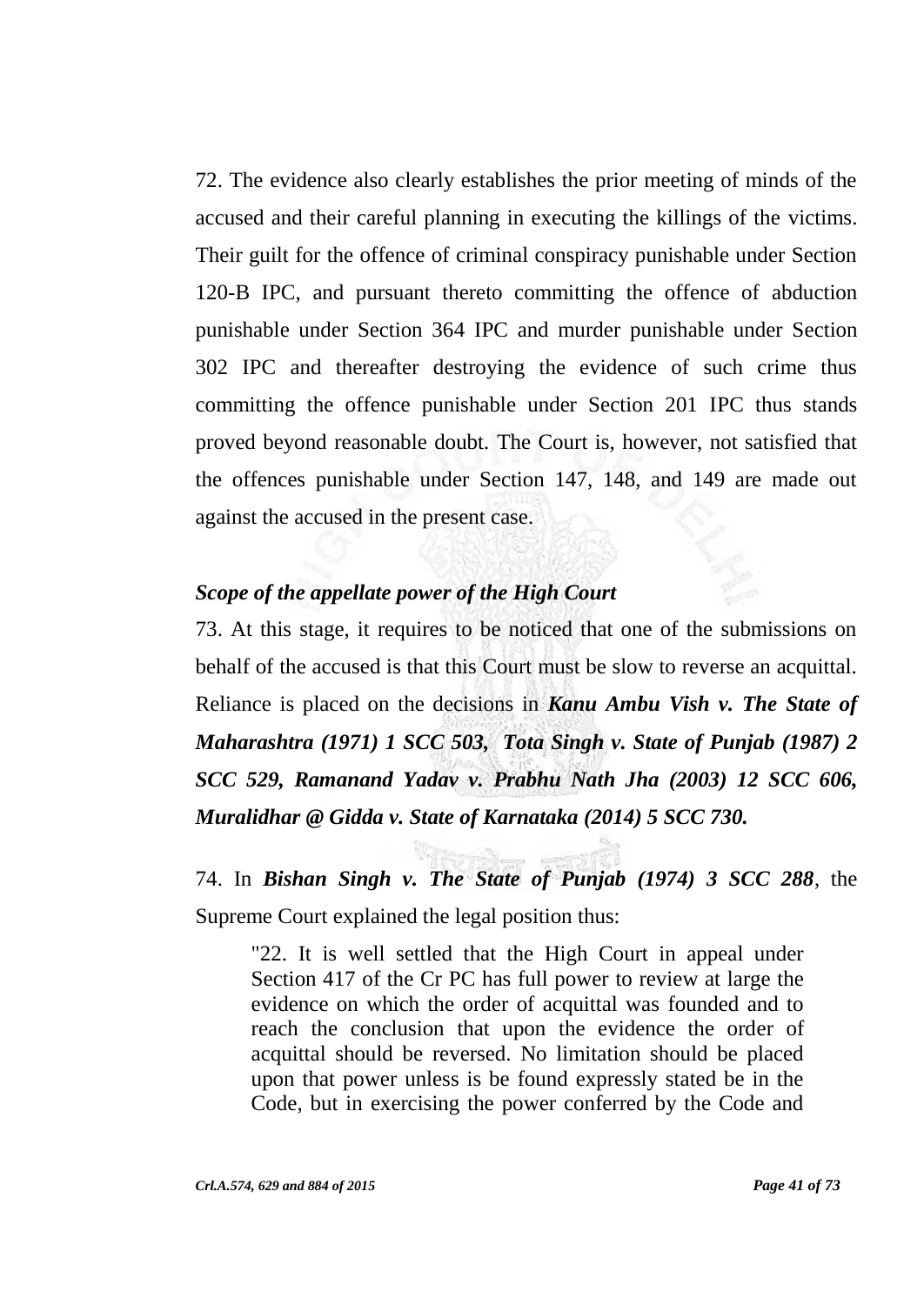72. The evidence also clearly establishes the prior meeting of minds of the accused and their careful planning in executing the killings of the victims. Their guilt for the offence of criminal conspiracy punishable under Section 120-B IPC, and pursuant thereto committing the offence of abduction punishable under Section 364 IPC and murder punishable under Section 302 IPC and thereafter destroying the evidence of such crime thus committing the offence punishable under Section 201 IPC thus stands proved beyond reasonable doubt. The Court is, however, not satisfied that the offences punishable under Section 147, 148, and 149 are made out against the accused in the present case.

### *Scope of the appellate power of the High Court*

73. At this stage, it requires to be noticed that one of the submissions on behalf of the accused is that this Court must be slow to reverse an acquittal. Reliance is placed on the decisions in ***Kanu Ambu Vish v. The State of Maharashtra (1971) 1 SCC 503, Tota Singh v. State of Punjab (1987) 2 SCC 529, Ramanand Yadav v. Prabhu Nath Jha (2003) 12 SCC 606, Muralidhar @ Gidda v. State of Karnataka (2014) 5 SCC 730.***

74. In ***Bishan Singh v. The State of Punjab (1974) 3 SCC 288***, the Supreme Court explained the legal position thus:

> "22. It is well settled that the High Court in appeal under Section 417 of the Cr PC has full power to review at large the evidence on which the order of acquittal was founded and to reach the conclusion that upon the evidence the order of acquittal should be reversed. No limitation should be placed upon that power unless is be found expressly stated be in the Code, but in exercising the power conferred by the Code and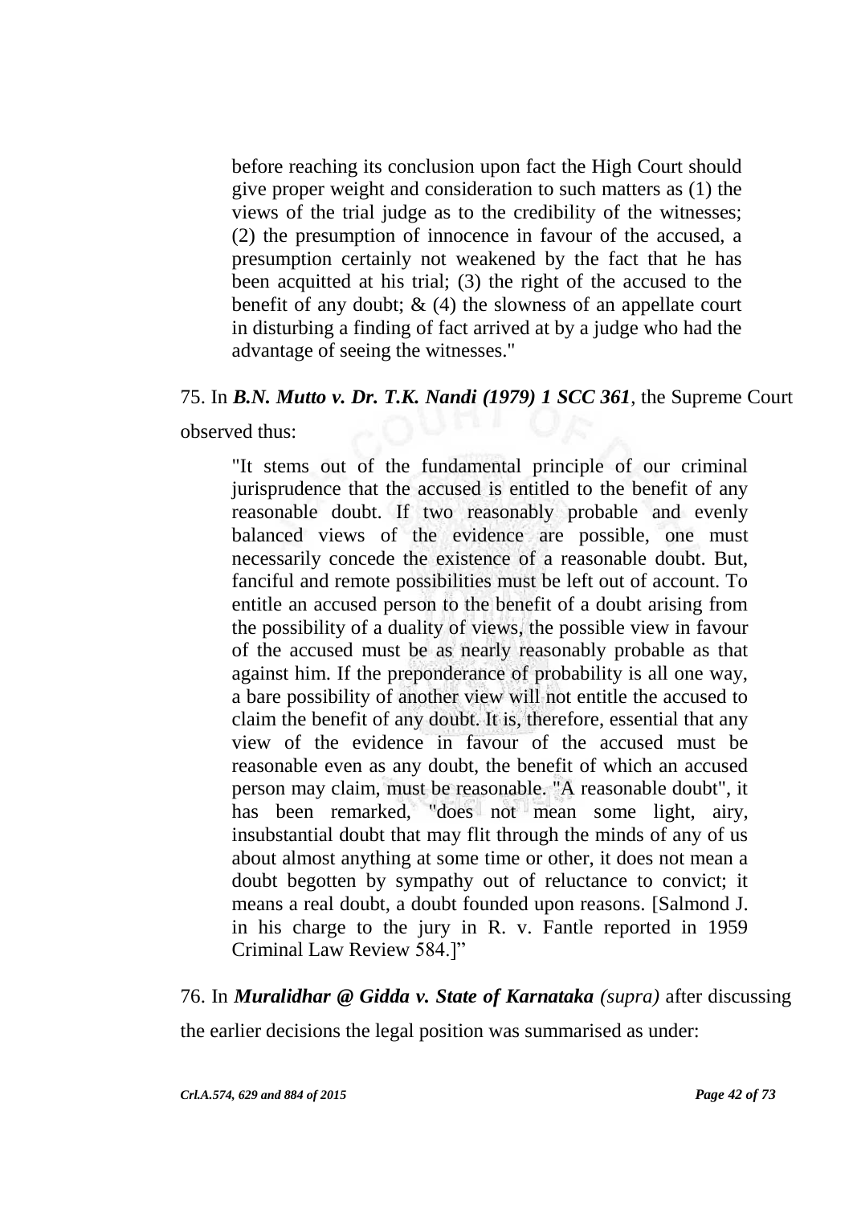> before reaching its conclusion upon fact the High Court should give proper weight and consideration to such matters as (1) the views of the trial judge as to the credibility of the witnesses; (2) the presumption of innocence in favour of the accused, a presumption certainly not weakened by the fact that he has been acquitted at his trial; (3) the right of the accused to the benefit of any doubt; & (4) the slowness of an appellate court in disturbing a finding of fact arrived at by a judge who had the advantage of seeing the witnesses."

75. In ***B.N. Mutto v. Dr. T.K. Nandi (1979) 1 SCC 361***, the Supreme Court observed thus:

> "It stems out of the fundamental principle of our criminal jurisprudence that the accused is entitled to the benefit of any reasonable doubt. If two reasonably probable and evenly balanced views of the evidence are possible, one must necessarily concede the existence of a reasonable doubt. But, fanciful and remote possibilities must be left out of account. To entitle an accused person to the benefit of a doubt arising from the possibility of a duality of views, the possible view in favour of the accused must be as nearly reasonably probable as that against him. If the preponderance of probability is all one way, a bare possibility of another view will not entitle the accused to claim the benefit of any doubt. It is, therefore, essential that any view of the evidence in favour of the accused must be reasonable even as any doubt, the benefit of which an accused person may claim, must be reasonable. "A reasonable doubt", it has been remarked, "does not mean some light, airy, insubstantial doubt that may flit through the minds of any of us about almost anything at some time or other, it does not mean a doubt begotten by sympathy out of reluctance to convict; it means a real doubt, a doubt founded upon reasons. [Salmond J. in his charge to the jury in R. v. Fantle reported in 1959 Criminal Law Review 584.]"

76. In ***Muralidhar @ Gidda v. State of Karnataka*** *(supra)* after discussing the earlier decisions the legal position was summarised as under: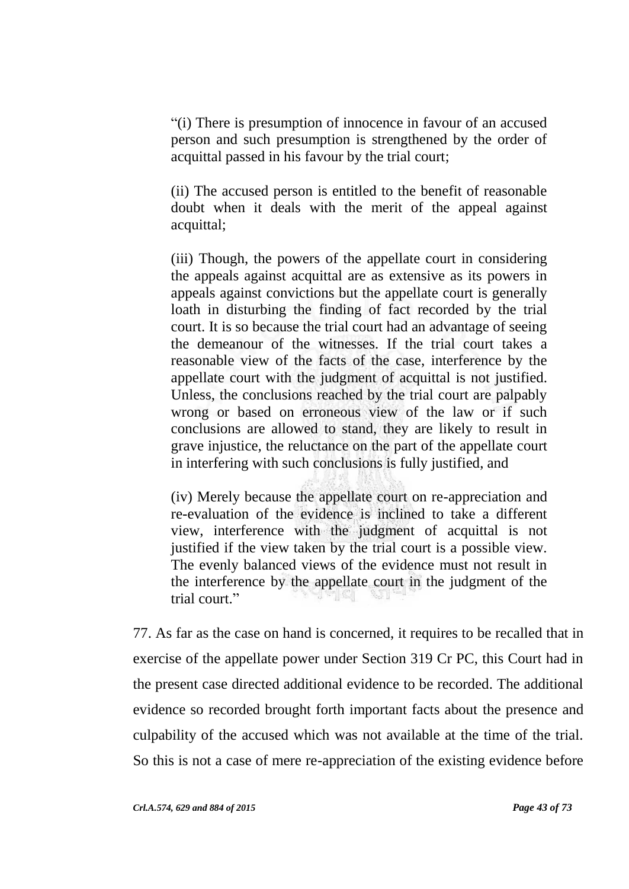> "(i) There is presumption of innocence in favour of an accused person and such presumption is strengthened by the order of acquittal passed in his favour by the trial court;
>
> (ii) The accused person is entitled to the benefit of reasonable doubt when it deals with the merit of the appeal against acquittal;
>
> (iii) Though, the powers of the appellate court in considering the appeals against acquittal are as extensive as its powers in appeals against convictions but the appellate court is generally loath in disturbing the finding of fact recorded by the trial court. It is so because the trial court had an advantage of seeing the demeanour of the witnesses. If the trial court takes a reasonable view of the facts of the case, interference by the appellate court with the judgment of acquittal is not justified. Unless, the conclusions reached by the trial court are palpably wrong or based on erroneous view of the law or if such conclusions are allowed to stand, they are likely to result in grave injustice, the reluctance on the part of the appellate court in interfering with such conclusions is fully justified, and
>
> (iv) Merely because the appellate court on re-appreciation and re-evaluation of the evidence is inclined to take a different view, interference with the judgment of acquittal is not justified if the view taken by the trial court is a possible view. The evenly balanced views of the evidence must not result in the interference by the appellate court in the judgment of the trial court."

77. As far as the case on hand is concerned, it requires to be recalled that in exercise of the appellate power under Section 319 Cr PC, this Court had in the present case directed additional evidence to be recorded. The additional evidence so recorded brought forth important facts about the presence and culpability of the accused which was not available at the time of the trial. So this is not a case of mere re-appreciation of the existing evidence before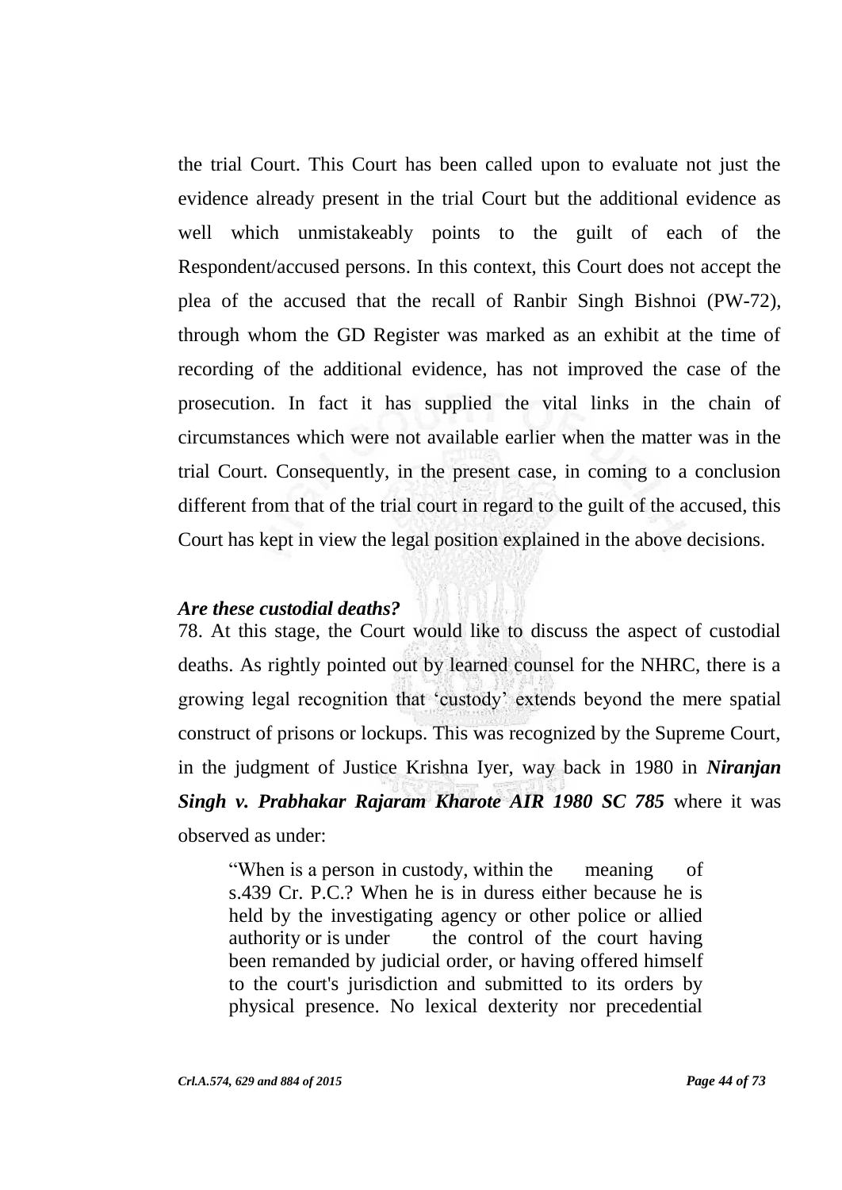the trial Court. This Court has been called upon to evaluate not just the evidence already present in the trial Court but the additional evidence as well which unmistakeably points to the guilt of each of the Respondent/accused persons. In this context, this Court does not accept the plea of the accused that the recall of Ranbir Singh Bishnoi (PW-72), through whom the GD Register was marked as an exhibit at the time of recording of the additional evidence, has not improved the case of the prosecution. In fact it has supplied the vital links in the chain of circumstances which were not available earlier when the matter was in the trial Court. Consequently, in the present case, in coming to a conclusion different from that of the trial court in regard to the guilt of the accused, this Court has kept in view the legal position explained in the above decisions.

***Are these custodial deaths?***

78. At this stage, the Court would like to discuss the aspect of custodial deaths. As rightly pointed out by learned counsel for the NHRC, there is a growing legal recognition that 'custody' extends beyond the mere spatial construct of prisons or lockups. This was recognized by the Supreme Court, in the judgment of Justice Krishna Iyer, way back in 1980 in ***Niranjan Singh v. Prabhakar Rajaram Kharote AIR 1980 SC 785*** where it was observed as under:

> "When is a person in custody, within the meaning of s.439 Cr. P.C.? When he is in duress either because he is held by the investigating agency or other police or allied authority or is under the control of the court having been remanded by judicial order, or having offered himself to the court's jurisdiction and submitted to its orders by physical presence. No lexical dexterity nor precedential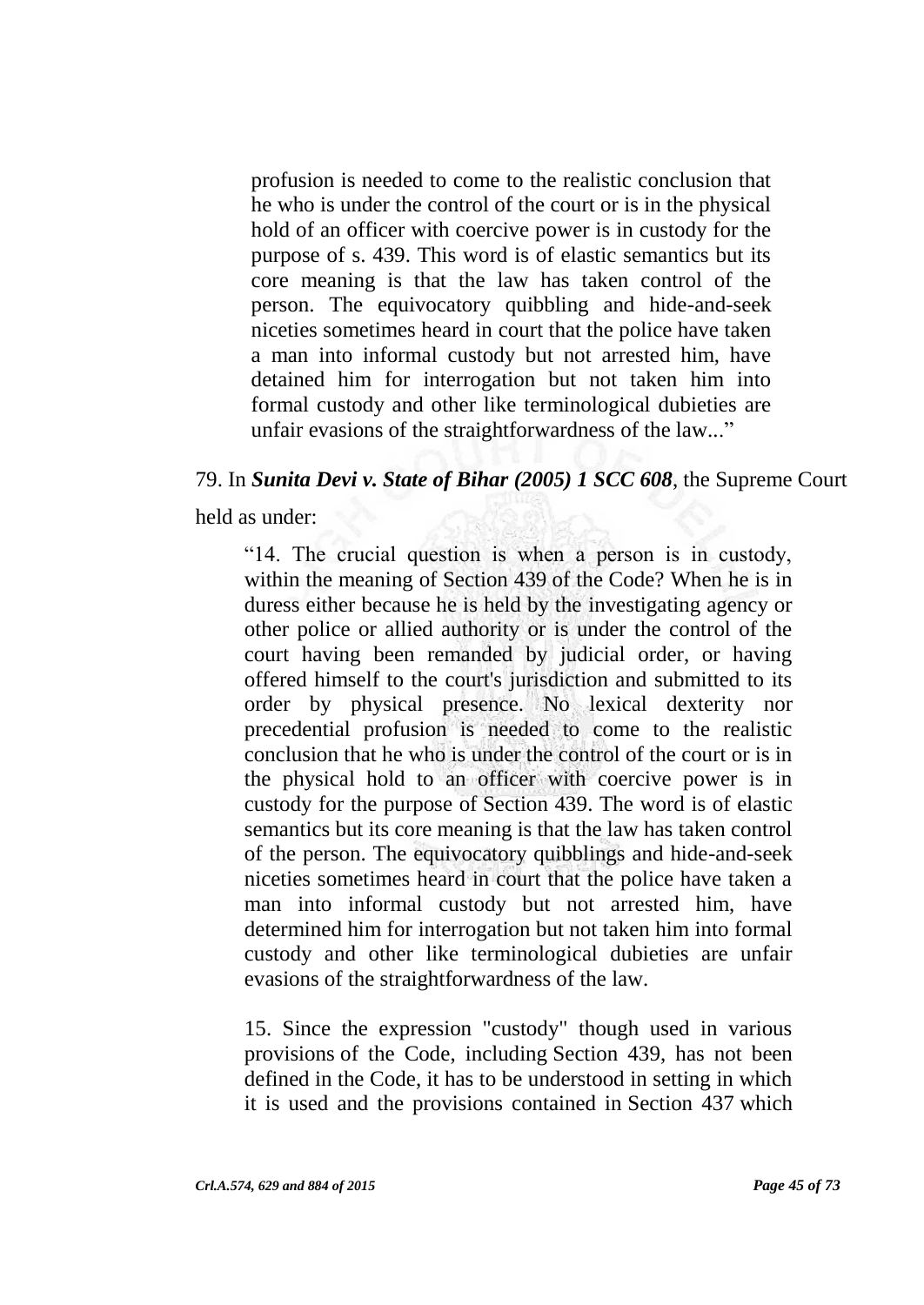profusion is needed to come to the realistic conclusion that he who is under the control of the court or is in the physical hold of an officer with coercive power is in custody for the purpose of s. 439. This word is of elastic semantics but its core meaning is that the law has taken control of the person. The equivocatory quibbling and hide-and-seek niceties sometimes heard in court that the police have taken a man into informal custody but not arrested him, have detained him for interrogation but not taken him into formal custody and other like terminological dubieties are unfair evasions of the straightforwardness of the law..."

79. In ***Sunita Devi v. State of Bihar (2005) 1 SCC 608***, the Supreme Court held as under:

> "14. The crucial question is when a person is in custody, within the meaning of Section 439 of the Code? When he is in duress either because he is held by the investigating agency or other police or allied authority or is under the control of the court having been remanded by judicial order, or having offered himself to the court's jurisdiction and submitted to its order by physical presence. No lexical dexterity nor precedential profusion is needed to come to the realistic conclusion that he who is under the control of the court or is in the physical hold to an officer with coercive power is in custody for the purpose of Section 439. The word is of elastic semantics but its core meaning is that the law has taken control of the person. The equivocatory quibblings and hide-and-seek niceties sometimes heard in court that the police have taken a man into informal custody but not arrested him, have determined him for interrogation but not taken him into formal custody and other like terminological dubieties are unfair evasions of the straightforwardness of the law.
>
> 15. Since the expression "custody" though used in various provisions of the Code, including Section 439, has not been defined in the Code, it has to be understood in setting in which it is used and the provisions contained in Section 437 which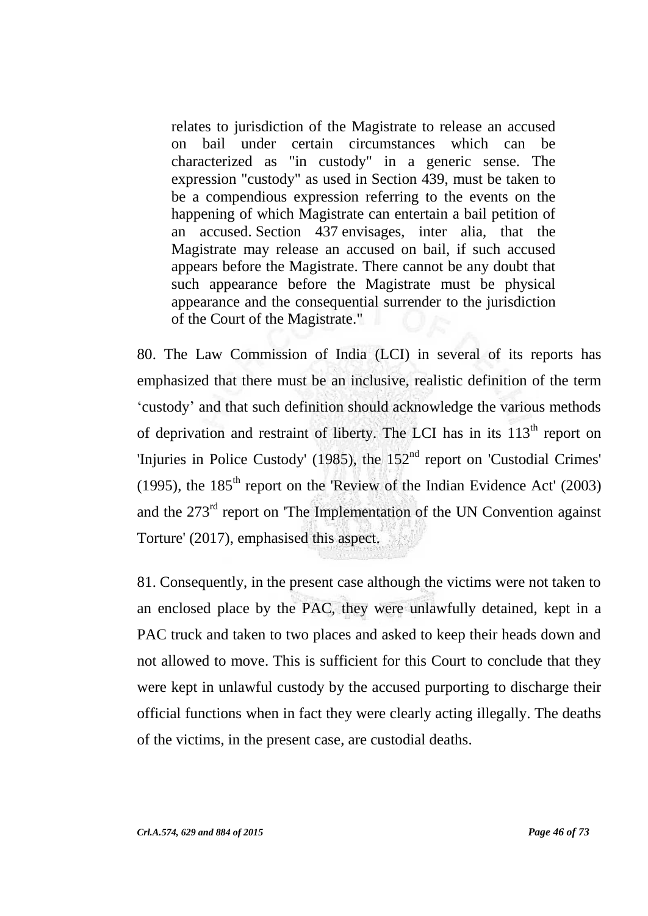> relates to jurisdiction of the Magistrate to release an accused on bail under certain circumstances which can be characterized as "in custody" in a generic sense. The expression "custody" as used in Section 439, must be taken to be a compendious expression referring to the events on the happening of which Magistrate can entertain a bail petition of an accused. Section 437 envisages, inter alia, that the Magistrate may release an accused on bail, if such accused appears before the Magistrate. There cannot be any doubt that such appearance before the Magistrate must be physical appearance and the consequential surrender to the jurisdiction of the Court of the Magistrate."

80. The Law Commission of India (LCI) in several of its reports has emphasized that there must be an inclusive, realistic definition of the term 'custody' and that such definition should acknowledge the various methods of deprivation and restraint of liberty. The LCI has in its 113th report on 'Injuries in Police Custody' (1985), the 152nd report on 'Custodial Crimes' (1995), the 185th report on the 'Review of the Indian Evidence Act' (2003) and the 273rd report on 'The Implementation of the UN Convention against Torture' (2017), emphasised this aspect.

81. Consequently, in the present case although the victims were not taken to an enclosed place by the PAC, they were unlawfully detained, kept in a PAC truck and taken to two places and asked to keep their heads down and not allowed to move. This is sufficient for this Court to conclude that they were kept in unlawful custody by the accused purporting to discharge their official functions when in fact they were clearly acting illegally. The deaths of the victims, in the present case, are custodial deaths.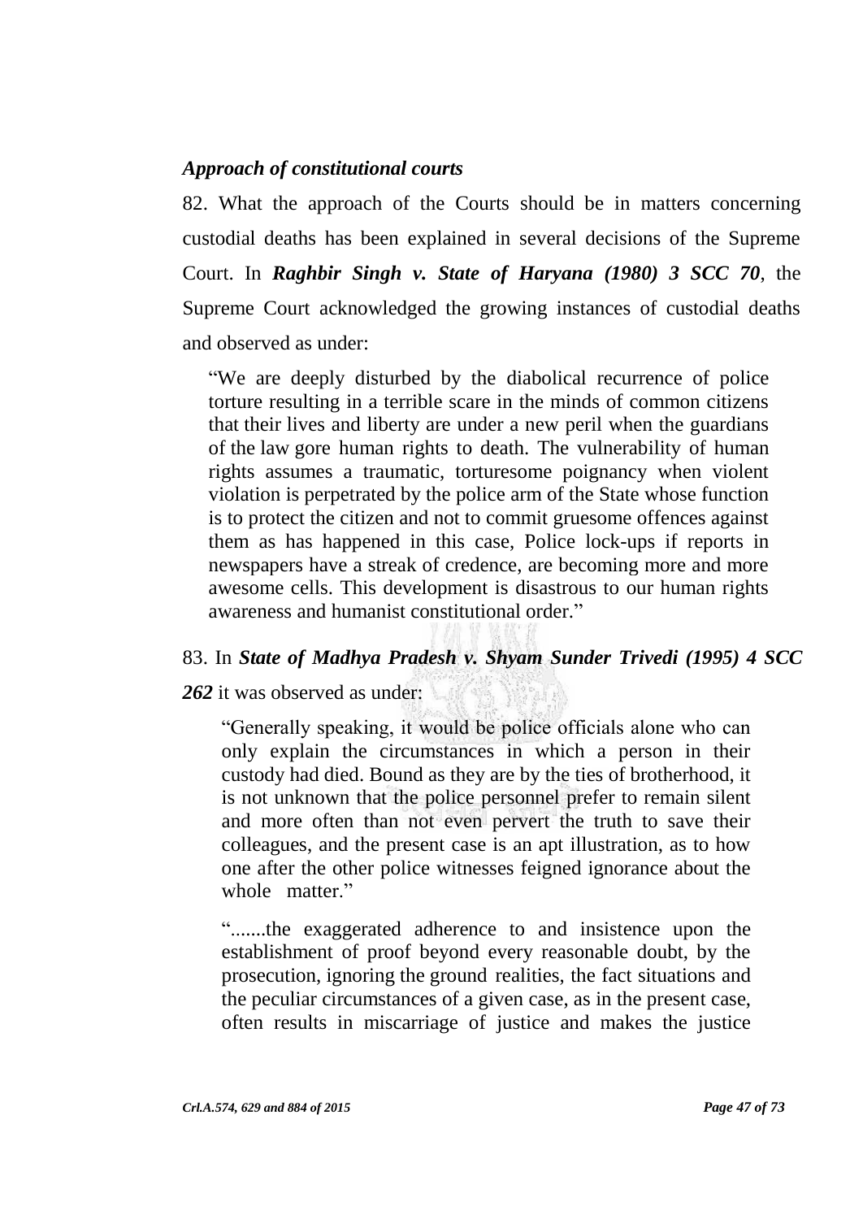### *Approach of constitutional courts*

82. What the approach of the Courts should be in matters concerning custodial deaths has been explained in several decisions of the Supreme Court. In ***Raghbir Singh v. State of Haryana (1980) 3 SCC 70***, the Supreme Court acknowledged the growing instances of custodial deaths and observed as under:

> "We are deeply disturbed by the diabolical recurrence of police torture resulting in a terrible scare in the minds of common citizens that their lives and liberty are under a new peril when the guardians of the law gore human rights to death. The vulnerability of human rights assumes a traumatic, torturesome poignancy when violent violation is perpetrated by the police arm of the State whose function is to protect the citizen and not to commit gruesome offences against them as has happened in this case, Police lock-ups if reports in newspapers have a streak of credence, are becoming more and more awesome cells. This development is disastrous to our human rights awareness and humanist constitutional order."

83. In ***State of Madhya Pradesh v. Shyam Sunder Trivedi (1995) 4 SCC 262*** it was observed as under:

> "Generally speaking, it would be police officials alone who can only explain the circumstances in which a person in their custody had died. Bound as they are by the ties of brotherhood, it is not unknown that the police personnel prefer to remain silent and more often than not even pervert the truth to save their colleagues, and the present case is an apt illustration, as to how one after the other police witnesses feigned ignorance about the whole matter."
>
> ".......the exaggerated adherence to and insistence upon the establishment of proof beyond every reasonable doubt, by the prosecution, ignoring the ground realities, the fact situations and the peculiar circumstances of a given case, as in the present case, often results in miscarriage of justice and makes the justice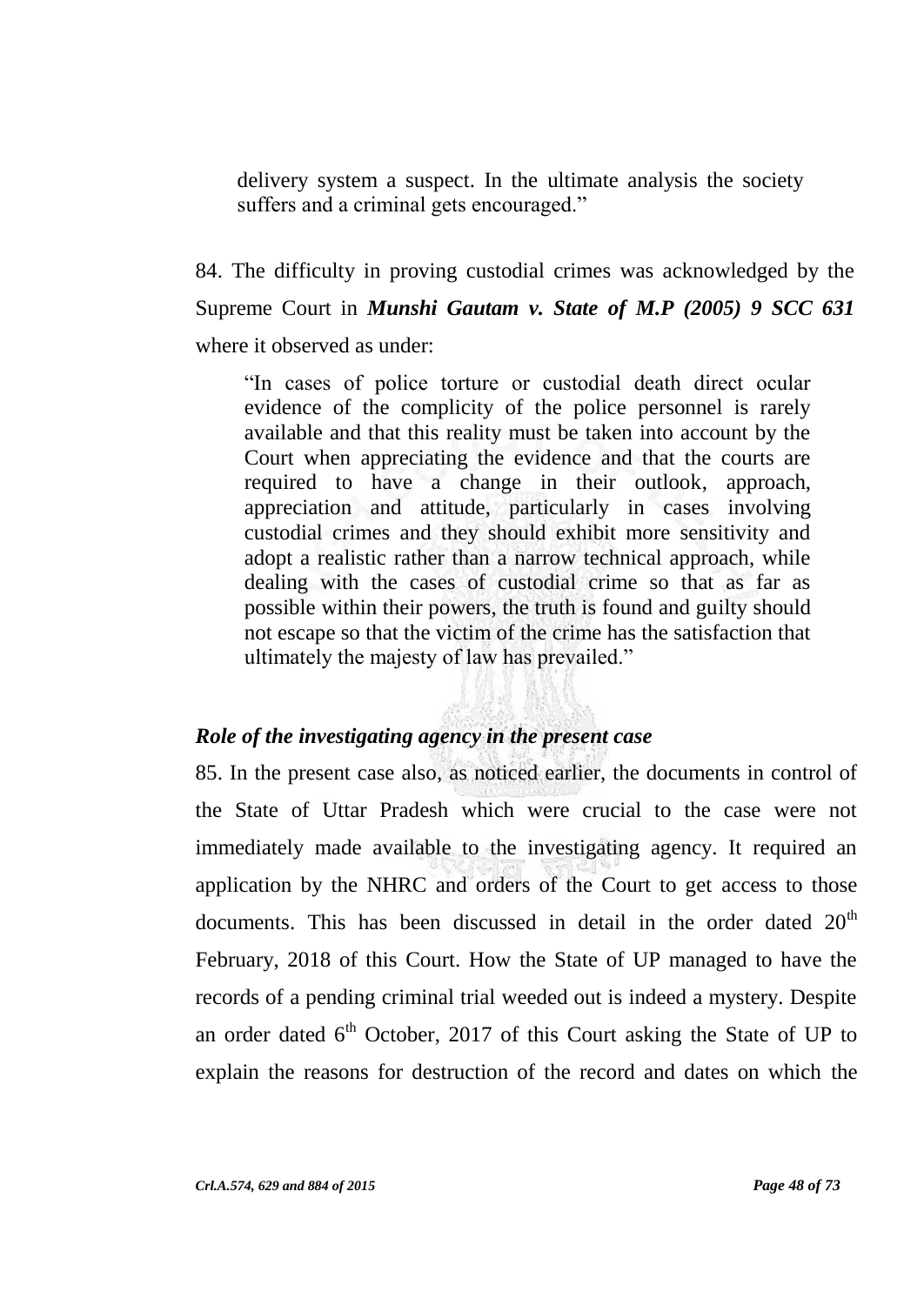delivery system a suspect. In the ultimate analysis the society suffers and a criminal gets encouraged."

84. The difficulty in proving custodial crimes was acknowledged by the Supreme Court in ***Munshi Gautam v. State of M.P (2005) 9 SCC 631*** where it observed as under:

> "In cases of police torture or custodial death direct ocular evidence of the complicity of the police personnel is rarely available and that this reality must be taken into account by the Court when appreciating the evidence and that the courts are required to have a change in their outlook, approach, appreciation and attitude, particularly in cases involving custodial crimes and they should exhibit more sensitivity and adopt a realistic rather than a narrow technical approach, while dealing with the cases of custodial crime so that as far as possible within their powers, the truth is found and guilty should not escape so that the victim of the crime has the satisfaction that ultimately the majesty of law has prevailed."

### *Role of the investigating agency in the present case*

85. In the present case also, as noticed earlier, the documents in control of the State of Uttar Pradesh which were crucial to the case were not immediately made available to the investigating agency. It required an application by the NHRC and orders of the Court to get access to those documents. This has been discussed in detail in the order dated 20th February, 2018 of this Court. How the State of UP managed to have the records of a pending criminal trial weeded out is indeed a mystery. Despite an order dated 6th October, 2017 of this Court asking the State of UP to explain the reasons for destruction of the record and dates on which the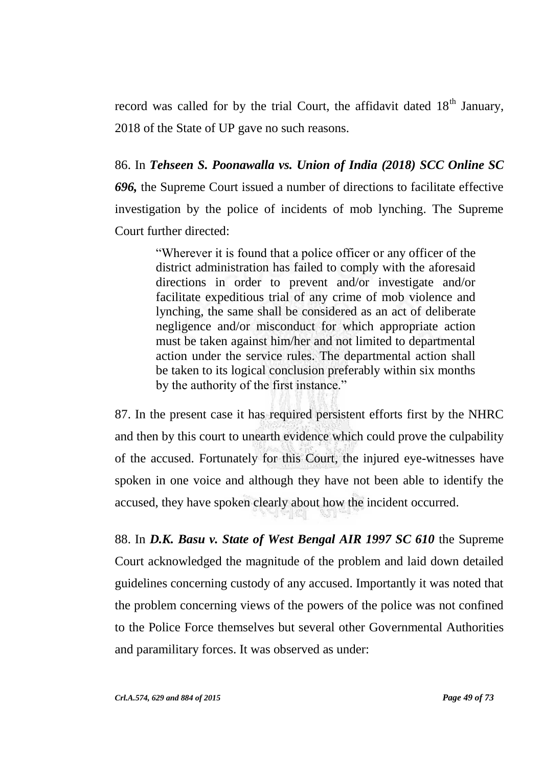record was called for by the trial Court, the affidavit dated 18th January, 2018 of the State of UP gave no such reasons.

86. In ***Tehseen S. Poonawalla vs. Union of India (2018) SCC Online SC 696,*** the Supreme Court issued a number of directions to facilitate effective investigation by the police of incidents of mob lynching. The Supreme Court further directed:

> "Wherever it is found that a police officer or any officer of the district administration has failed to comply with the aforesaid directions in order to prevent and/or investigate and/or facilitate expeditious trial of any crime of mob violence and lynching, the same shall be considered as an act of deliberate negligence and/or misconduct for which appropriate action must be taken against him/her and not limited to departmental action under the service rules. The departmental action shall be taken to its logical conclusion preferably within six months by the authority of the first instance."

87. In the present case it has required persistent efforts first by the NHRC and then by this court to unearth evidence which could prove the culpability of the accused. Fortunately for this Court, the injured eye-witnesses have spoken in one voice and although they have not been able to identify the accused, they have spoken clearly about how the incident occurred.

88. In ***D.K. Basu v. State of West Bengal AIR 1997 SC 610*** the Supreme Court acknowledged the magnitude of the problem and laid down detailed guidelines concerning custody of any accused. Importantly it was noted that the problem concerning views of the powers of the police was not confined to the Police Force themselves but several other Governmental Authorities and paramilitary forces. It was observed as under: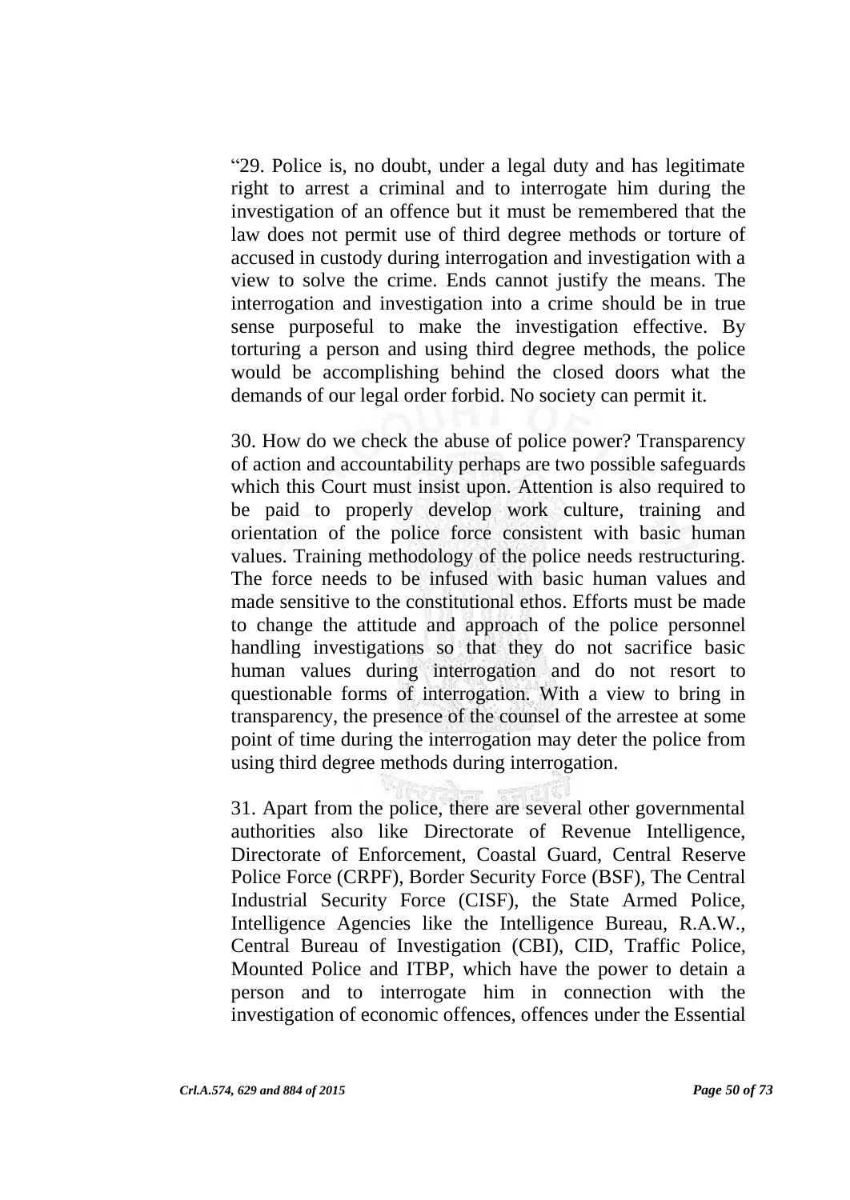"29. Police is, no doubt, under a legal duty and has legitimate right to arrest a criminal and to interrogate him during the investigation of an offence but it must be remembered that the law does not permit use of third degree methods or torture of accused in custody during interrogation and investigation with a view to solve the crime. Ends cannot justify the means. The interrogation and investigation into a crime should be in true sense purposeful to make the investigation effective. By torturing a person and using third degree methods, the police would be accomplishing behind the closed doors what the demands of our legal order forbid. No society can permit it.

30. How do we check the abuse of police power? Transparency of action and accountability perhaps are two possible safeguards which this Court must insist upon. Attention is also required to be paid to properly develop work culture, training and orientation of the police force consistent with basic human values. Training methodology of the police needs restructuring. The force needs to be infused with basic human values and made sensitive to the constitutional ethos. Efforts must be made to change the attitude and approach of the police personnel handling investigations so that they do not sacrifice basic human values during interrogation and do not resort to questionable forms of interrogation. With a view to bring in transparency, the presence of the counsel of the arrestee at some point of time during the interrogation may deter the police from using third degree methods during interrogation.

31. Apart from the police, there are several other governmental authorities also like Directorate of Revenue Intelligence, Directorate of Enforcement, Coastal Guard, Central Reserve Police Force (CRPF), Border Security Force (BSF), The Central Industrial Security Force (CISF), the State Armed Police, Intelligence Agencies like the Intelligence Bureau, R.A.W., Central Bureau of Investigation (CBI), CID, Traffic Police, Mounted Police and ITBP, which have the power to detain a person and to interrogate him in connection with the investigation of economic offences, offences under the Essential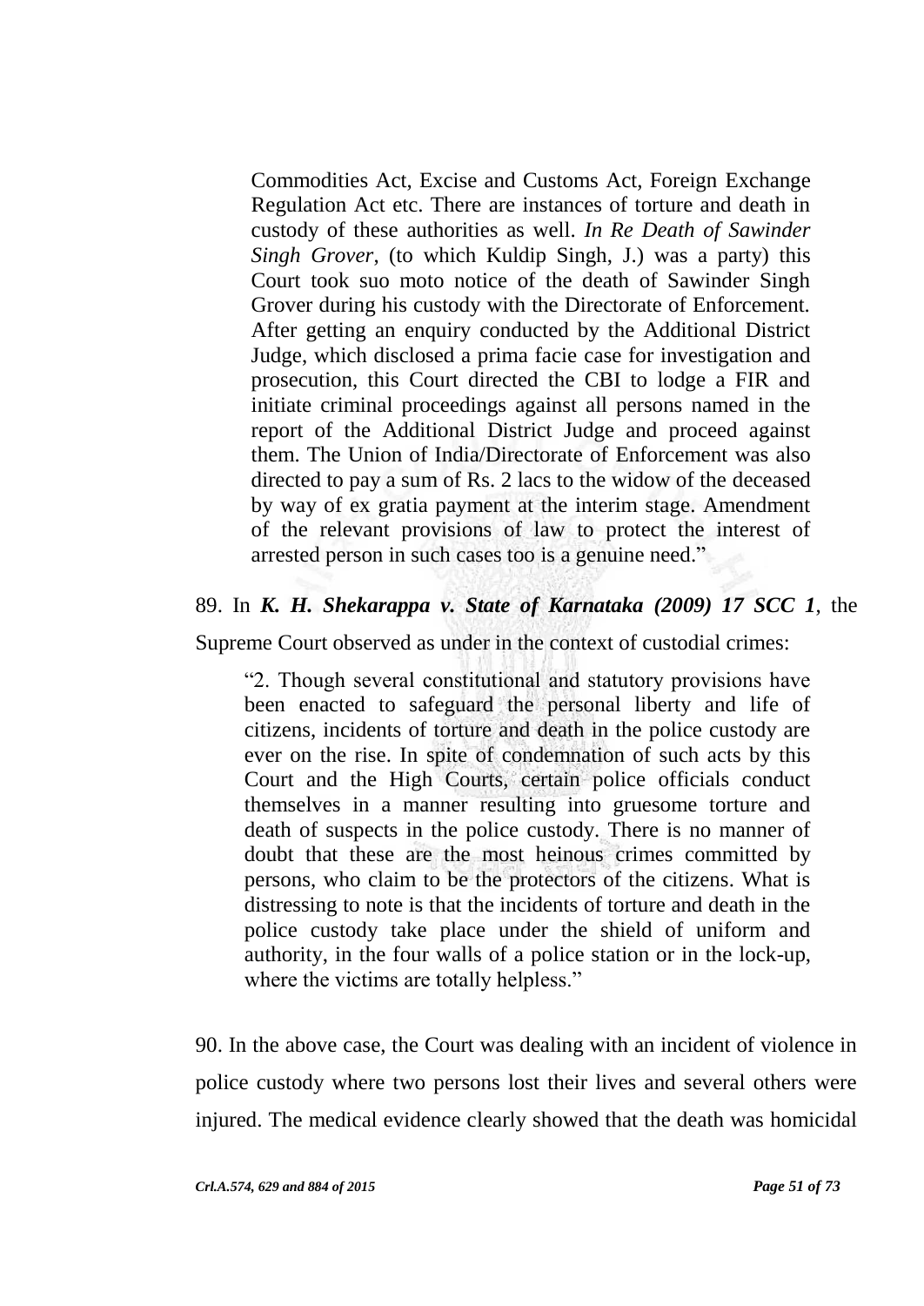> Commodities Act, Excise and Customs Act, Foreign Exchange Regulation Act etc. There are instances of torture and death in custody of these authorities as well. *In Re Death of Sawinder Singh Grover*, (to which Kuldip Singh, J.) was a party) this Court took suo moto notice of the death of Sawinder Singh Grover during his custody with the Directorate of Enforcement. After getting an enquiry conducted by the Additional District Judge, which disclosed a prima facie case for investigation and prosecution, this Court directed the CBI to lodge a FIR and initiate criminal proceedings against all persons named in the report of the Additional District Judge and proceed against them. The Union of India/Directorate of Enforcement was also directed to pay a sum of Rs. 2 lacs to the widow of the deceased by way of ex gratia payment at the interim stage. Amendment of the relevant provisions of law to protect the interest of arrested person in such cases too is a genuine need."

89. In ***K. H. Shekarappa v. State of Karnataka (2009) 17 SCC 1***, the Supreme Court observed as under in the context of custodial crimes:

> "2. Though several constitutional and statutory provisions have been enacted to safeguard the personal liberty and life of citizens, incidents of torture and death in the police custody are ever on the rise. In spite of condemnation of such acts by this Court and the High Courts, certain police officials conduct themselves in a manner resulting into gruesome torture and death of suspects in the police custody. There is no manner of doubt that these are the most heinous crimes committed by persons, who claim to be the protectors of the citizens. What is distressing to note is that the incidents of torture and death in the police custody take place under the shield of uniform and authority, in the four walls of a police station or in the lock-up, where the victims are totally helpless."

90. In the above case, the Court was dealing with an incident of violence in police custody where two persons lost their lives and several others were injured. The medical evidence clearly showed that the death was homicidal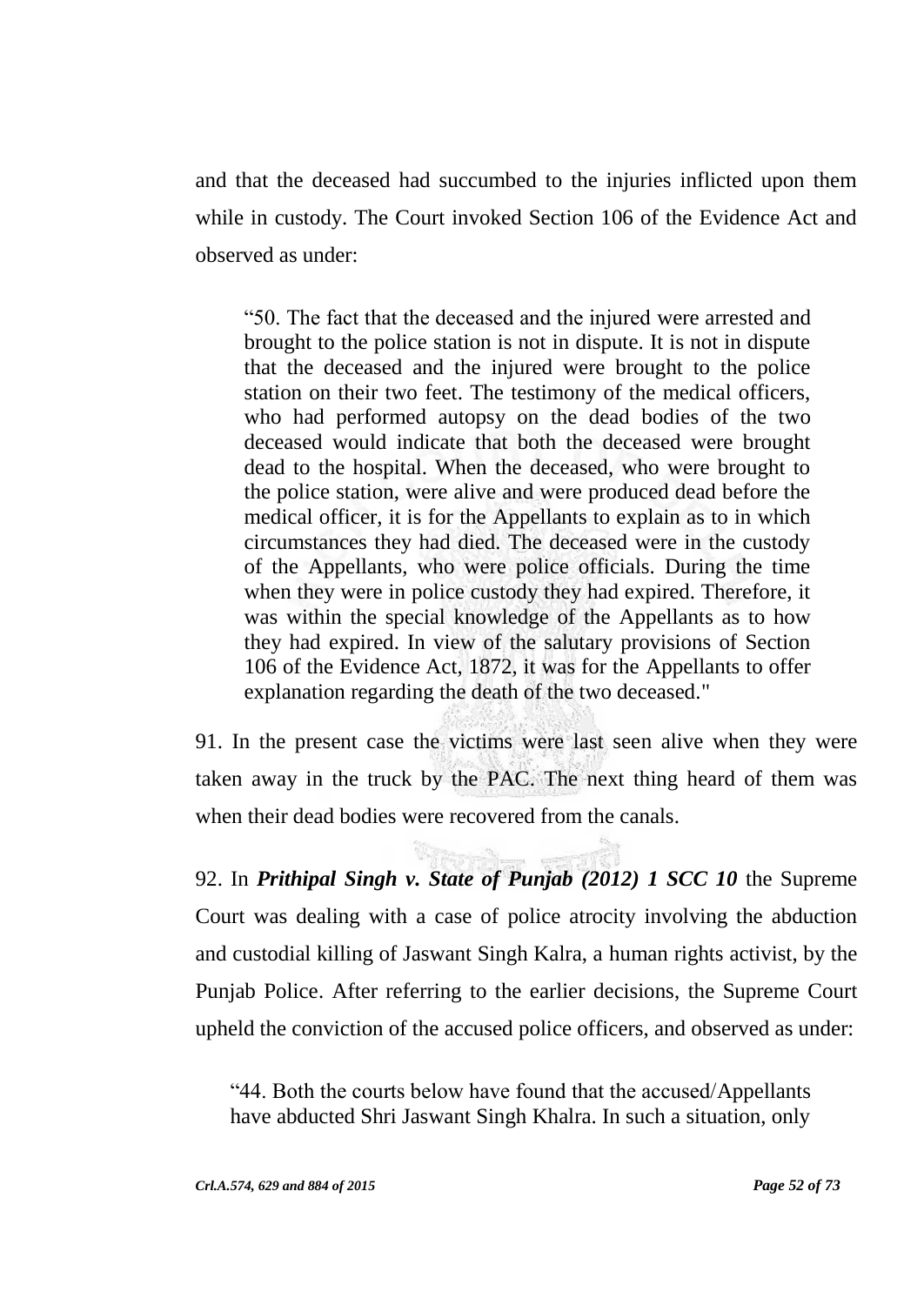and that the deceased had succumbed to the injuries inflicted upon them while in custody. The Court invoked Section 106 of the Evidence Act and observed as under:

> "50. The fact that the deceased and the injured were arrested and brought to the police station is not in dispute. It is not in dispute that the deceased and the injured were brought to the police station on their two feet. The testimony of the medical officers, who had performed autopsy on the dead bodies of the two deceased would indicate that both the deceased were brought dead to the hospital. When the deceased, who were brought to the police station, were alive and were produced dead before the medical officer, it is for the Appellants to explain as to in which circumstances they had died. The deceased were in the custody of the Appellants, who were police officials. During the time when they were in police custody they had expired. Therefore, it was within the special knowledge of the Appellants as to how they had expired. In view of the salutary provisions of Section 106 of the Evidence Act, 1872, it was for the Appellants to offer explanation regarding the death of the two deceased."

91. In the present case the victims were last seen alive when they were taken away in the truck by the PAC. The next thing heard of them was when their dead bodies were recovered from the canals.

92. In ***Prithipal Singh v. State of Punjab (2012) 1 SCC 10*** the Supreme Court was dealing with a case of police atrocity involving the abduction and custodial killing of Jaswant Singh Kalra, a human rights activist, by the Punjab Police. After referring to the earlier decisions, the Supreme Court upheld the conviction of the accused police officers, and observed as under:

> "44. Both the courts below have found that the accused/Appellants have abducted Shri Jaswant Singh Khalra. In such a situation, only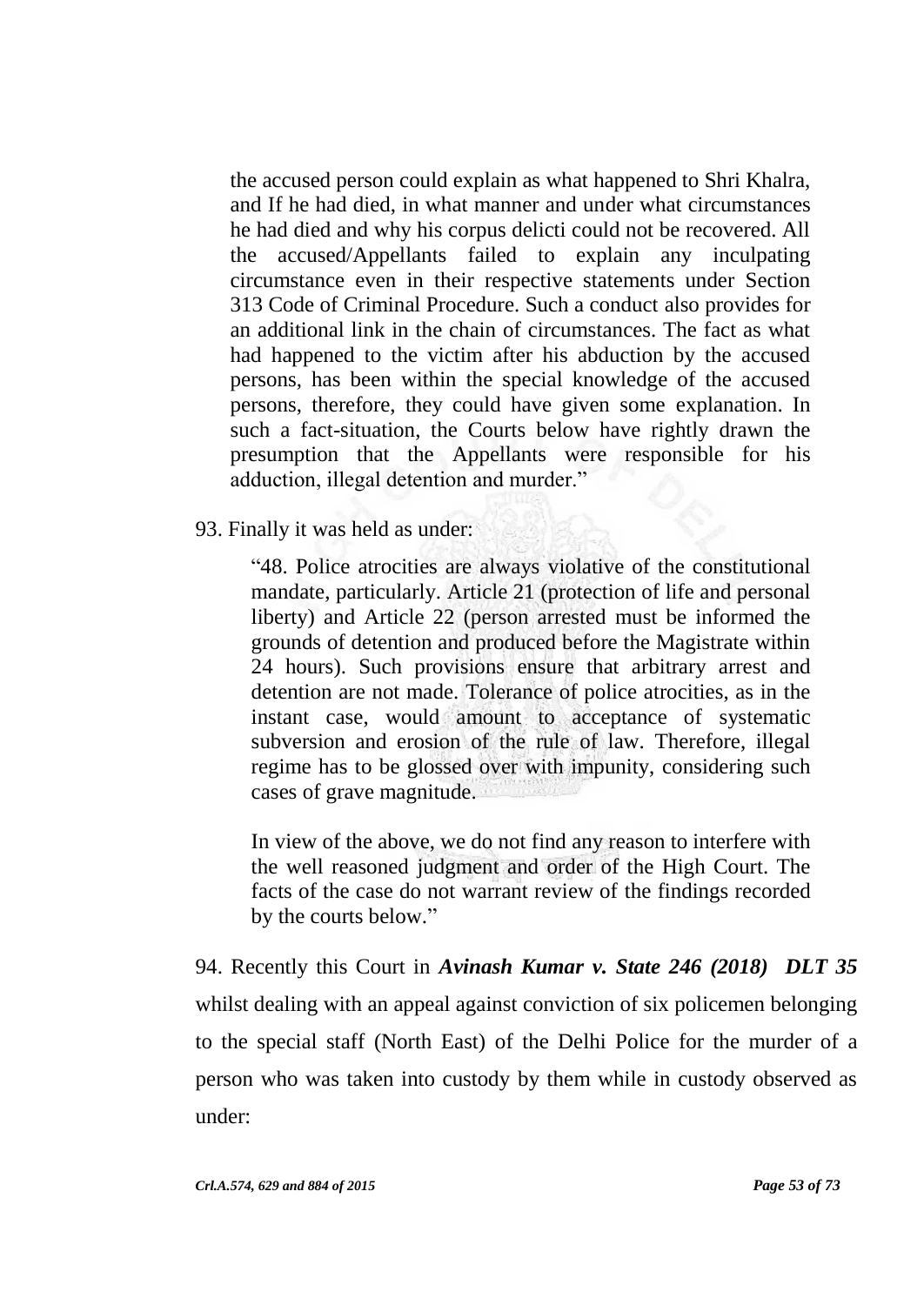> the accused person could explain as what happened to Shri Khalra, and If he had died, in what manner and under what circumstances he had died and why his corpus delicti could not be recovered. All the accused/Appellants failed to explain any inculpating circumstance even in their respective statements under Section 313 Code of Criminal Procedure. Such a conduct also provides for an additional link in the chain of circumstances. The fact as what had happened to the victim after his abduction by the accused persons, has been within the special knowledge of the accused persons, therefore, they could have given some explanation. In such a fact-situation, the Courts below have rightly drawn the presumption that the Appellants were responsible for his adduction, illegal detention and murder."

93. Finally it was held as under:

> "48. Police atrocities are always violative of the constitutional mandate, particularly. Article 21 (protection of life and personal liberty) and Article 22 (person arrested must be informed the grounds of detention and produced before the Magistrate within 24 hours). Such provisions ensure that arbitrary arrest and detention are not made. Tolerance of police atrocities, as in the instant case, would amount to acceptance of systematic subversion and erosion of the rule of law. Therefore, illegal regime has to be glossed over with impunity, considering such cases of grave magnitude.
>
> In view of the above, we do not find any reason to interfere with the well reasoned judgment and order of the High Court. The facts of the case do not warrant review of the findings recorded by the courts below."

94. Recently this Court in ***Avinash Kumar v. State 246 (2018) DLT 35*** whilst dealing with an appeal against conviction of six policemen belonging to the special staff (North East) of the Delhi Police for the murder of a person who was taken into custody by them while in custody observed as under: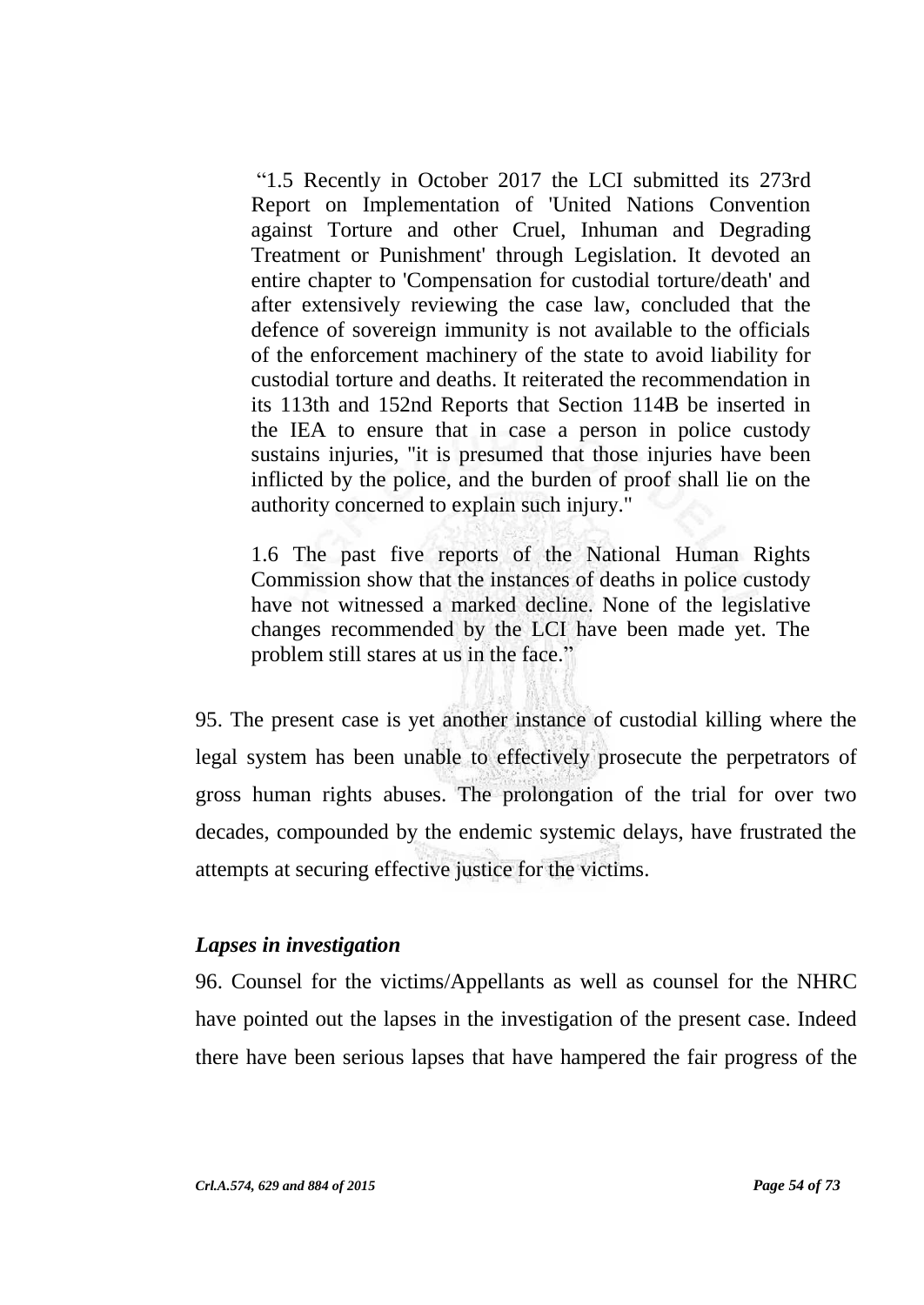> "1.5 Recently in October 2017 the LCI submitted its 273rd Report on Implementation of 'United Nations Convention against Torture and other Cruel, Inhuman and Degrading Treatment or Punishment' through Legislation. It devoted an entire chapter to 'Compensation for custodial torture/death' and after extensively reviewing the case law, concluded that the defence of sovereign immunity is not available to the officials of the enforcement machinery of the state to avoid liability for custodial torture and deaths. It reiterated the recommendation in its 113th and 152nd Reports that Section 114B be inserted in the IEA to ensure that in case a person in police custody sustains injuries, "it is presumed that those injuries have been inflicted by the police, and the burden of proof shall lie on the authority concerned to explain such injury."
>
> 1.6 The past five reports of the National Human Rights Commission show that the instances of deaths in police custody have not witnessed a marked decline. None of the legislative changes recommended by the LCI have been made yet. The problem still stares at us in the face."

95. The present case is yet another instance of custodial killing where the legal system has been unable to effectively prosecute the perpetrators of gross human rights abuses. The prolongation of the trial for over two decades, compounded by the endemic systemic delays, have frustrated the attempts at securing effective justice for the victims.

***Lapses in investigation***

96. Counsel for the victims/Appellants as well as counsel for the NHRC have pointed out the lapses in the investigation of the present case. Indeed there have been serious lapses that have hampered the fair progress of the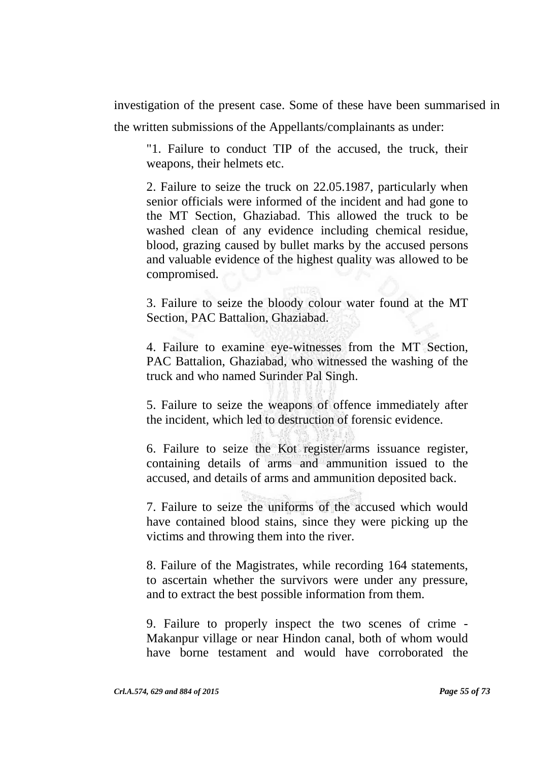investigation of the present case. Some of these have been summarised in the written submissions of the Appellants/complainants as under:

> "1. Failure to conduct TIP of the accused, the truck, their weapons, their helmets etc.
>
> 2. Failure to seize the truck on 22.05.1987, particularly when senior officials were informed of the incident and had gone to the MT Section, Ghaziabad. This allowed the truck to be washed clean of any evidence including chemical residue, blood, grazing caused by bullet marks by the accused persons and valuable evidence of the highest quality was allowed to be compromised.
>
> 3. Failure to seize the bloody colour water found at the MT Section, PAC Battalion, Ghaziabad.
>
> 4. Failure to examine eye-witnesses from the MT Section, PAC Battalion, Ghaziabad, who witnessed the washing of the truck and who named Surinder Pal Singh.
>
> 5. Failure to seize the weapons of offence immediately after the incident, which led to destruction of forensic evidence.
>
> 6. Failure to seize the Kot register/arms issuance register, containing details of arms and ammunition issued to the accused, and details of arms and ammunition deposited back.
>
> 7. Failure to seize the uniforms of the accused which would have contained blood stains, since they were picking up the victims and throwing them into the river.
>
> 8. Failure of the Magistrates, while recording 164 statements, to ascertain whether the survivors were under any pressure, and to extract the best possible information from them.
>
> 9. Failure to properly inspect the two scenes of crime - Makanpur village or near Hindon canal, both of whom would have borne testament and would have corroborated the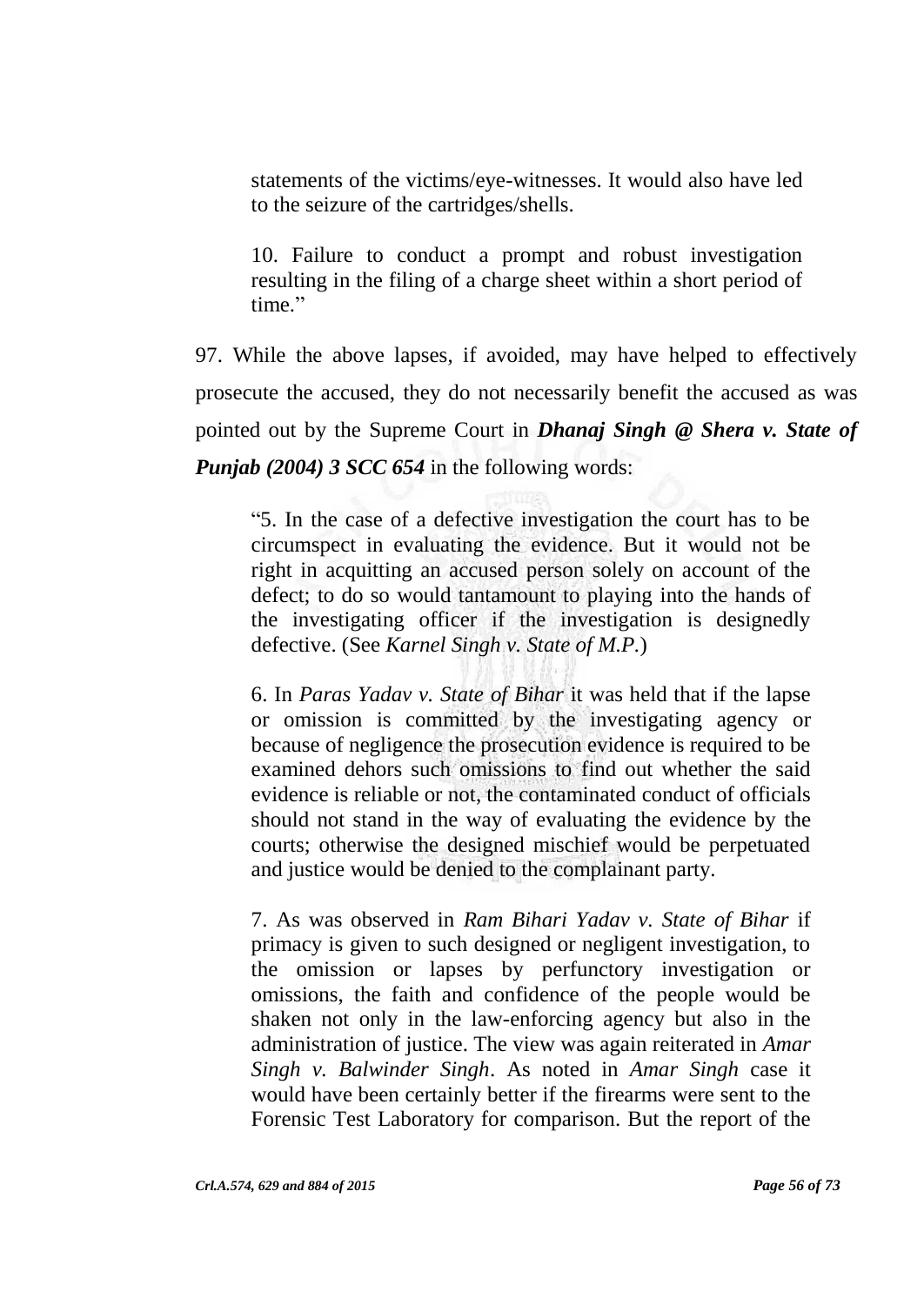> statements of the victims/eye-witnesses. It would also have led to the seizure of the cartridges/shells.
>
> 10. Failure to conduct a prompt and robust investigation resulting in the filing of a charge sheet within a short period of time."

97. While the above lapses, if avoided, may have helped to effectively prosecute the accused, they do not necessarily benefit the accused as was pointed out by the Supreme Court in ***Dhanaj Singh @ Shera v. State of Punjab (2004) 3 SCC 654*** in the following words:

> "5. In the case of a defective investigation the court has to be circumspect in evaluating the evidence. But it would not be right in acquitting an accused person solely on account of the defect; to do so would tantamount to playing into the hands of the investigating officer if the investigation is designedly defective. (See *Karnel Singh v. State of M.P.*)
>
> 6. In *Paras Yadav v. State of Bihar* it was held that if the lapse or omission is committed by the investigating agency or because of negligence the prosecution evidence is required to be examined dehors such omissions to find out whether the said evidence is reliable or not, the contaminated conduct of officials should not stand in the way of evaluating the evidence by the courts; otherwise the designed mischief would be perpetuated and justice would be denied to the complainant party.
>
> 7. As was observed in *Ram Bihari Yadav v. State of Bihar* if primacy is given to such designed or negligent investigation, to the omission or lapses by perfunctory investigation or omissions, the faith and confidence of the people would be shaken not only in the law-enforcing agency but also in the administration of justice. The view was again reiterated in *Amar Singh v. Balwinder Singh*. As noted in *Amar Singh* case it would have been certainly better if the firearms were sent to the Forensic Test Laboratory for comparison. But the report of the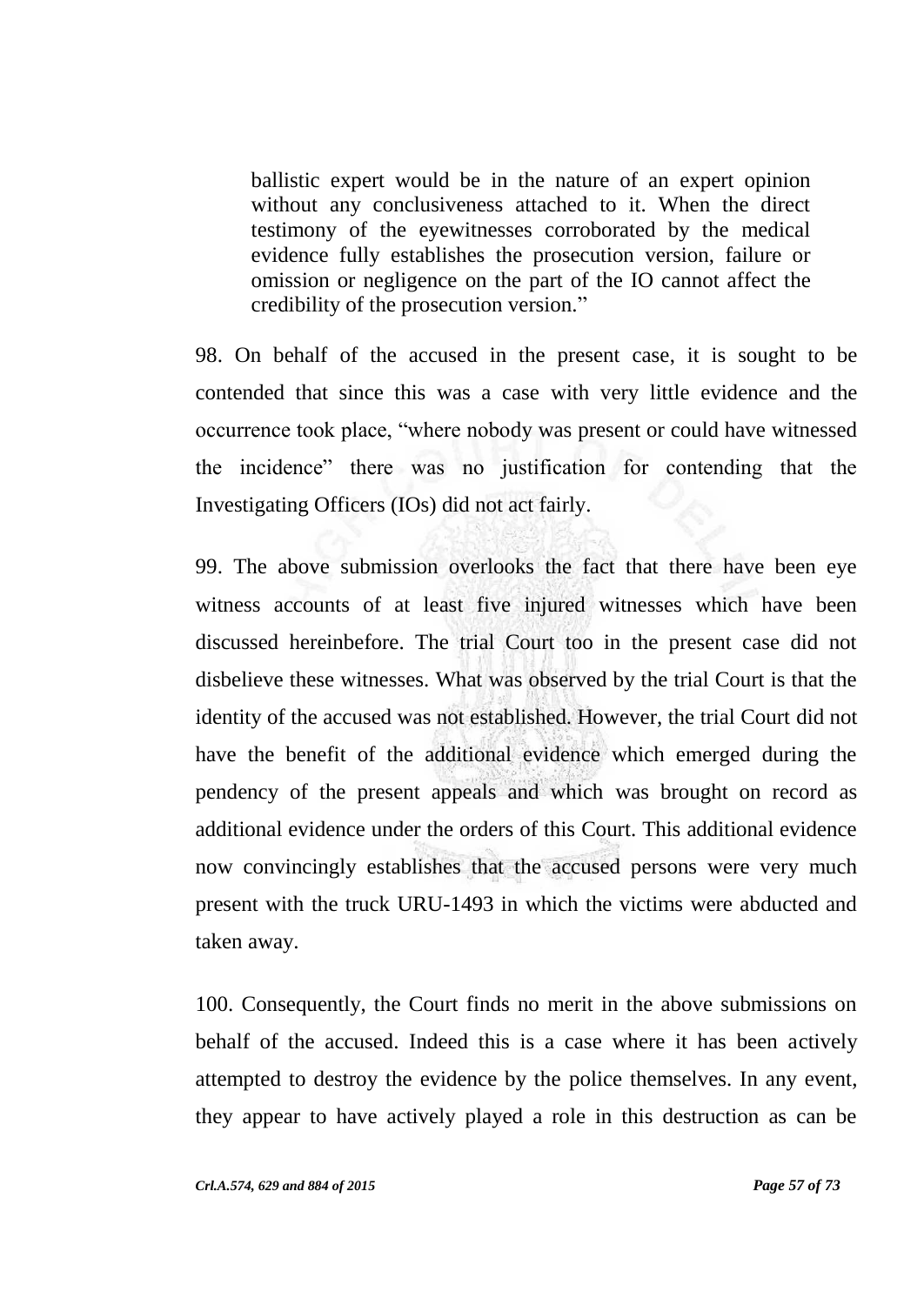> ballistic expert would be in the nature of an expert opinion without any conclusiveness attached to it. When the direct testimony of the eyewitnesses corroborated by the medical evidence fully establishes the prosecution version, failure or omission or negligence on the part of the IO cannot affect the credibility of the prosecution version."

98. On behalf of the accused in the present case, it is sought to be contended that since this was a case with very little evidence and the occurrence took place, "where nobody was present or could have witnessed the incidence" there was no justification for contending that the Investigating Officers (IOs) did not act fairly.

99. The above submission overlooks the fact that there have been eye witness accounts of at least five injured witnesses which have been discussed hereinbefore. The trial Court too in the present case did not disbelieve these witnesses. What was observed by the trial Court is that the identity of the accused was not established. However, the trial Court did not have the benefit of the additional evidence which emerged during the pendency of the present appeals and which was brought on record as additional evidence under the orders of this Court. This additional evidence now convincingly establishes that the accused persons were very much present with the truck URU-1493 in which the victims were abducted and taken away.

100. Consequently, the Court finds no merit in the above submissions on behalf of the accused. Indeed this is a case where it has been actively attempted to destroy the evidence by the police themselves. In any event, they appear to have actively played a role in this destruction as can be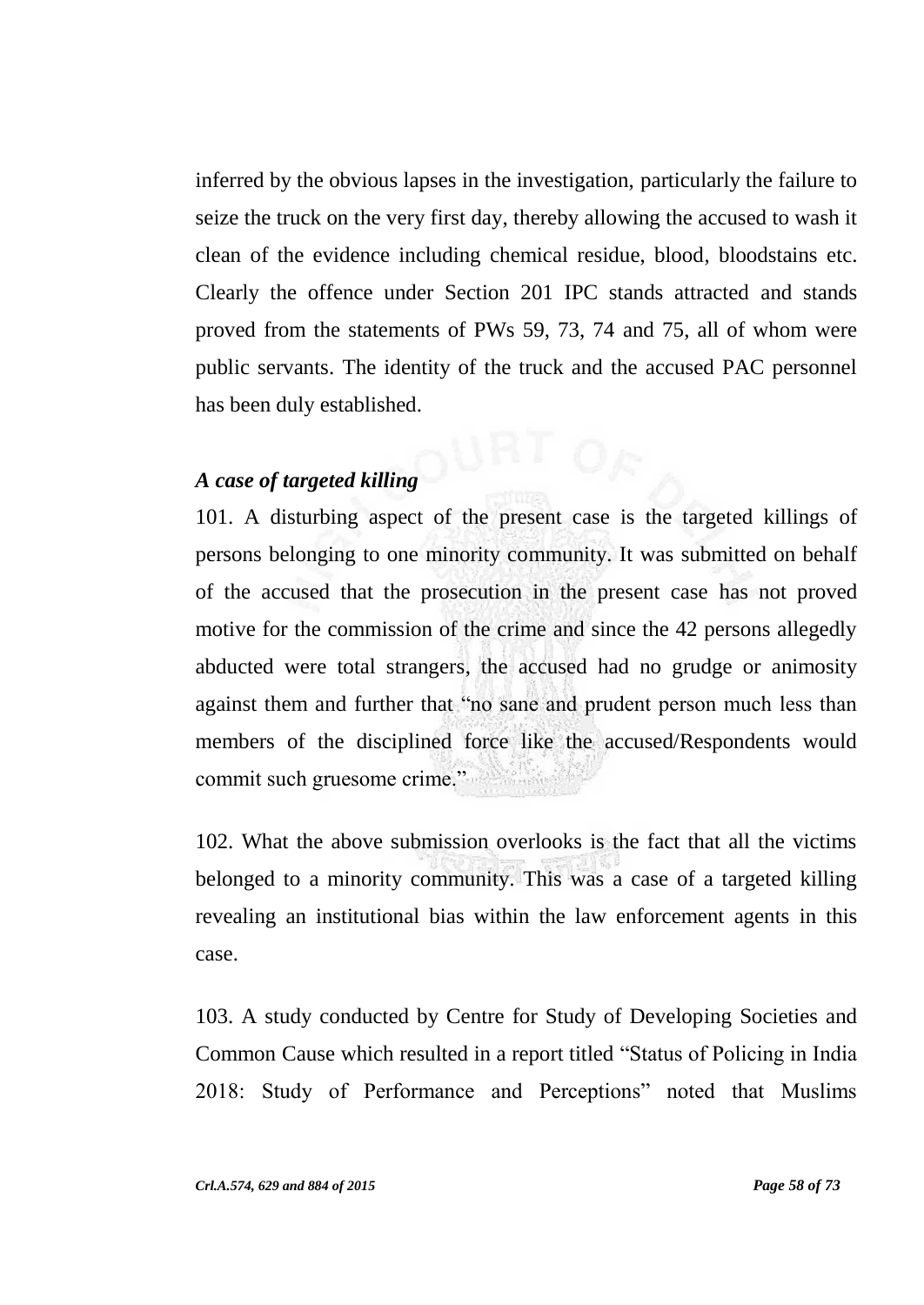inferred by the obvious lapses in the investigation, particularly the failure to seize the truck on the very first day, thereby allowing the accused to wash it clean of the evidence including chemical residue, blood, bloodstains etc. Clearly the offence under Section 201 IPC stands attracted and stands proved from the statements of PWs 59, 73, 74 and 75, all of whom were public servants. The identity of the truck and the accused PAC personnel has been duly established.

### *A case of targeted killing*

101. A disturbing aspect of the present case is the targeted killings of persons belonging to one minority community. It was submitted on behalf of the accused that the prosecution in the present case has not proved motive for the commission of the crime and since the 42 persons allegedly abducted were total strangers, the accused had no grudge or animosity against them and further that "no sane and prudent person much less than members of the disciplined force like the accused/Respondents would commit such gruesome crime."

102. What the above submission overlooks is the fact that all the victims belonged to a minority community. This was a case of a targeted killing revealing an institutional bias within the law enforcement agents in this case.

103. A study conducted by Centre for Study of Developing Societies and Common Cause which resulted in a report titled "Status of Policing in India 2018: Study of Performance and Perceptions" noted that Muslims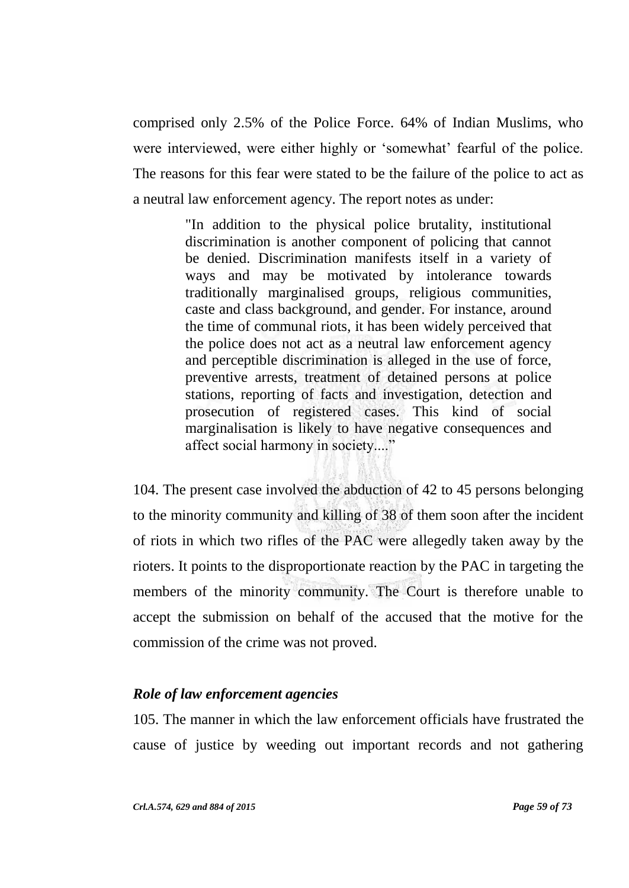comprised only 2.5% of the Police Force. 64% of Indian Muslims, who were interviewed, were either highly or 'somewhat' fearful of the police. The reasons for this fear were stated to be the failure of the police to act as a neutral law enforcement agency. The report notes as under:

> "In addition to the physical police brutality, institutional discrimination is another component of policing that cannot be denied. Discrimination manifests itself in a variety of ways and may be motivated by intolerance towards traditionally marginalised groups, religious communities, caste and class background, and gender. For instance, around the time of communal riots, it has been widely perceived that the police does not act as a neutral law enforcement agency and perceptible discrimination is alleged in the use of force, preventive arrests, treatment of detained persons at police stations, reporting of facts and investigation, detection and prosecution of registered cases. This kind of social marginalisation is likely to have negative consequences and affect social harmony in society...."

104. The present case involved the abduction of 42 to 45 persons belonging to the minority community and killing of 38 of them soon after the incident of riots in which two rifles of the PAC were allegedly taken away by the rioters. It points to the disproportionate reaction by the PAC in targeting the members of the minority community. The Court is therefore unable to accept the submission on behalf of the accused that the motive for the commission of the crime was not proved.

***Role of law enforcement agencies***

105. The manner in which the law enforcement officials have frustrated the cause of justice by weeding out important records and not gathering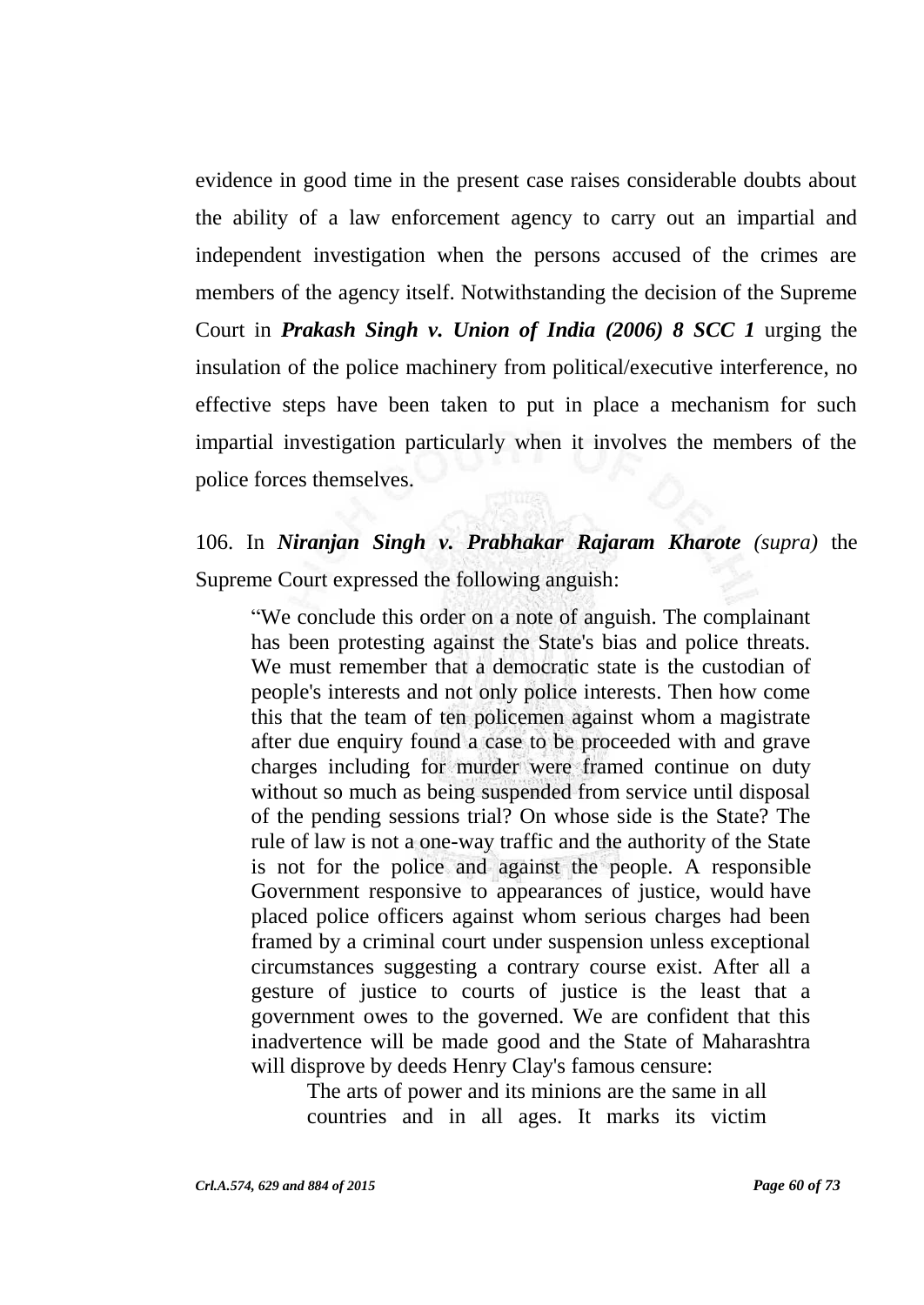evidence in good time in the present case raises considerable doubts about the ability of a law enforcement agency to carry out an impartial and independent investigation when the persons accused of the crimes are members of the agency itself. Notwithstanding the decision of the Supreme Court in ***Prakash Singh v. Union of India (2006) 8 SCC 1*** urging the insulation of the police machinery from political/executive interference, no effective steps have been taken to put in place a mechanism for such impartial investigation particularly when it involves the members of the police forces themselves.

106. In ***Niranjan Singh v. Prabhakar Rajaram Kharote*** *(supra)* the Supreme Court expressed the following anguish:

> "We conclude this order on a note of anguish. The complainant has been protesting against the State's bias and police threats. We must remember that a democratic state is the custodian of people's interests and not only police interests. Then how come this that the team of ten policemen against whom a magistrate after due enquiry found a case to be proceeded with and grave charges including for murder were framed continue on duty without so much as being suspended from service until disposal of the pending sessions trial? On whose side is the State? The rule of law is not a one-way traffic and the authority of the State is not for the police and against the people. A responsible Government responsive to appearances of justice, would have placed police officers against whom serious charges had been framed by a criminal court under suspension unless exceptional circumstances suggesting a contrary course exist. After all a gesture of justice to courts of justice is the least that a government owes to the governed. We are confident that this inadvertence will be made good and the State of Maharashtra will disprove by deeds Henry Clay's famous censure:
>
> > The arts of power and its minions are the same in all countries and in all ages. It marks its victim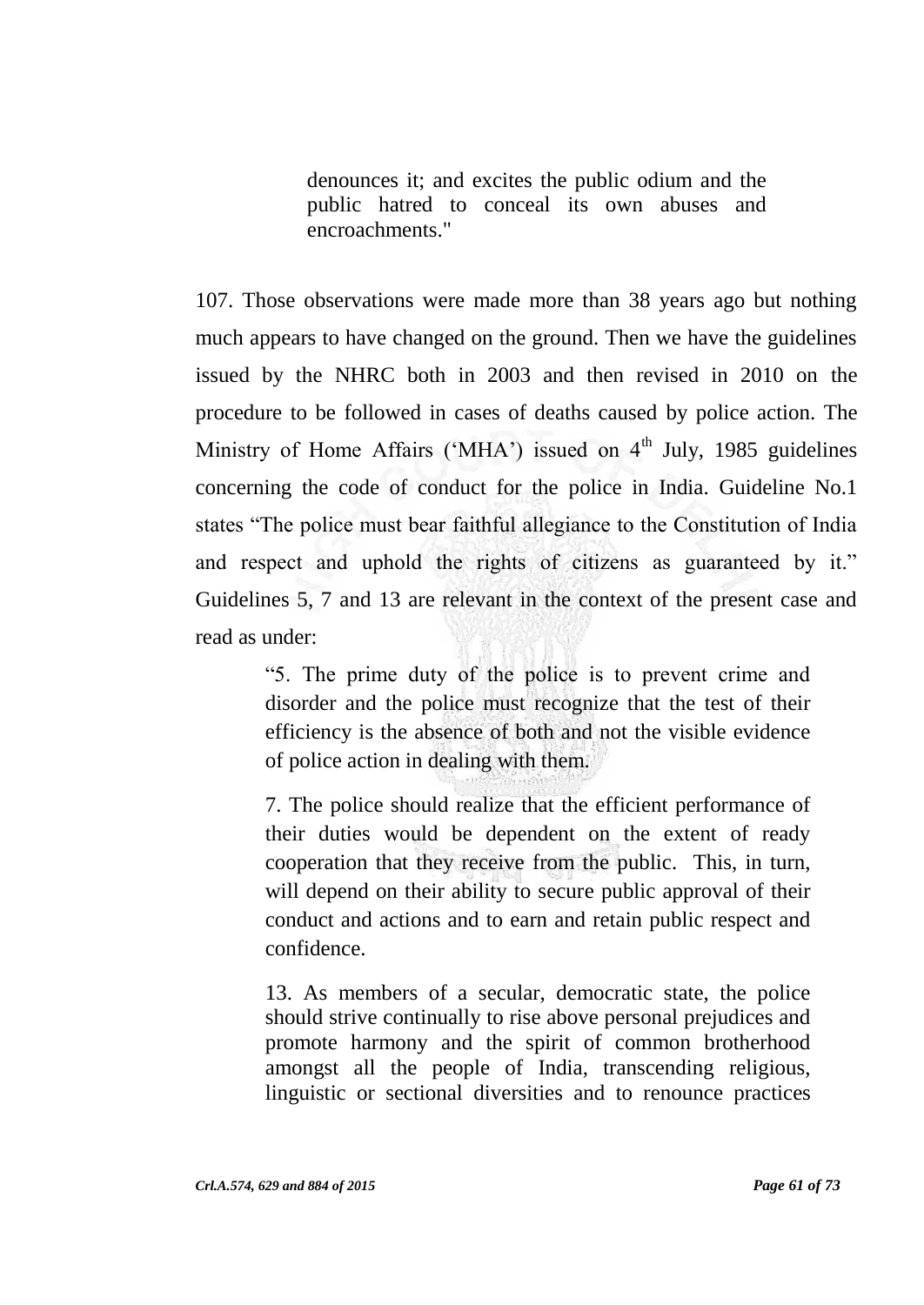> denounces it; and excites the public odium and the public hatred to conceal its own abuses and encroachments."

107. Those observations were made more than 38 years ago but nothing much appears to have changed on the ground. Then we have the guidelines issued by the NHRC both in 2003 and then revised in 2010 on the procedure to be followed in cases of deaths caused by police action. The Ministry of Home Affairs ('MHA') issued on 4th July, 1985 guidelines concerning the code of conduct for the police in India. Guideline No.1 states "The police must bear faithful allegiance to the Constitution of India and respect and uphold the rights of citizens as guaranteed by it." Guidelines 5, 7 and 13 are relevant in the context of the present case and read as under:

> "5. The prime duty of the police is to prevent crime and disorder and the police must recognize that the test of their efficiency is the absence of both and not the visible evidence of police action in dealing with them.
>
> 7. The police should realize that the efficient performance of their duties would be dependent on the extent of ready cooperation that they receive from the public. This, in turn, will depend on their ability to secure public approval of their conduct and actions and to earn and retain public respect and confidence.
>
> 13. As members of a secular, democratic state, the police should strive continually to rise above personal prejudices and promote harmony and the spirit of common brotherhood amongst all the people of India, transcending religious, linguistic or sectional diversities and to renounce practices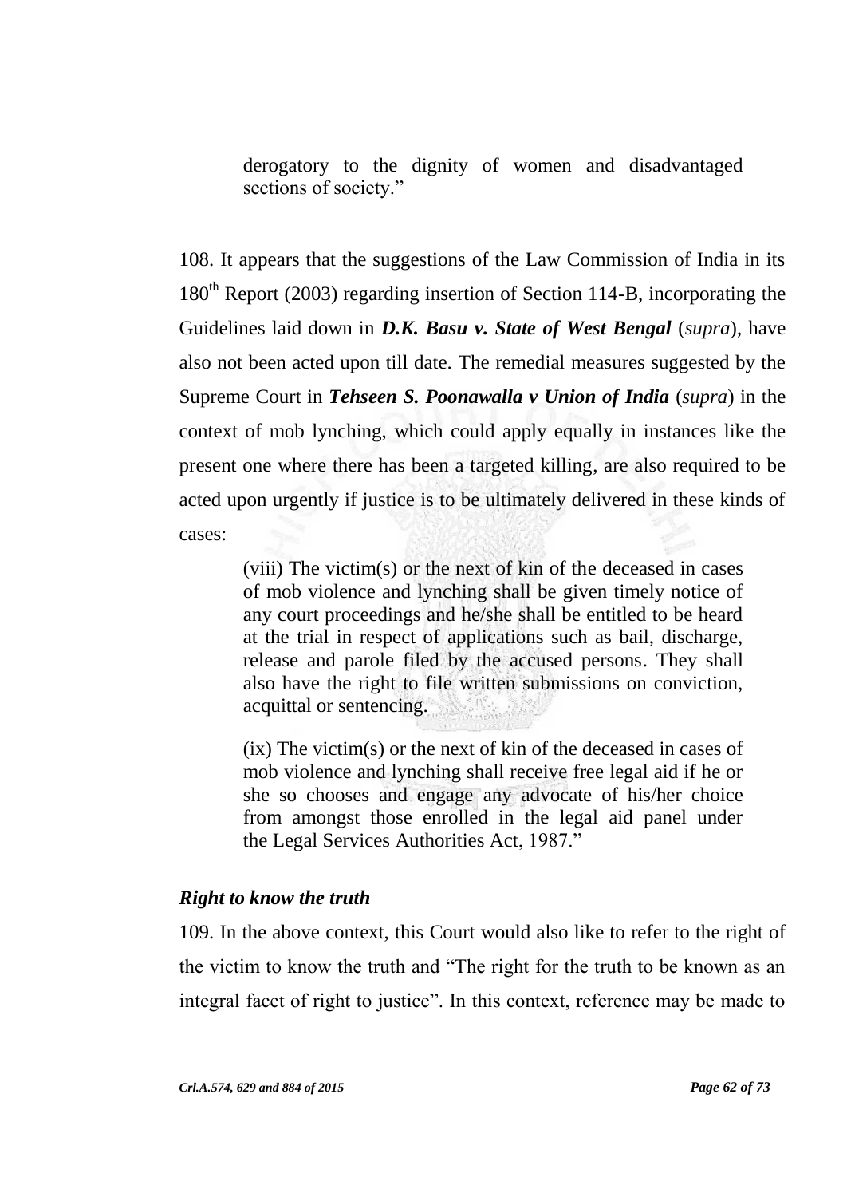> derogatory to the dignity of women and disadvantaged sections of society."

108. It appears that the suggestions of the Law Commission of India in its 180th Report (2003) regarding insertion of Section 114-B, incorporating the Guidelines laid down in ***D.K. Basu v. State of West Bengal*** (*supra*), have also not been acted upon till date. The remedial measures suggested by the Supreme Court in ***Tehseen S. Poonawalla v Union of India*** (*supra*) in the context of mob lynching, which could apply equally in instances like the present one where there has been a targeted killing, are also required to be acted upon urgently if justice is to be ultimately delivered in these kinds of cases:

> (viii) The victim(s) or the next of kin of the deceased in cases of mob violence and lynching shall be given timely notice of any court proceedings and he/she shall be entitled to be heard at the trial in respect of applications such as bail, discharge, release and parole filed by the accused persons. They shall also have the right to file written submissions on conviction, acquittal or sentencing.
>
> (ix) The victim(s) or the next of kin of the deceased in cases of mob violence and lynching shall receive free legal aid if he or she so chooses and engage any advocate of his/her choice from amongst those enrolled in the legal aid panel under the Legal Services Authorities Act, 1987."

### *Right to know the truth*

109. In the above context, this Court would also like to refer to the right of the victim to know the truth and "The right for the truth to be known as an integral facet of right to justice". In this context, reference may be made to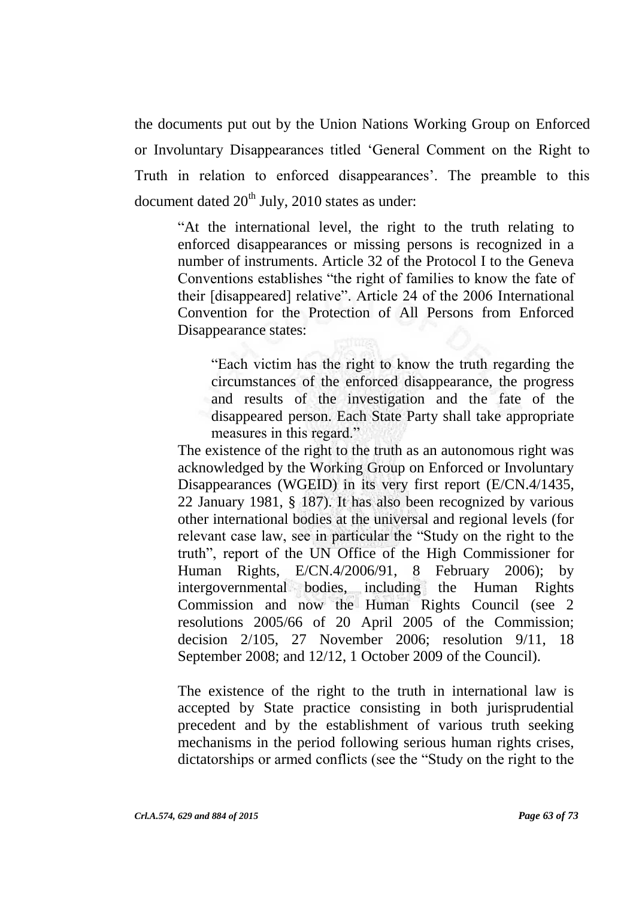the documents put out by the Union Nations Working Group on Enforced or Involuntary Disappearances titled 'General Comment on the Right to Truth in relation to enforced disappearances'. The preamble to this document dated 20th July, 2010 states as under:

> "At the international level, the right to the truth relating to enforced disappearances or missing persons is recognized in a number of instruments. Article 32 of the Protocol I to the Geneva Conventions establishes "the right of families to know the fate of their [disappeared] relative". Article 24 of the 2006 International Convention for the Protection of All Persons from Enforced Disappearance states:
>
> > "Each victim has the right to know the truth regarding the circumstances of the enforced disappearance, the progress and results of the investigation and the fate of the disappeared person. Each State Party shall take appropriate measures in this regard."
>
> The existence of the right to the truth as an autonomous right was acknowledged by the Working Group on Enforced or Involuntary Disappearances (WGEID) in its very first report (E/CN.4/1435, 22 January 1981, § 187). It has also been recognized by various other international bodies at the universal and regional levels (for relevant case law, see in particular the "Study on the right to the truth", report of the UN Office of the High Commissioner for Human Rights, E/CN.4/2006/91, 8 February 2006); by intergovernmental bodies, including the Human Rights Commission and now the Human Rights Council (see 2 resolutions 2005/66 of 20 April 2005 of the Commission; decision 2/105, 27 November 2006; resolution 9/11, 18 September 2008; and 12/12, 1 October 2009 of the Council).
>
> The existence of the right to the truth in international law is accepted by State practice consisting in both jurisprudential precedent and by the establishment of various truth seeking mechanisms in the period following serious human rights crises, dictatorships or armed conflicts (see the "Study on the right to the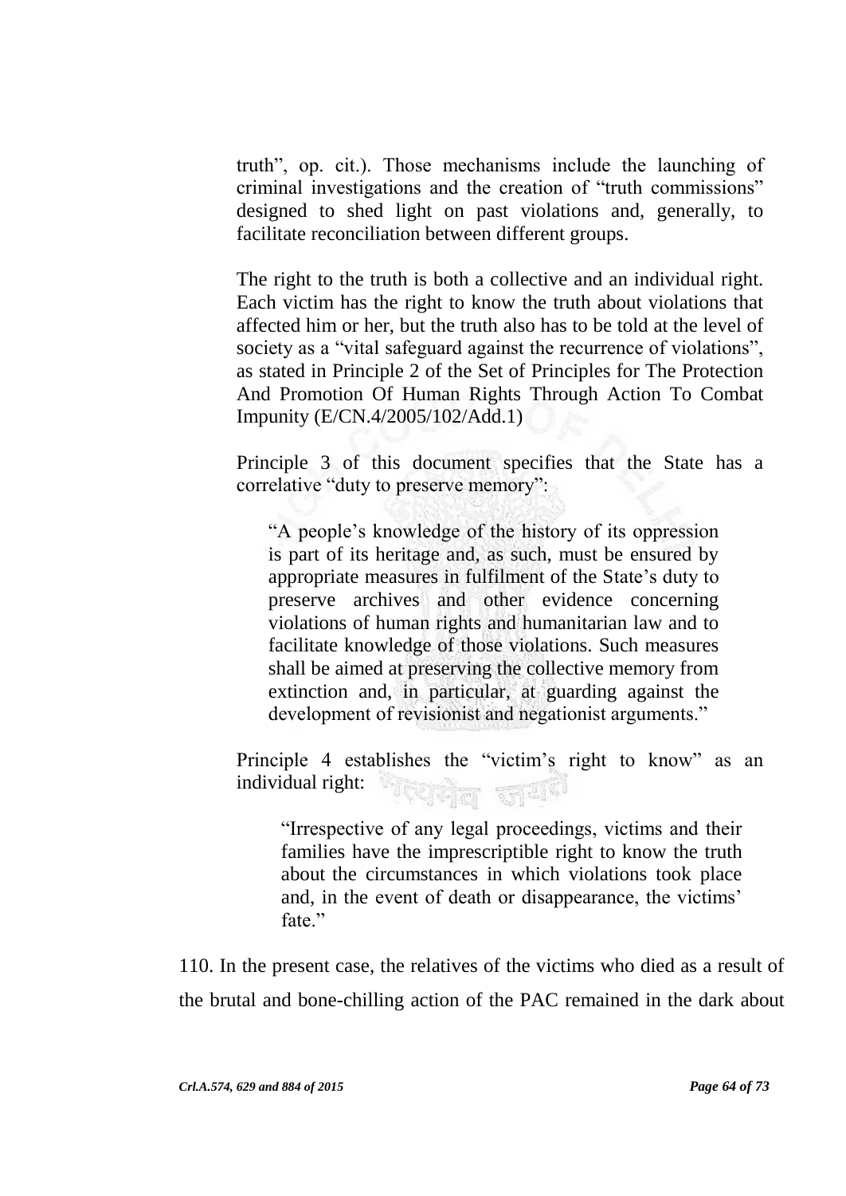truth", op. cit.). Those mechanisms include the launching of criminal investigations and the creation of "truth commissions" designed to shed light on past violations and, generally, to facilitate reconciliation between different groups.

The right to the truth is both a collective and an individual right. Each victim has the right to know the truth about violations that affected him or her, but the truth also has to be told at the level of society as a "vital safeguard against the recurrence of violations", as stated in Principle 2 of the Set of Principles for The Protection And Promotion Of Human Rights Through Action To Combat Impunity (E/CN.4/2005/102/Add.1)

Principle 3 of this document specifies that the State has a correlative "duty to preserve memory":

> "A people's knowledge of the history of its oppression is part of its heritage and, as such, must be ensured by appropriate measures in fulfilment of the State's duty to preserve archives and other evidence concerning violations of human rights and humanitarian law and to facilitate knowledge of those violations. Such measures shall be aimed at preserving the collective memory from extinction and, in particular, at guarding against the development of revisionist and negationist arguments."

Principle 4 establishes the "victim's right to know" as an individual right:

> "Irrespective of any legal proceedings, victims and their families have the imprescriptible right to know the truth about the circumstances in which violations took place and, in the event of death or disappearance, the victims' fate."

110. In the present case, the relatives of the victims who died as a result of the brutal and bone-chilling action of the PAC remained in the dark about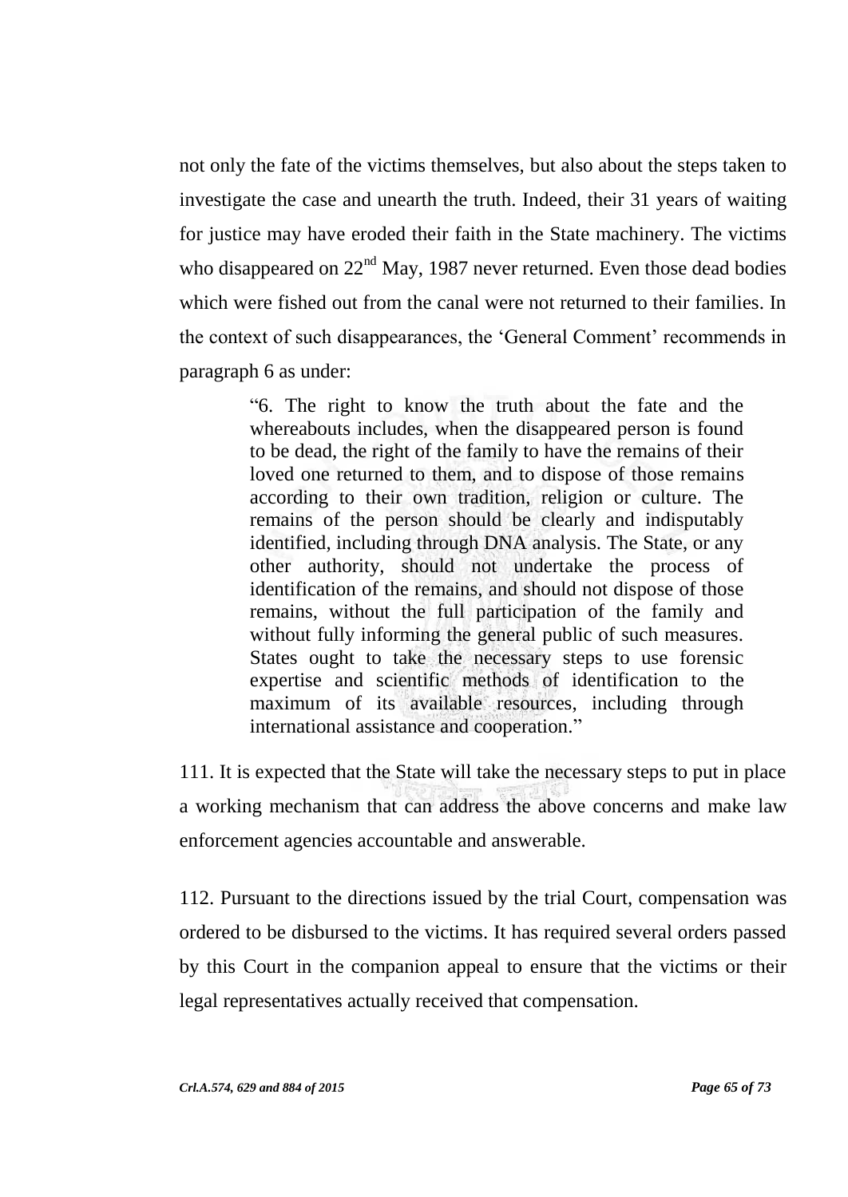not only the fate of the victims themselves, but also about the steps taken to investigate the case and unearth the truth. Indeed, their 31 years of waiting for justice may have eroded their faith in the State machinery. The victims who disappeared on 22nd May, 1987 never returned. Even those dead bodies which were fished out from the canal were not returned to their families. In the context of such disappearances, the 'General Comment' recommends in paragraph 6 as under:

> "6. The right to know the truth about the fate and the whereabouts includes, when the disappeared person is found to be dead, the right of the family to have the remains of their loved one returned to them, and to dispose of those remains according to their own tradition, religion or culture. The remains of the person should be clearly and indisputably identified, including through DNA analysis. The State, or any other authority, should not undertake the process of identification of the remains, and should not dispose of those remains, without the full participation of the family and without fully informing the general public of such measures. States ought to take the necessary steps to use forensic expertise and scientific methods of identification to the maximum of its available resources, including through international assistance and cooperation."

111. It is expected that the State will take the necessary steps to put in place a working mechanism that can address the above concerns and make law enforcement agencies accountable and answerable.

112. Pursuant to the directions issued by the trial Court, compensation was ordered to be disbursed to the victims. It has required several orders passed by this Court in the companion appeal to ensure that the victims or their legal representatives actually received that compensation.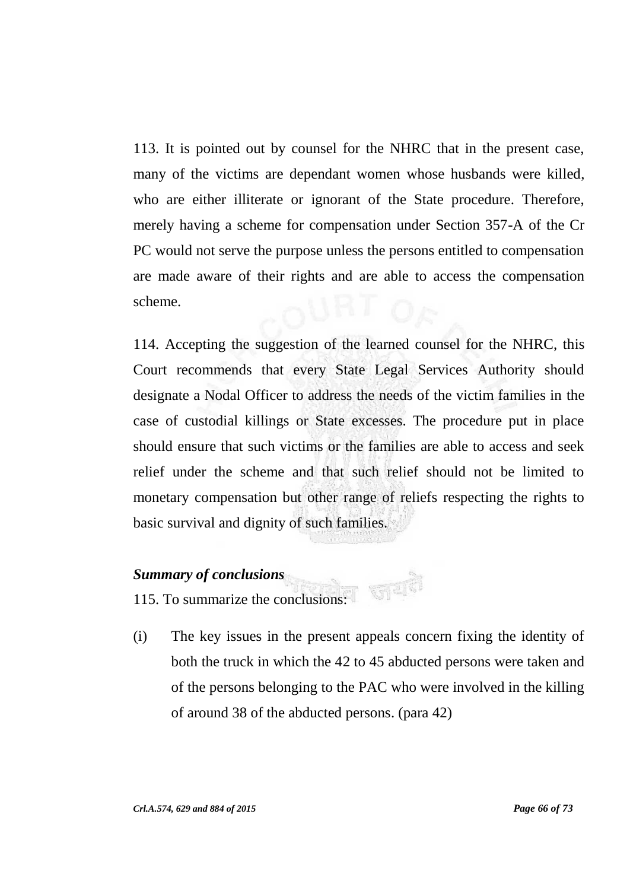113. It is pointed out by counsel for the NHRC that in the present case, many of the victims are dependant women whose husbands were killed, who are either illiterate or ignorant of the State procedure. Therefore, merely having a scheme for compensation under Section 357-A of the Cr PC would not serve the purpose unless the persons entitled to compensation are made aware of their rights and are able to access the compensation scheme.

114. Accepting the suggestion of the learned counsel for the NHRC, this Court recommends that every State Legal Services Authority should designate a Nodal Officer to address the needs of the victim families in the case of custodial killings or State excesses. The procedure put in place should ensure that such victims or the families are able to access and seek relief under the scheme and that such relief should not be limited to monetary compensation but other range of reliefs respecting the rights to basic survival and dignity of such families.

***Summary of conclusions***

115. To summarize the conclusions:

(i) The key issues in the present appeals concern fixing the identity of both the truck in which the 42 to 45 abducted persons were taken and of the persons belonging to the PAC who were involved in the killing of around 38 of the abducted persons. (para 42)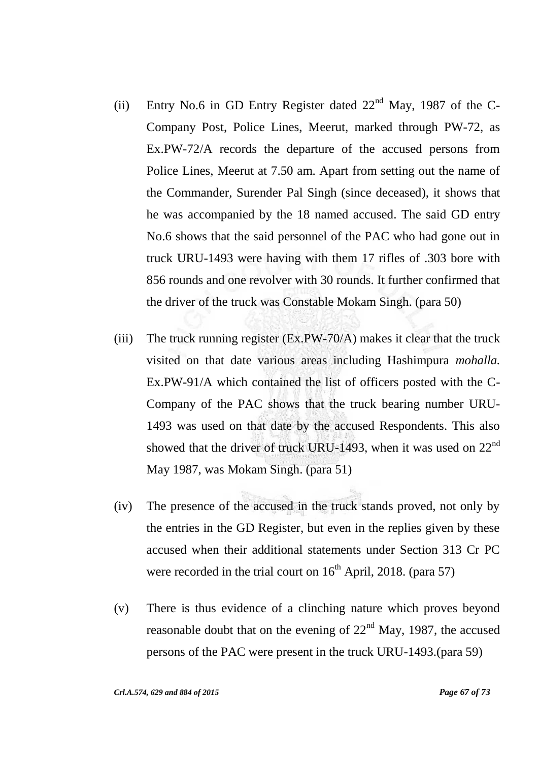(ii) Entry No.6 in GD Entry Register dated 22nd May, 1987 of the C-Company Post, Police Lines, Meerut, marked through PW-72, as Ex.PW-72/A records the departure of the accused persons from Police Lines, Meerut at 7.50 am. Apart from setting out the name of the Commander, Surender Pal Singh (since deceased), it shows that he was accompanied by the 18 named accused. The said GD entry No.6 shows that the said personnel of the PAC who had gone out in truck URU-1493 were having with them 17 rifles of .303 bore with 856 rounds and one revolver with 30 rounds. It further confirmed that the driver of the truck was Constable Mokam Singh. (para 50)

(iii) The truck running register (Ex.PW-70/A) makes it clear that the truck visited on that date various areas including Hashimpura *mohalla*. Ex.PW-91/A which contained the list of officers posted with the C-Company of the PAC shows that the truck bearing number URU-1493 was used on that date by the accused Respondents. This also showed that the driver of truck URU-1493, when it was used on 22nd May 1987, was Mokam Singh. (para 51)

(iv) The presence of the accused in the truck stands proved, not only by the entries in the GD Register, but even in the replies given by these accused when their additional statements under Section 313 Cr PC were recorded in the trial court on 16th April, 2018. (para 57)

(v) There is thus evidence of a clinching nature which proves beyond reasonable doubt that on the evening of 22nd May, 1987, the accused persons of the PAC were present in the truck URU-1493.(para 59)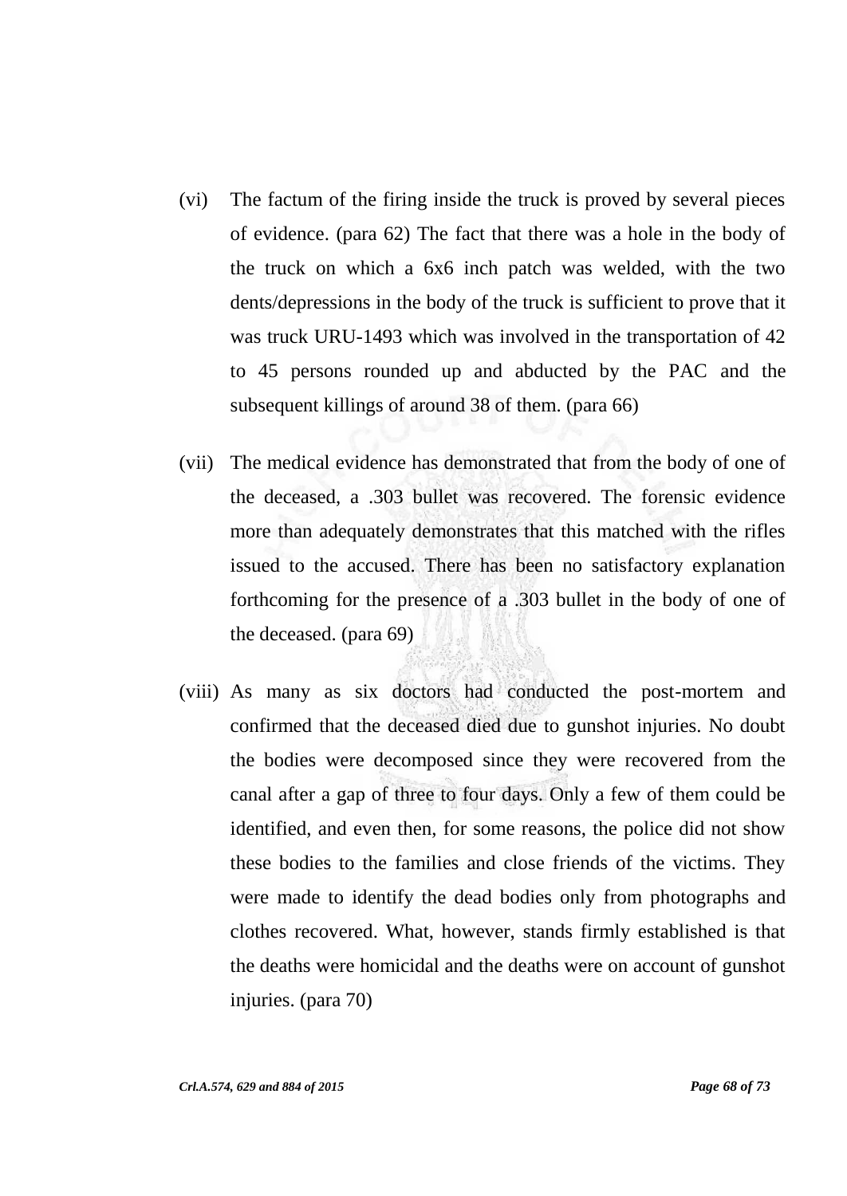(vi) The factum of the firing inside the truck is proved by several pieces of evidence. (para 62) The fact that there was a hole in the body of the truck on which a 6x6 inch patch was welded, with the two dents/depressions in the body of the truck is sufficient to prove that it was truck URU-1493 which was involved in the transportation of 42 to 45 persons rounded up and abducted by the PAC and the subsequent killings of around 38 of them. (para 66)

(vii) The medical evidence has demonstrated that from the body of one of the deceased, a .303 bullet was recovered. The forensic evidence more than adequately demonstrates that this matched with the rifles issued to the accused. There has been no satisfactory explanation forthcoming for the presence of a .303 bullet in the body of one of the deceased. (para 69)

(viii) As many as six doctors had conducted the post-mortem and confirmed that the deceased died due to gunshot injuries. No doubt the bodies were decomposed since they were recovered from the canal after a gap of three to four days. Only a few of them could be identified, and even then, for some reasons, the police did not show these bodies to the families and close friends of the victims. They were made to identify the dead bodies only from photographs and clothes recovered. What, however, stands firmly established is that the deaths were homicidal and the deaths were on account of gunshot injuries. (para 70)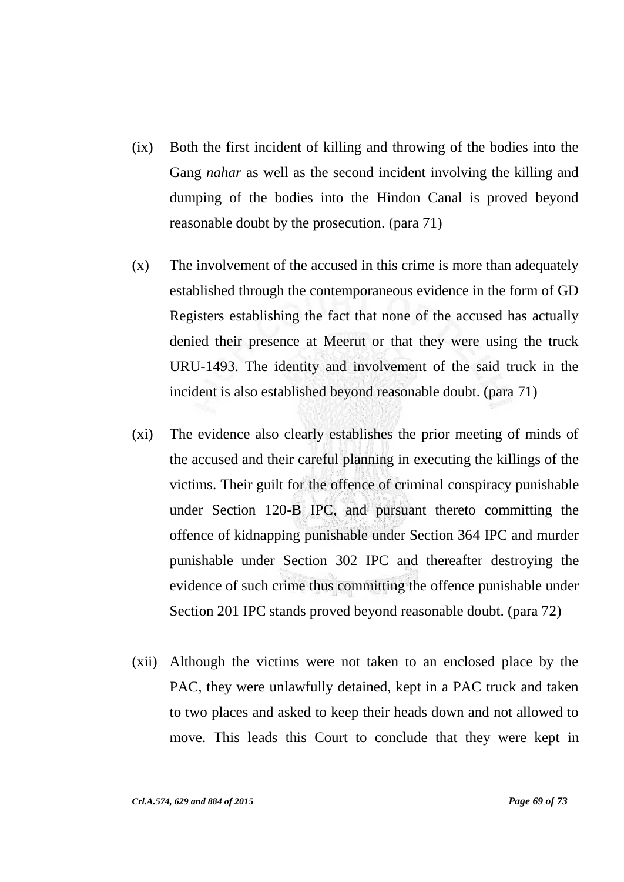(ix) Both the first incident of killing and throwing of the bodies into the Gang *nahar* as well as the second incident involving the killing and dumping of the bodies into the Hindon Canal is proved beyond reasonable doubt by the prosecution. (para 71)

(x) The involvement of the accused in this crime is more than adequately established through the contemporaneous evidence in the form of GD Registers establishing the fact that none of the accused has actually denied their presence at Meerut or that they were using the truck URU-1493. The identity and involvement of the said truck in the incident is also established beyond reasonable doubt. (para 71)

(xi) The evidence also clearly establishes the prior meeting of minds of the accused and their careful planning in executing the killings of the victims. Their guilt for the offence of criminal conspiracy punishable under Section 120-B IPC, and pursuant thereto committing the offence of kidnapping punishable under Section 364 IPC and murder punishable under Section 302 IPC and thereafter destroying the evidence of such crime thus committing the offence punishable under Section 201 IPC stands proved beyond reasonable doubt. (para 72)

(xii) Although the victims were not taken to an enclosed place by the PAC, they were unlawfully detained, kept in a PAC truck and taken to two places and asked to keep their heads down and not allowed to move. This leads this Court to conclude that they were kept in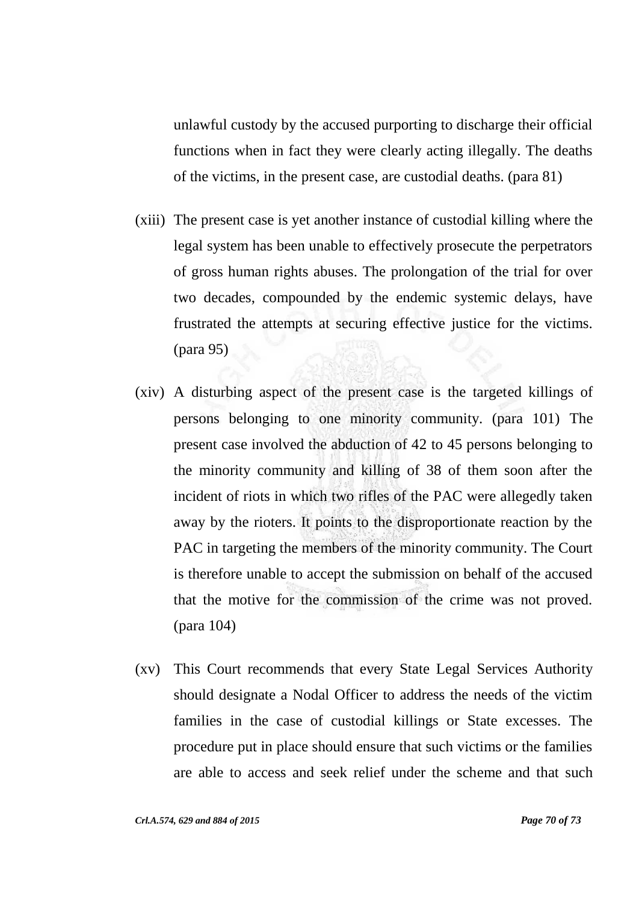unlawful custody by the accused purporting to discharge their official functions when in fact they were clearly acting illegally. The deaths of the victims, in the present case, are custodial deaths. (para 81)

(xiii) The present case is yet another instance of custodial killing where the legal system has been unable to effectively prosecute the perpetrators of gross human rights abuses. The prolongation of the trial for over two decades, compounded by the endemic systemic delays, have frustrated the attempts at securing effective justice for the victims. (para 95)

(xiv) A disturbing aspect of the present case is the targeted killings of persons belonging to one minority community. (para 101) The present case involved the abduction of 42 to 45 persons belonging to the minority community and killing of 38 of them soon after the incident of riots in which two rifles of the PAC were allegedly taken away by the rioters. It points to the disproportionate reaction by the PAC in targeting the members of the minority community. The Court is therefore unable to accept the submission on behalf of the accused that the motive for the commission of the crime was not proved. (para 104)

(xv) This Court recommends that every State Legal Services Authority should designate a Nodal Officer to address the needs of the victim families in the case of custodial killings or State excesses. The procedure put in place should ensure that such victims or the families are able to access and seek relief under the scheme and that such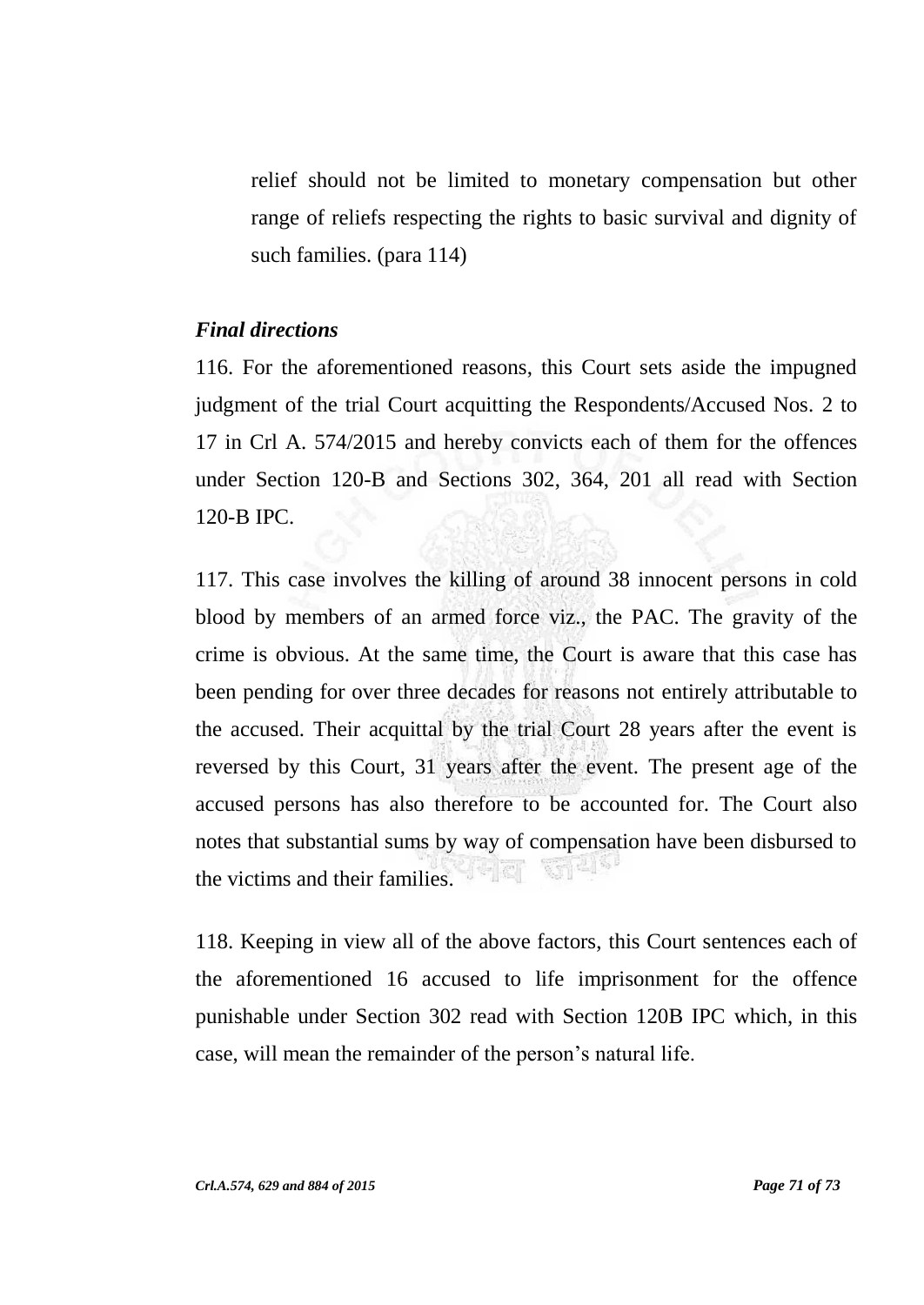relief should not be limited to monetary compensation but other range of reliefs respecting the rights to basic survival and dignity of such families. (para 114)

***Final directions***

116. For the aforementioned reasons, this Court sets aside the impugned judgment of the trial Court acquitting the Respondents/Accused Nos. 2 to 17 in Crl A. 574/2015 and hereby convicts each of them for the offences under Section 120-B and Sections 302, 364, 201 all read with Section 120-B IPC.

117. This case involves the killing of around 38 innocent persons in cold blood by members of an armed force viz., the PAC. The gravity of the crime is obvious. At the same time, the Court is aware that this case has been pending for over three decades for reasons not entirely attributable to the accused. Their acquittal by the trial Court 28 years after the event is reversed by this Court, 31 years after the event. The present age of the accused persons has also therefore to be accounted for. The Court also notes that substantial sums by way of compensation have been disbursed to the victims and their families.

118. Keeping in view all of the above factors, this Court sentences each of the aforementioned 16 accused to life imprisonment for the offence punishable under Section 302 read with Section 120B IPC which, in this case, will mean the remainder of the person's natural life.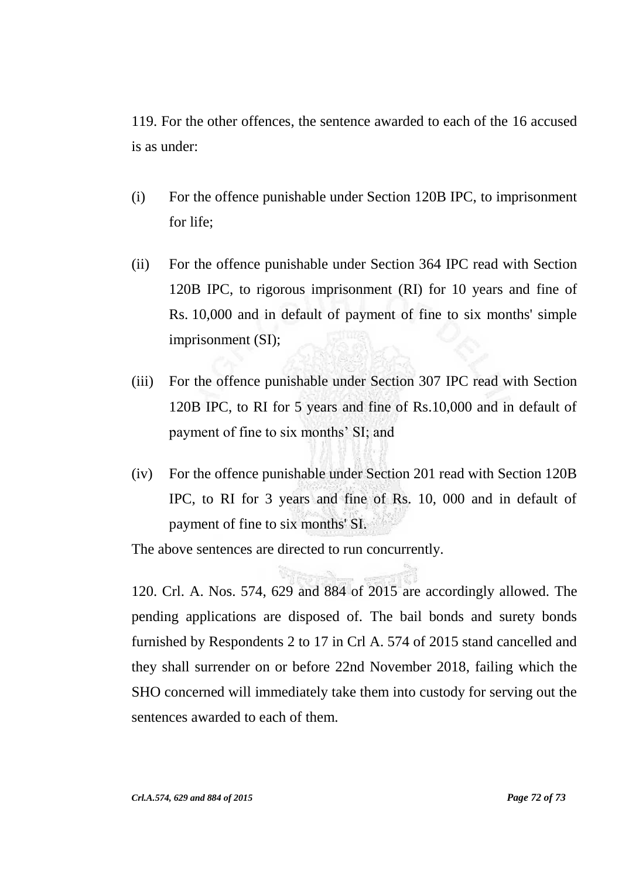119. For the other offences, the sentence awarded to each of the 16 accused is as under:

(i) For the offence punishable under Section 120B IPC, to imprisonment for life;

(ii) For the offence punishable under Section 364 IPC read with Section 120B IPC, to rigorous imprisonment (RI) for 10 years and fine of Rs. 10,000 and in default of payment of fine to six months' simple imprisonment (SI);

(iii) For the offence punishable under Section 307 IPC read with Section 120B IPC, to RI for 5 years and fine of Rs.10,000 and in default of payment of fine to six months' SI; and

(iv) For the offence punishable under Section 201 read with Section 120B IPC, to RI for 3 years and fine of Rs. 10, 000 and in default of payment of fine to six months' SI.

The above sentences are directed to run concurrently.

120. Crl. A. Nos. 574, 629 and 884 of 2015 are accordingly allowed. The pending applications are disposed of. The bail bonds and surety bonds furnished by Respondents 2 to 17 in Crl A. 574 of 2015 stand cancelled and they shall surrender on or before 22nd November 2018, failing which the SHO concerned will immediately take them into custody for serving out the sentences awarded to each of them.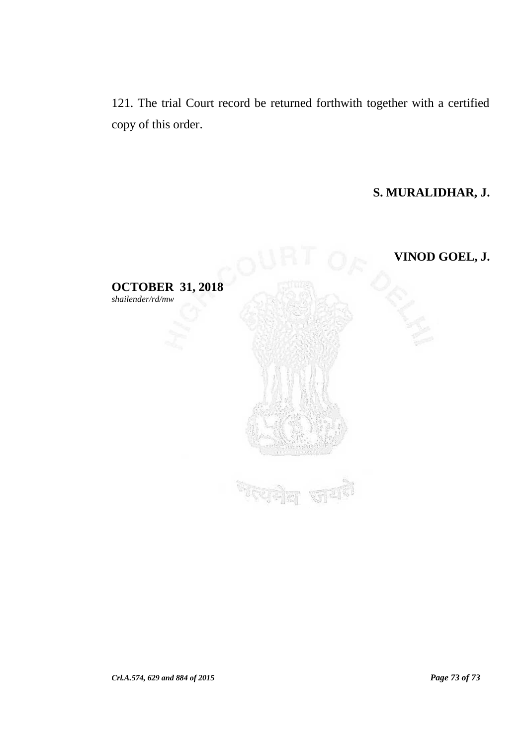121. The trial Court record be returned forthwith together with a certified copy of this order.

**S. MURALIDHAR, J.**

**VINOD GOEL, J.**

**OCTOBER 31, 2018**
*shailender/rd/mw*